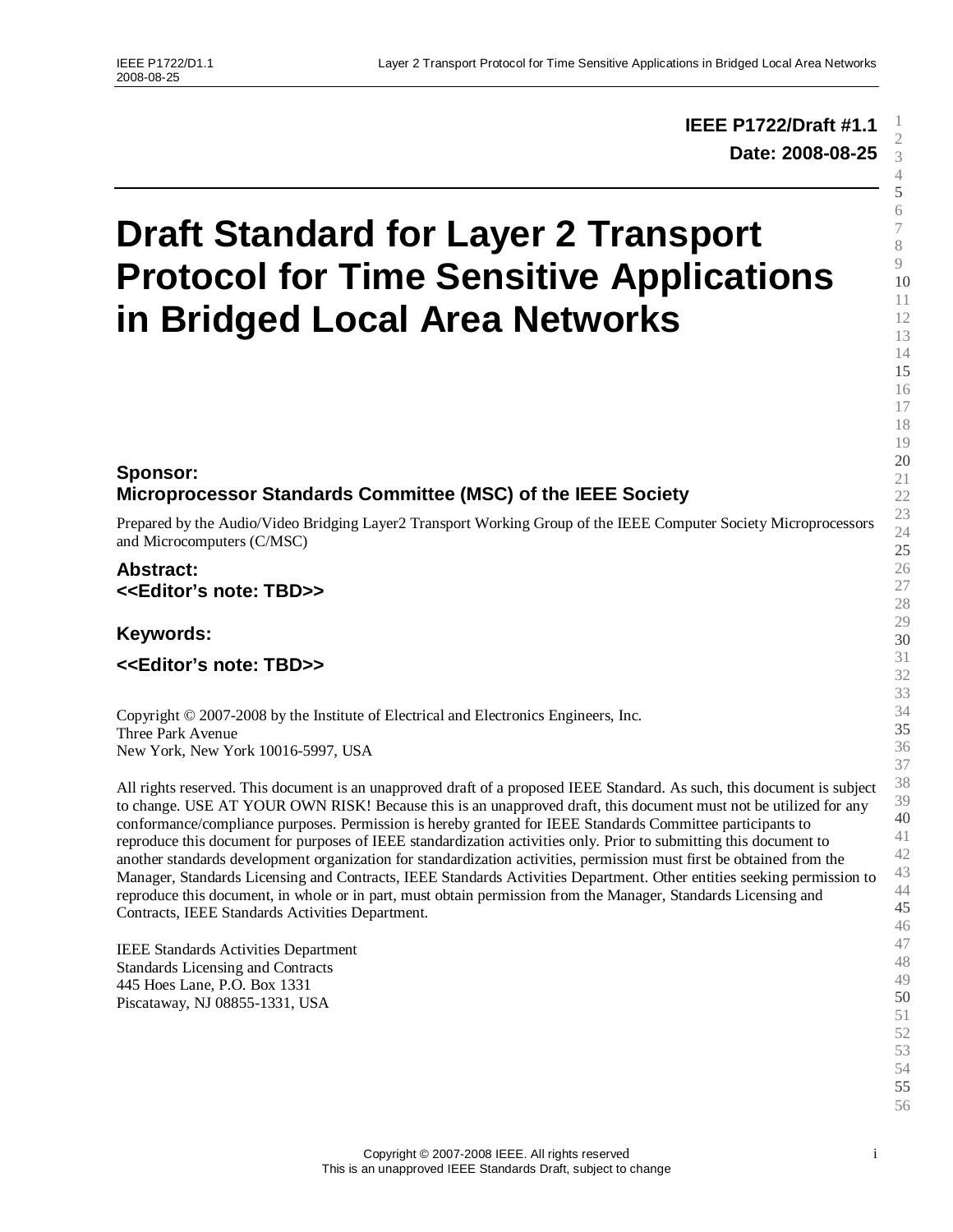**IEEE P1722/Draft #1.1**

**Date: 2008-08-25**

# Draft Standard for Layer 2 Transport Protocol for Time Sensitive Applications in Bridged Local Area Networks

### Sponsor:
### Microprocessor Standards Committee (MSC) of the IEEE Society

Prepared by the Audio/Video Bridging Layer2 Transport Working Group of the IEEE Computer Society Microprocessors and Microcomputers (C/MSC)

### Abstract:
### <<Editor's note: TBD>>

### Keywords:

### <<Editor's note: TBD>>

Copyright © 2007-2008 by the Institute of Electrical and Electronics Engineers, Inc.
Three Park Avenue
New York, New York 10016-5997, USA

All rights reserved. This document is an unapproved draft of a proposed IEEE Standard. As such, this document is subject to change. USE AT YOUR OWN RISK! Because this is an unapproved draft, this document must not be utilized for any conformance/compliance purposes. Permission is hereby granted for IEEE Standards Committee participants to reproduce this document for purposes of IEEE standardization activities only. Prior to submitting this document to another standards development organization for standardization activities, permission must first be obtained from the Manager, Standards Licensing and Contracts, IEEE Standards Activities Department. Other entities seeking permission to reproduce this document, in whole or in part, must obtain permission from the Manager, Standards Licensing and Contracts, IEEE Standards Activities Department.

IEEE Standards Activities Department
Standards Licensing and Contracts
445 Hoes Lane, P.O. Box 1331
Piscataway, NJ 08855-1331, USA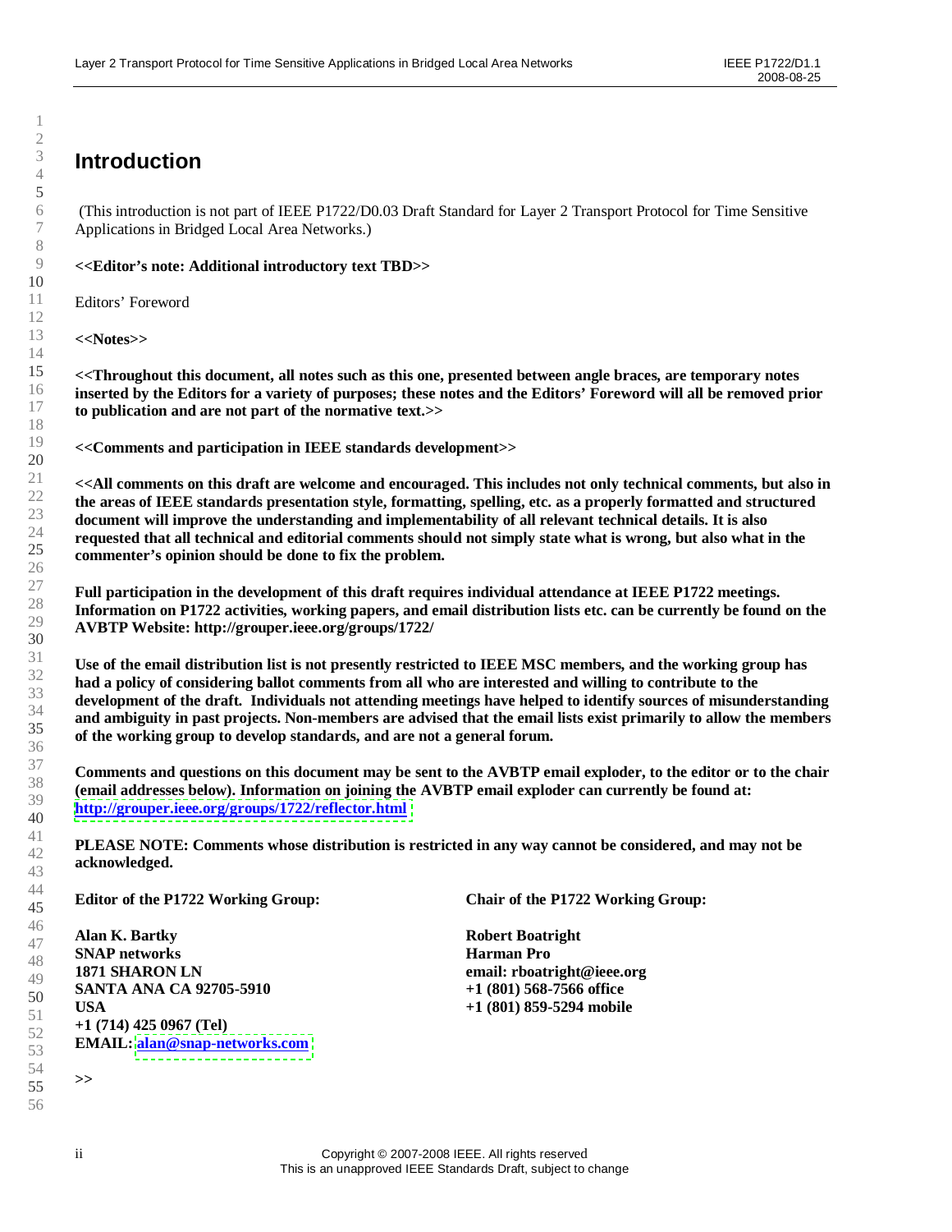# Introduction

(This introduction is not part of IEEE P1722/D0.03 Draft Standard for Layer 2 Transport Protocol for Time Sensitive Applications in Bridged Local Area Networks.)

**<<Editor's note: Additional introductory text TBD>>**

Editors' Foreword

**<<Notes>>**

**<<Throughout this document, all notes such as this one, presented between angle braces, are temporary notes inserted by the Editors for a variety of purposes; these notes and the Editors' Foreword will all be removed prior to publication and are not part of the normative text.>>**

**<<Comments and participation in IEEE standards development>>**

**<<All comments on this draft are welcome and encouraged. This includes not only technical comments, but also in the areas of IEEE standards presentation style, formatting, spelling, etc. as a properly formatted and structured document will improve the understanding and implementability of all relevant technical details. It is also requested that all technical and editorial comments should not simply state what is wrong, but also what in the commenter's opinion should be done to fix the problem.**

**Full participation in the development of this draft requires individual attendance at IEEE P1722 meetings. Information on P1722 activities, working papers, and email distribution lists etc. can be currently be found on the AVBTP Website: http://grouper.ieee.org/groups/1722/**

**Use of the email distribution list is not presently restricted to IEEE MSC members, and the working group has had a policy of considering ballot comments from all who are interested and willing to contribute to the development of the draft. Individuals not attending meetings have helped to identify sources of misunderstanding and ambiguity in past projects. Non-members are advised that the email lists exist primarily to allow the members of the working group to develop standards, and are not a general forum.**

**Comments and questions on this document may be sent to the AVBTP email exploder, to the editor or to the chair (email addresses below). Information on joining the AVBTP email exploder can currently be found at: http://grouper.ieee.org/groups/1722/reflector.html**

**PLEASE NOTE: Comments whose distribution is restricted in any way cannot be considered, and may not be acknowledged.**

**Editor of the P1722 Working Group:**

**Alan K. Bartky**
**SNAP networks**
**1871 SHARON LN**
**SANTA ANA CA 92705-5910**
**USA**
**+1 (714) 425 0967 (Tel)**
**EMAIL: alan@snap-networks.com**

**Chair of the P1722 Working Group:**

**Robert Boatright**
**Harman Pro**
**email: rboatright@ieee.org**
**+1 (801) 568-7566 office**
**+1 (801) 859-5294 mobile**

**>>**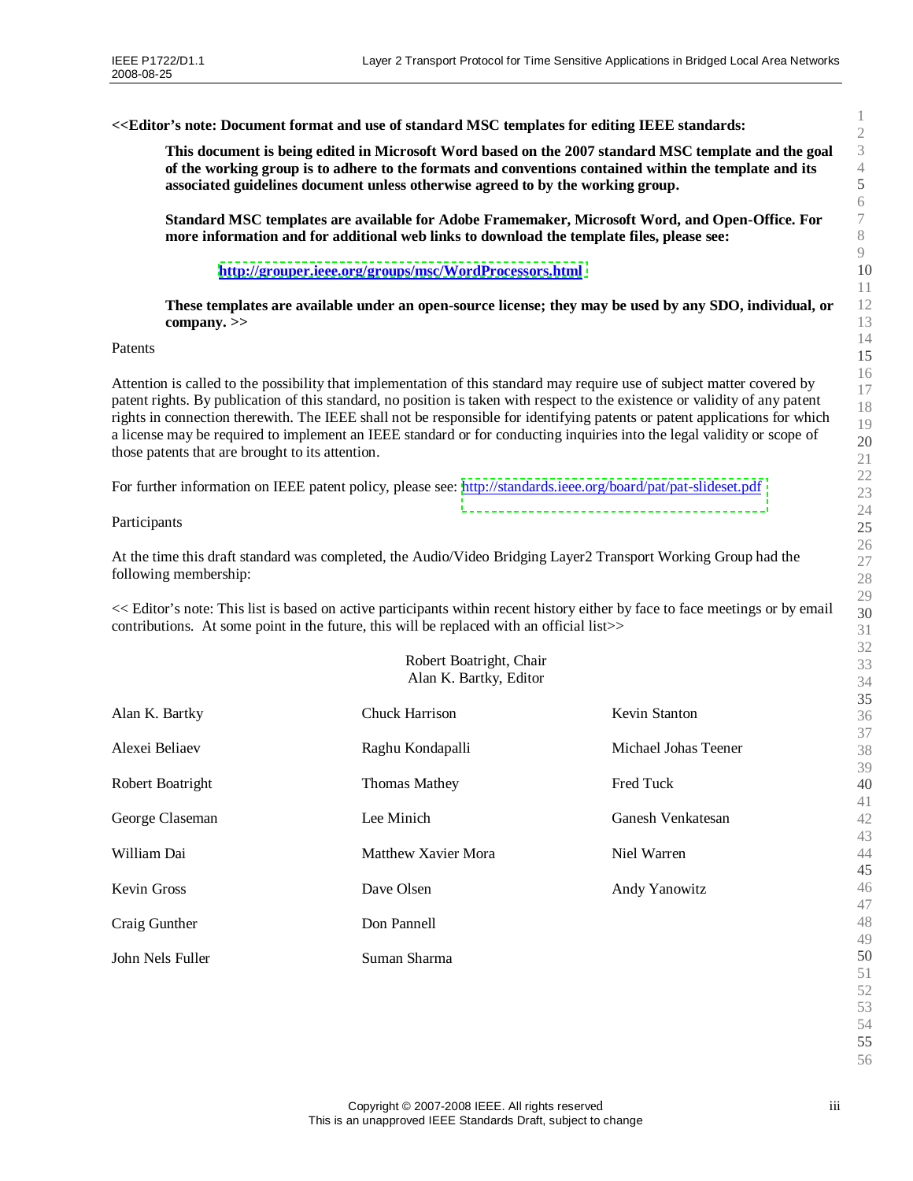**<<Editor's note: Document format and use of standard MSC templates for editing IEEE standards:**

> **This document is being edited in Microsoft Word based on the 2007 standard MSC template and the goal of the working group is to adhere to the formats and conventions contained within the template and its associated guidelines document unless otherwise agreed to by the working group.**
>
> **Standard MSC templates are available for Adobe Framemaker, Microsoft Word, and Open-Office. For more information and for additional web links to download the template files, please see:**
>
> **http://grouper.ieee.org/groups/msc/WordProcessors.html**
>
> **These templates are available under an open-source license; they may be used by any SDO, individual, or company. >>**

Patents

Attention is called to the possibility that implementation of this standard may require use of subject matter covered by patent rights. By publication of this standard, no position is taken with respect to the existence or validity of any patent rights in connection therewith. The IEEE shall not be responsible for identifying patents or patent applications for which a license may be required to implement an IEEE standard or for conducting inquiries into the legal validity or scope of those patents that are brought to its attention.

For further information on IEEE patent policy, please see: http://standards.ieee.org/board/pat/pat-slideset.pdf

Participants

At the time this draft standard was completed, the Audio/Video Bridging Layer2 Transport Working Group had the following membership:

<< Editor's note: This list is based on active participants within recent history either by face to face meetings or by email contributions. At some point in the future, this will be replaced with an official list>>

Robert Boatright, Chair
Alan K. Bartky, Editor

Alan K. Bartky
Alexei Beliaev
Robert Boatright
George Claseman
William Dai
Kevin Gross
Craig Gunther
John Nels Fuller
Chuck Harrison
Raghu Kondapalli
Thomas Mathey
Lee Minich
Matthew Xavier Mora
Dave Olsen
Don Pannell
Suman Sharma
Kevin Stanton
Michael Johas Teener
Fred Tuck
Ganesh Venkatesan
Niel Warren
Andy Yanowitz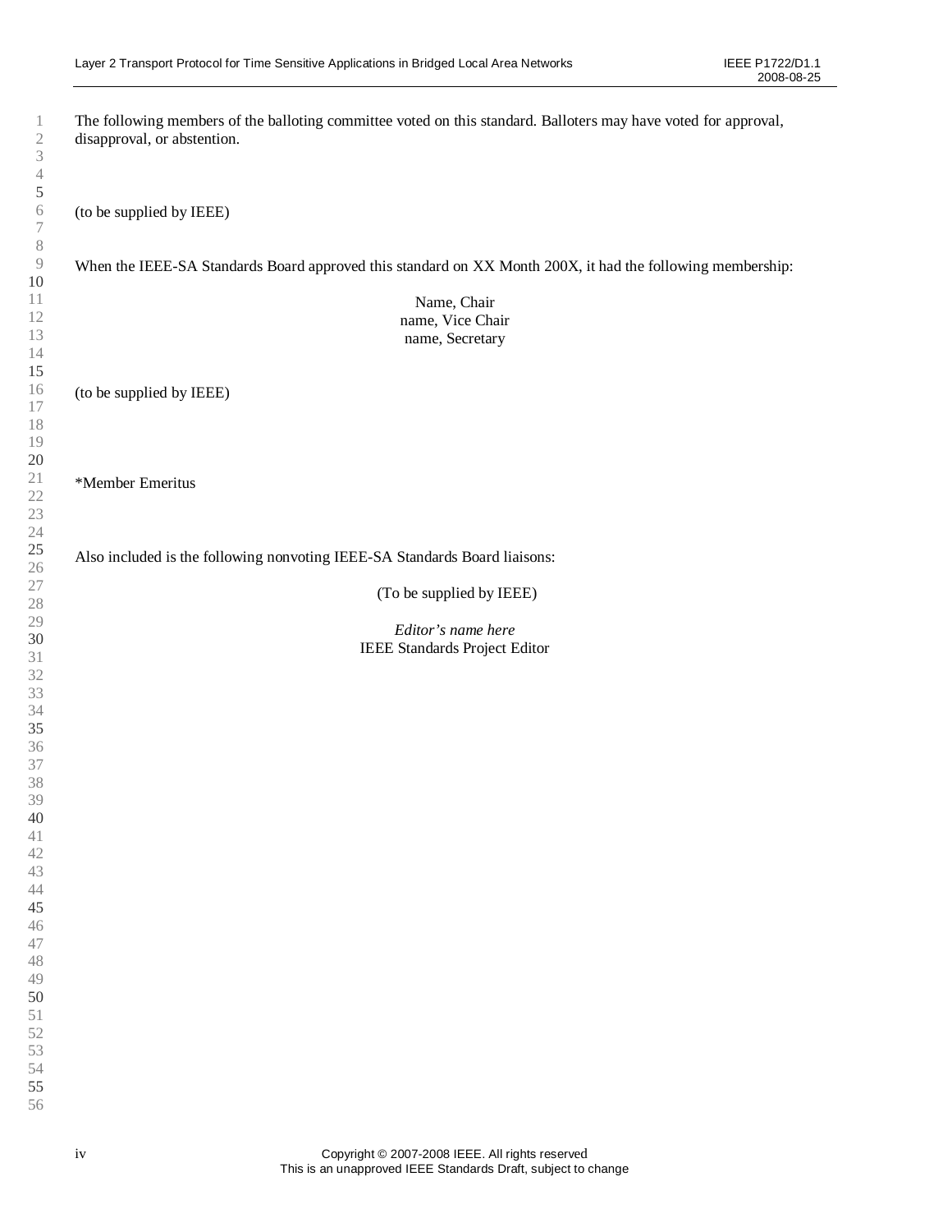The following members of the balloting committee voted on this standard. Balloters may have voted for approval, disapproval, or abstention.

(to be supplied by IEEE)

When the IEEE-SA Standards Board approved this standard on XX Month 200X, it had the following membership:

Name, Chair
name, Vice Chair
name, Secretary

(to be supplied by IEEE)

*Member Emeritus

Also included is the following nonvoting IEEE-SA Standards Board liaisons:

(To be supplied by IEEE)

*Editor's name here*
IEEE Standards Project Editor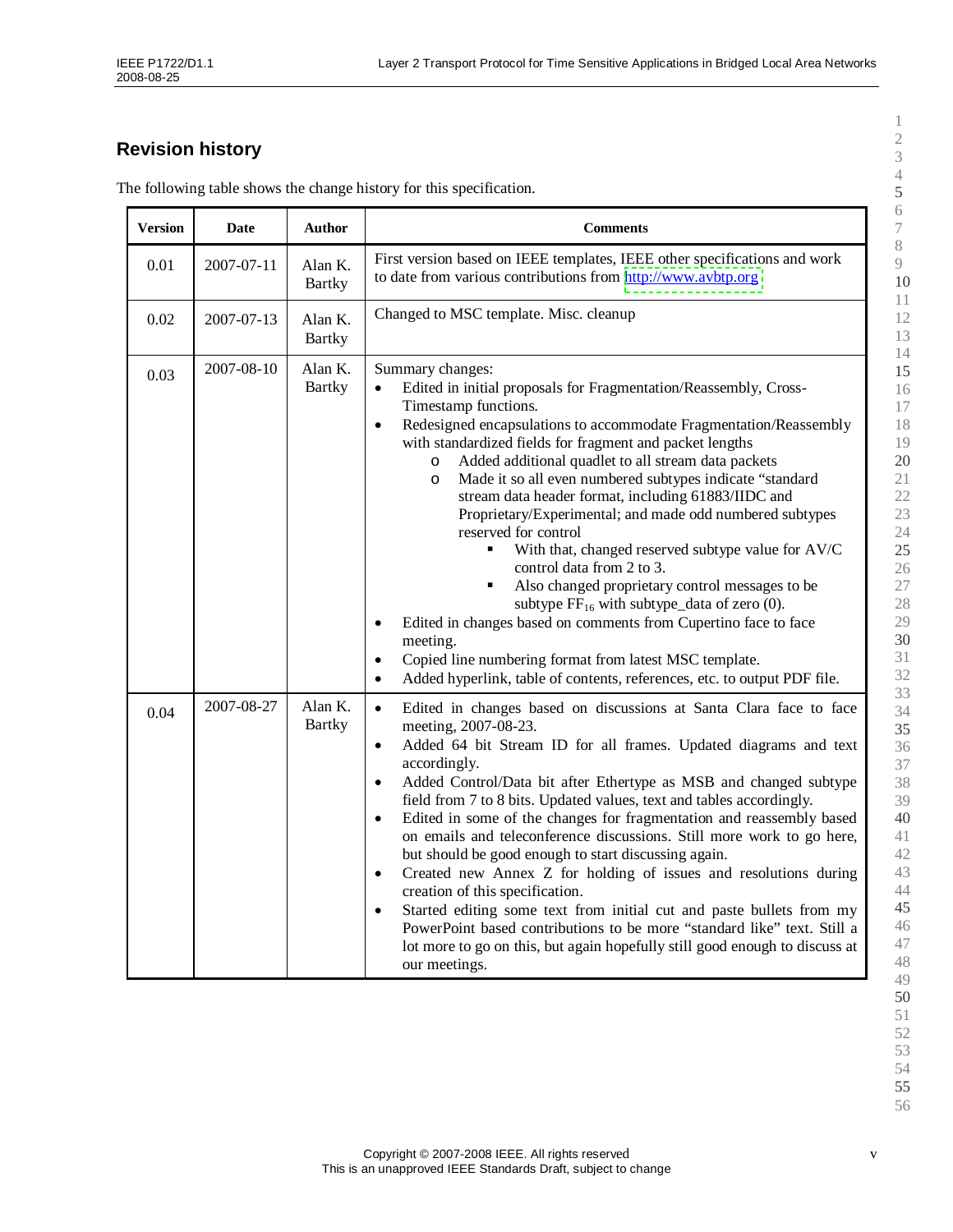## Revision history

The following table shows the change history for this specification.

| Version | Date | Author | Comments |
|---|---|---|---|
| 0.01 | 2007-07-11 | Alan K. Bartky | First version based on IEEE templates, IEEE other specifications and work to date from various contributions from http://www.avbtp.org |
| 0.02 | 2007-07-13 | Alan K. Bartky | Changed to MSC template. Misc. cleanup |
| 0.03 | 2007-08-10 | Alan K. Bartky | Summary changes:<br>• Edited in initial proposals for Fragmentation/Reassembly, Cross-Timestamp functions.<br>• Redesigned encapsulations to accommodate Fragmentation/Reassembly with standardized fields for fragment and packet lengths<br>&nbsp;&nbsp;&nbsp;&nbsp;o Added additional quadlet to all stream data packets<br>&nbsp;&nbsp;&nbsp;&nbsp;o Made it so all even numbered subtypes indicate "standard stream data header format, including 61883/IIDC and Proprietary/Experimental; and made odd numbered subtypes reserved for control<br>&nbsp;&nbsp;&nbsp;&nbsp;&nbsp;&nbsp;&nbsp;&nbsp;▪ With that, changed reserved subtype value for AV/C control data from 2 to 3.<br>&nbsp;&nbsp;&nbsp;&nbsp;&nbsp;&nbsp;&nbsp;&nbsp;▪ Also changed proprietary control messages to be subtype $FF_{16}$ with subtype_data of zero (0).<br>• Edited in changes based on comments from Cupertino face to face meeting.<br>• Copied line numbering format from latest MSC template.<br>• Added hyperlink, table of contents, references, etc. to output PDF file. |
| 0.04 | 2007-08-27 | Alan K. Bartky | • Edited in changes based on discussions at Santa Clara face to face meeting, 2007-08-23.<br>• Added 64 bit Stream ID for all frames. Updated diagrams and text accordingly.<br>• Added Control/Data bit after Ethertype as MSB and changed subtype field from 7 to 8 bits. Updated values, text and tables accordingly.<br>• Edited in some of the changes for fragmentation and reassembly based on emails and teleconference discussions. Still more work to go here, but should be good enough to start discussing again.<br>• Created new Annex Z for holding of issues and resolutions during creation of this specification.<br>• Started editing some text from initial cut and paste bullets from my PowerPoint based contributions to be more "standard like" text. Still a lot more to go on this, but again hopefully still good enough to discuss at our meetings. |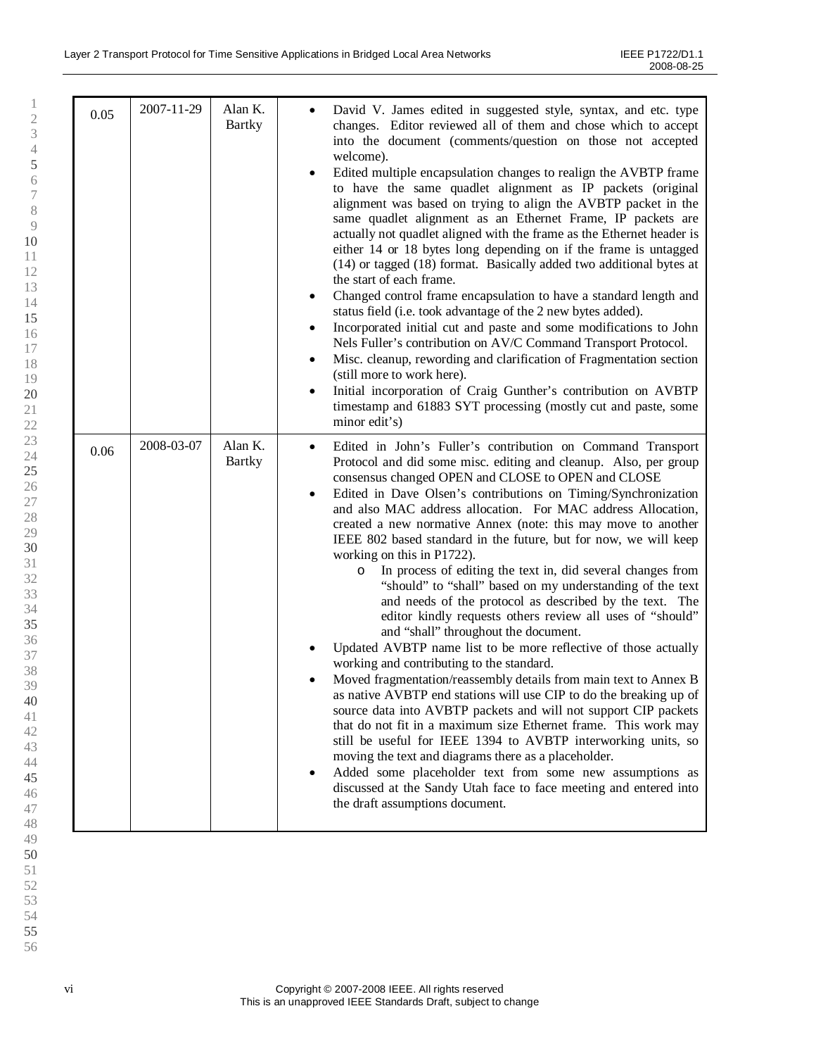| 0.05 | 2007-11-29 | Alan K. Bartky | • David V. James edited in suggested style, syntax, and etc. type changes. Editor reviewed all of them and chose which to accept into the document (comments/question on those not accepted welcome).<br>• Edited multiple encapsulation changes to realign the AVBTP frame to have the same quadlet alignment as IP packets (original alignment was based on trying to align the AVBTP packet in the same quadlet alignment as an Ethernet Frame, IP packets are actually not quadlet aligned with the frame as the Ethernet header is either 14 or 18 bytes long depending on if the frame is untagged (14) or tagged (18) format. Basically added two additional bytes at the start of each frame.<br>• Changed control frame encapsulation to have a standard length and status field (i.e. took advantage of the 2 new bytes added).<br>• Incorporated initial cut and paste and some modifications to John Nels Fuller's contribution on AV/C Command Transport Protocol.<br>• Misc. cleanup, rewording and clarification of Fragmentation section (still more to work here).<br>• Initial incorporation of Craig Gunther's contribution on AVBTP timestamp and 61883 SYT processing (mostly cut and paste, some minor edit's) |
|---|---|---|---|
| 0.06 | 2008-03-07 | Alan K. Bartky | • Edited in John's Fuller's contribution on Command Transport Protocol and did some misc. editing and cleanup. Also, per group consensus changed OPEN and CLOSE to OPEN and CLOSE<br>• Edited in Dave Olsen's contributions on Timing/Synchronization and also MAC address allocation. For MAC address Allocation, created a new normative Annex (note: this may move to another IEEE 802 based standard in the future, but for now, we will keep working on this in P1722).<br>&nbsp;&nbsp;&nbsp;&nbsp;o In process of editing the text in, did several changes from "should" to "shall" based on my understanding of the text and needs of the protocol as described by the text. The editor kindly requests others review all uses of "should" and "shall" throughout the document.<br>• Updated AVBTP name list to be more reflective of those actually working and contributing to the standard.<br>• Moved fragmentation/reassembly details from main text to Annex B as native AVBTP end stations will use CIP to do the breaking up of source data into AVBTP packets and will not support CIP packets that do not fit in a maximum size Ethernet frame. This work may still be useful for IEEE 1394 to AVBTP interworking units, so moving the text and diagrams there as a placeholder.<br>• Added some placeholder text from some new assumptions as discussed at the Sandy Utah face to face meeting and entered into the draft assumptions document. |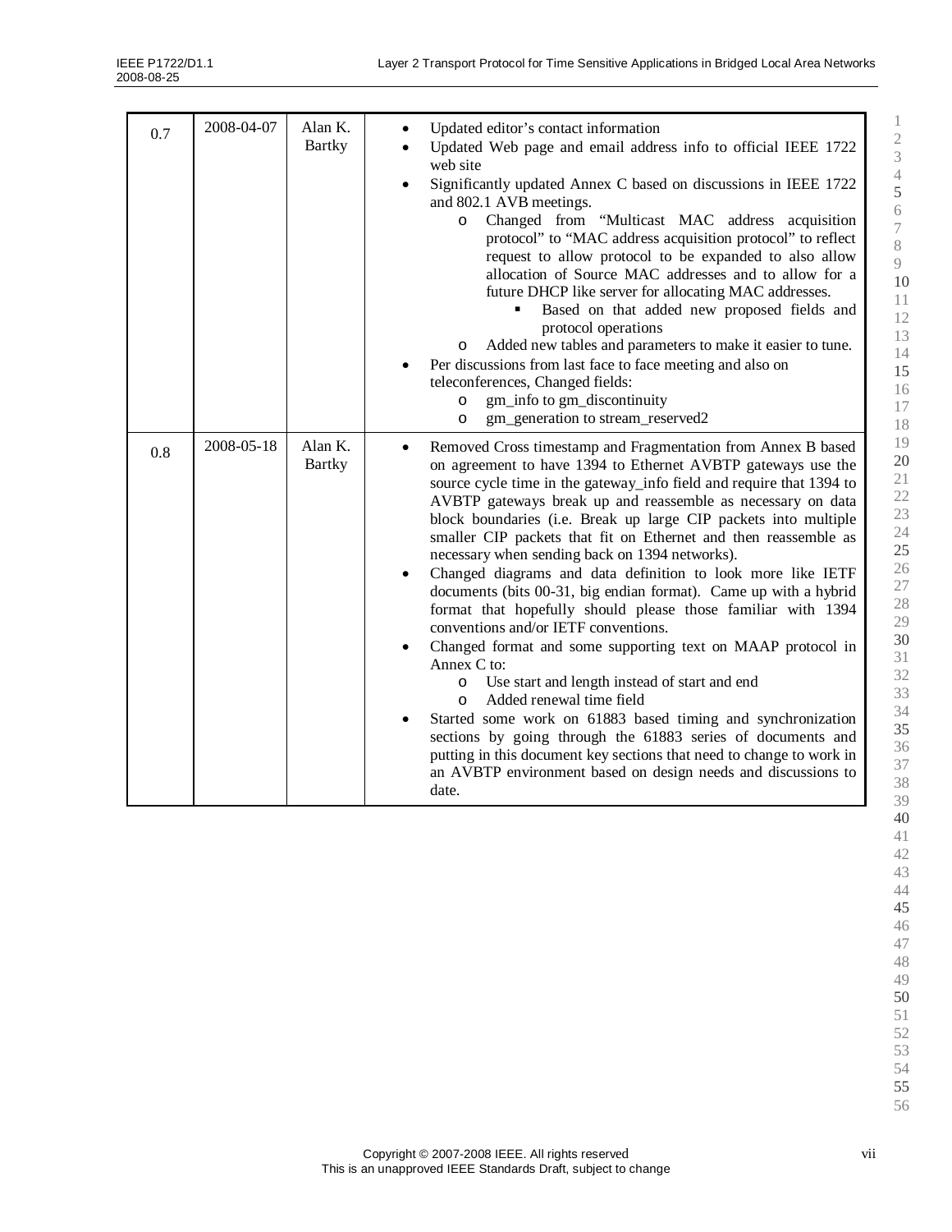| 0.7 | 2008-04-07 | Alan K. Bartky | • Updated editor's contact information<br>• Updated Web page and email address info to official IEEE 1722 web site<br>• Significantly updated Annex C based on discussions in IEEE 1722 and 802.1 AVB meetings.<br>&nbsp;&nbsp;&nbsp;&nbsp;o Changed from "Multicast MAC address acquisition protocol" to "MAC address acquisition protocol" to reflect request to allow protocol to be expanded to also allow allocation of Source MAC addresses and to allow for a future DHCP like server for allocating MAC addresses.<br>&nbsp;&nbsp;&nbsp;&nbsp;&nbsp;&nbsp;&nbsp;&nbsp;▪ Based on that added new proposed fields and protocol operations<br>&nbsp;&nbsp;&nbsp;&nbsp;o Added new tables and parameters to make it easier to tune.<br>• Per discussions from last face to face meeting and also on teleconferences, Changed fields:<br>&nbsp;&nbsp;&nbsp;&nbsp;o gm_info to gm_discontinuity<br>&nbsp;&nbsp;&nbsp;&nbsp;o gm_generation to stream_reserved2 |
|---|---|---|---|
| 0.8 | 2008-05-18 | Alan K. Bartky | • Removed Cross timestamp and Fragmentation from Annex B based on agreement to have 1394 to Ethernet AVBTP gateways use the source cycle time in the gateway_info field and require that 1394 to AVBTP gateways break up and reassemble as necessary on data block boundaries (i.e. Break up large CIP packets into multiple smaller CIP packets that fit on Ethernet and then reassemble as necessary when sending back on 1394 networks).<br>• Changed diagrams and data definition to look more like IETF documents (bits 00-31, big endian format). Came up with a hybrid format that hopefully should please those familiar with 1394 conventions and/or IETF conventions.<br>• Changed format and some supporting text on MAAP protocol in Annex C to:<br>&nbsp;&nbsp;&nbsp;&nbsp;o Use start and length instead of start and end<br>&nbsp;&nbsp;&nbsp;&nbsp;o Added renewal time field<br>• Started some work on 61883 based timing and synchronization sections by going through the 61883 series of documents and putting in this document key sections that need to change to work in an AVBTP environment based on design needs and discussions to date. |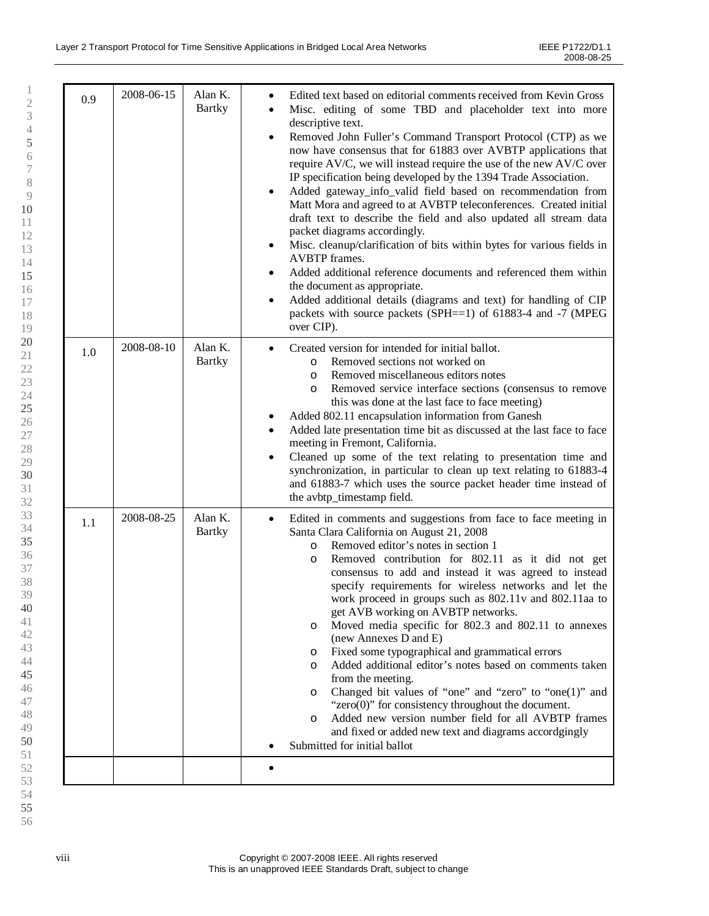| | | | |
|---|---|---|---|
| 0.9 | 2008-06-15 | Alan K. Bartky | • Edited text based on editorial comments received from Kevin Gross<br>• Misc. editing of some TBD and placeholder text into more descriptive text.<br>• Removed John Fuller's Command Transport Protocol (CTP) as we now have consensus that for 61883 over AVBTP applications that require AV/C, we will instead require the use of the new AV/C over IP specification being developed by the 1394 Trade Association.<br>• Added gateway_info_valid field based on recommendation from Matt Mora and agreed to at AVBTP teleconferences. Created initial draft text to describe the field and also updated all stream data packet diagrams accordingly.<br>• Misc. cleanup/clarification of bits within bytes for various fields in AVBTP frames.<br>• Added additional reference documents and referenced them within the document as appropriate.<br>• Added additional details (diagrams and text) for handling of CIP packets with source packets (SPH==1) of 61883-4 and -7 (MPEG over CIP). |
| 1.0 | 2008-08-10 | Alan K. Bartky | • Created version for intended for initial ballot.<br>  o Removed sections not worked on<br>  o Removed miscellaneous editors notes<br>  o Removed service interface sections (consensus to remove this was done at the last face to face meeting)<br>• Added 802.11 encapsulation information from Ganesh<br>• Added late presentation time bit as discussed at the last face to face meeting in Fremont, California.<br>• Cleaned up some of the text relating to presentation time and synchronization, in particular to clean up text relating to 61883-4 and 61883-7 which uses the source packet header time instead of the avbtp_timestamp field. |
| 1.1 | 2008-08-25 | Alan K. Bartky | • Edited in comments and suggestions from face to face meeting in Santa Clara California on August 21, 2008<br>  o Removed editor's notes in section 1<br>  o Removed contribution for 802.11 as it did not get consensus to add and instead it was agreed to instead specify requirements for wireless networks and let the work proceed in groups such as 802.11v and 802.11aa to get AVB working on AVBTP networks.<br>  o Moved media specific for 802.3 and 802.11 to annexes (new Annexes D and E)<br>  o Fixed some typographical and grammatical errors<br>  o Added additional editor's notes based on comments taken from the meeting.<br>  o Changed bit values of "one" and "zero" to "one(1)" and "zero(0)" for consistency throughout the document.<br>  o Added new version number field for all AVBTP frames and fixed or added new text and diagrams accordgingly<br>• Submitted for initial ballot |
| | | | • |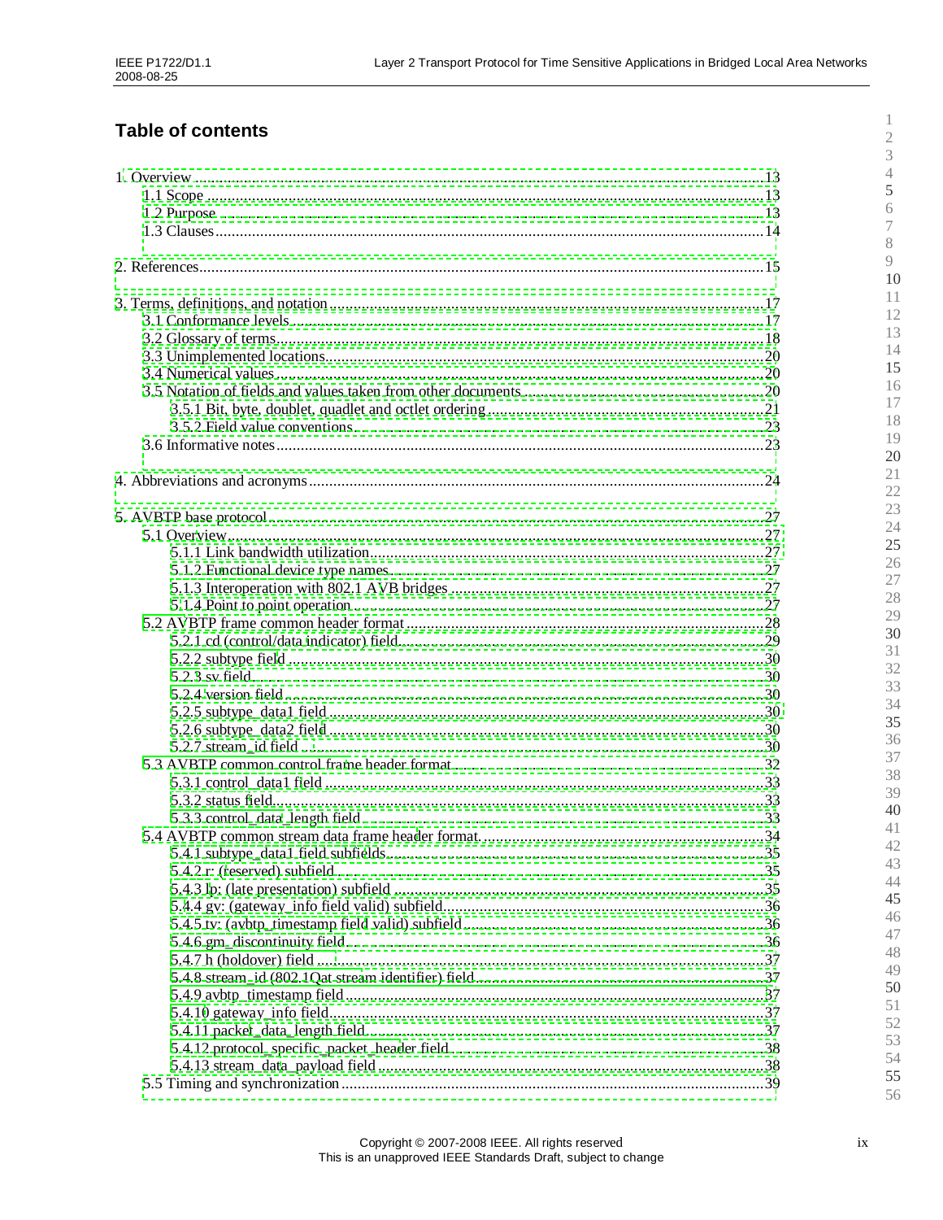# Table of contents

1. Overview .......... 13
   - 1.1 Scope .......... 13
   - 1.2 Purpose .......... 13
   - 1.3 Clauses .......... 14

2. References .......... 15

3. Terms, definitions, and notation .......... 17
   - 3.1 Conformance levels .......... 17
   - 3.2 Glossary of terms .......... 18
   - 3.3 Unimplemented locations .......... 20
   - 3.4 Numerical values .......... 20
   - 3.5 Notation of fields and values taken from other documents .......... 20
     - 3.5.1 Bit, byte, doublet, quadlet and octlet ordering .......... 21
     - 3.5.2 Field value conventions .......... 23
   - 3.6 Informative notes .......... 23

4. Abbreviations and acronyms .......... 24

5. AVBTP base protocol .......... 27
   - 5.1 Overview .......... 27
     - 5.1.1 Link bandwidth utilization .......... 27
     - 5.1.2 Functional device type names .......... 27
     - 5.1.3 Interoperation with 802.1 AVB bridges .......... 27
     - 5.1.4 Point to point operation .......... 27
   - 5.2 AVBTP frame common header format .......... 28
     - 5.2.1 cd (control/data indicator) field .......... 29
     - 5.2.2 subtype field .......... 30
     - 5.2.3 sv field .......... 30
     - 5.2.4 version field .......... 30
     - 5.2.5 subtype_data1 field .......... 30
     - 5.2.6 subtype_data2 field .......... 30
     - 5.2.7 stream_id field .......... 30
   - 5.3 AVBTP common control frame header format .......... 32
     - 5.3.1 control_data1 field .......... 33
     - 5.3.2 status field .......... 33
     - 5.3.3 control_data_length field .......... 33
   - 5.4 AVBTP common stream data frame header format .......... 34
     - 5.4.1 subtype_data1 field subfields .......... 35
     - 5.4.2 r: (reserved) subfield .......... 35
     - 5.4.3 lp: (late presentation) subfield .......... 35
     - 5.4.4 gv: (gateway_info field valid) subfield .......... 36
     - 5.4.5 tv: (avbtp_timestamp field valid) subfield .......... 36
     - 5.4.6 gm_discontinuity field .......... 36
     - 5.4.7 h (holdover) field .......... 37
     - 5.4.8 stream_id (802.1Qat stream identifier) field .......... 37
     - 5.4.9 avbtp_timestamp field .......... 37
     - 5.4.10 gateway_info field .......... 37
     - 5.4.11 packet_data_length field .......... 37
     - 5.4.12 protocol_specific_packet_header field .......... 38
     - 5.4.13 stream_data_payload field .......... 38
   - 5.5 Timing and synchronization .......... 39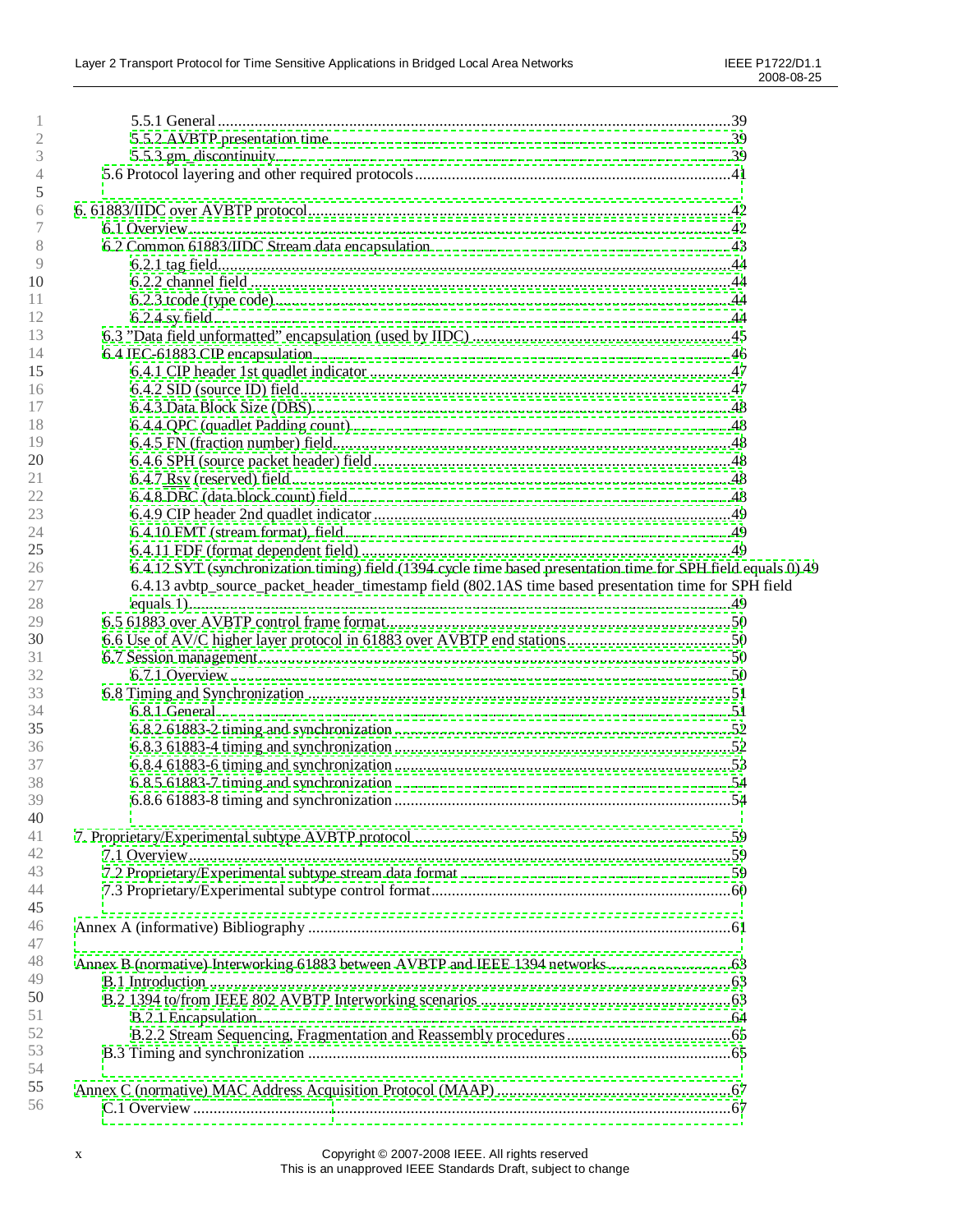5.5.1 General ..........39
5.5.2 AVBTP presentation time..........39
5.5.3 gm_discontinuity..........39
5.6 Protocol layering and other required protocols..........41

6. 61883/IIDC over AVBTP protocol..........42
6.1 Overview..........42
6.2 Common 61883/IIDC Stream data encapsulation..........43
6.2.1 tag field..........44
6.2.2 channel field..........44
6.2.3 tcode (type code)..........44
6.2.4 sy field..........44
6.3 "Data field unformatted" encapsulation (used by IIDC)..........45
6.4 IEC-61883 CIP encapsulation..........46
6.4.1 CIP header 1st quadlet indicator..........47
6.4.2 SID (source ID) field..........47
6.4.3 Data Block Size (DBS)..........48
6.4.4 QPC (quadlet Padding count)..........48
6.4.5 FN (fraction number) field..........48
6.4.6 SPH (source packet header) field..........48
6.4.7 Rsv (reserved) field..........48
6.4.8 DBC (data block count) field..........48
6.4.9 CIP header 2nd quadlet indicator..........49
6.4.10 FMT (stream format) field..........49
6.4.11 FDF (format dependent field)..........49
6.4.12 SYT (synchronization timing) field (1394 cycle time based presentation time for SPH field equals 0)..........49
6.4.13 avbtp_source_packet_header_timestamp field (802.1AS time based presentation time for SPH field equals 1)..........49
6.5 61883 over AVBTP control frame format..........50
6.6 Use of AV/C higher layer protocol in 61883 over AVBTP end stations..........50
6.7 Session management..........50
6.7.1 Overview..........50
6.8 Timing and Synchronization..........51
6.8.1 General..........51
6.8.2 61883-2 timing and synchronization..........52
6.8.3 61883-4 timing and synchronization..........52
6.8.4 61883-6 timing and synchronization..........53
6.8.5 61883-7 timing and synchronization..........54
6.8.6 61883-8 timing and synchronization..........54

7. Proprietary/Experimental subtype AVBTP protocol..........59
7.1 Overview..........59
7.2 Proprietary/Experimental subtype stream data format..........59
7.3 Proprietary/Experimental subtype control format..........60

Annex A (informative) Bibliography..........61

Annex B (normative) Interworking 61883 between AVBTP and IEEE 1394 networks..........63
B.1 Introduction..........63
B.2 1394 to/from IEEE 802 AVBTP Interworking scenarios..........63
B.2.1 Encapsulation..........64
B.2.2 Stream Sequencing, Fragmentation and Reassembly procedures..........65
B.3 Timing and synchronization..........65

Annex C (normative) MAC Address Acquisition Protocol (MAAP)..........67
C.1 Overview..........67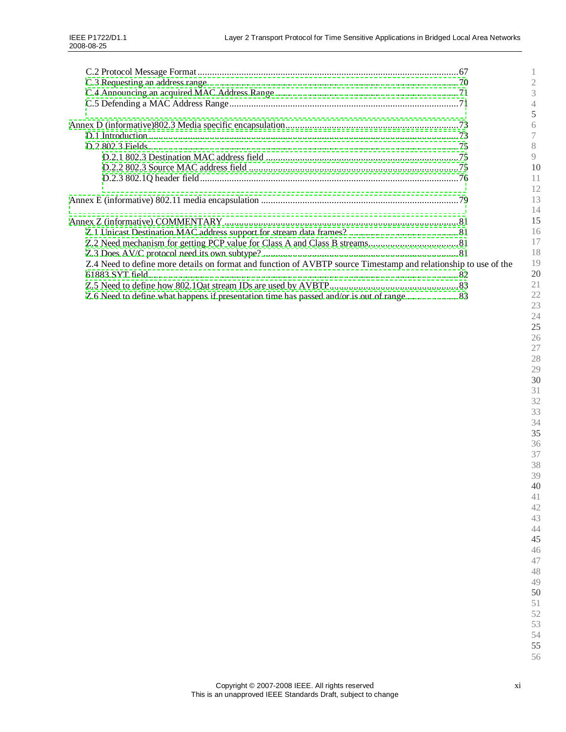C.2 Protocol Message Format ....................................................................................................67
C.3 Requesting an address range..................................................................................................70
C.4 Announcing an acquired MAC Address Range .......................................................................71
C.5 Defending a MAC Address Range.........................................................................................71

Annex D (informative)802.3 Media specific encapsulation..................................................................73

D.1 Introduction............................................................................................................................73
D.2 802.3 Fields............................................................................................................................75
D.2.1 802.3 Destination MAC address field ..............................................................................75
D.2.2 802.3 Source MAC address field .....................................................................................75
D.2.3 802.1Q header field..........................................................................................................76

Annex E (informative) 802.11 media encapsulation .............................................................................79

Annex Z (informative) COMMENTARY ...............................................................................................81

Z.1 Unicast Destination MAC address support for stream data frames? .......................................81
Z.2 Need mechanism for getting PCP value for Class A and Class B streams................................81
Z.3 Does AV/C protocol need its own subtype? ...........................................................................81
Z.4 Need to define more details on format and function of AVBTP source Timestamp and relationship to use of the 61883 SYT field.........................................................................................................82
Z.5 Need to define how 802.1Qat stream IDs are used by AVBTP..................................................83
Z.6 Need to define what happens if presentation time has passed and/or is out of range .................83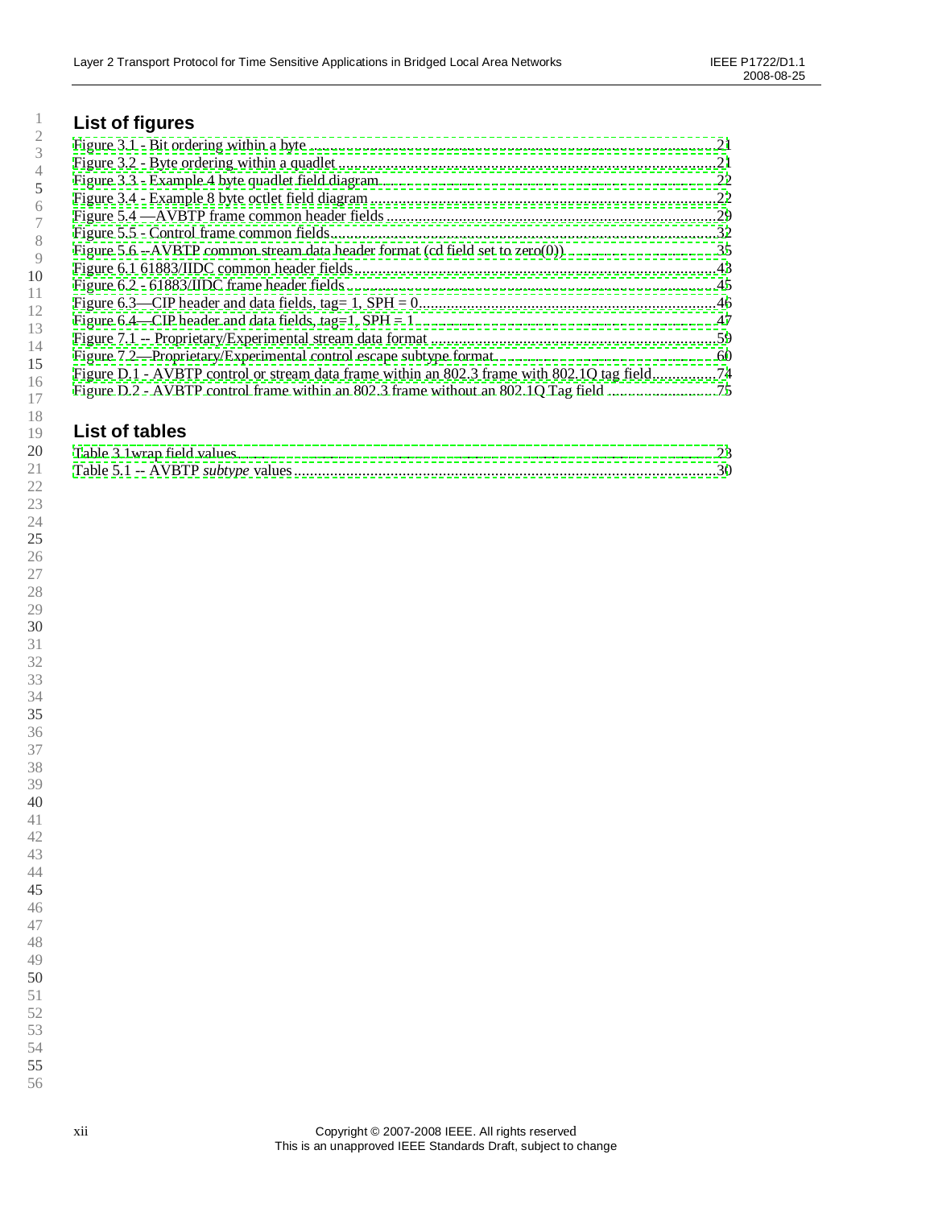## List of figures

Figure 3.1 - Bit ordering within a byte ....................................................................................................21
Figure 3.2 - Byte ordering within a quadlet ..............................................................................................21
Figure 3.3 - Example 4 byte quadlet field diagram....................................................................................22
Figure 3.4 - Example 8 byte octlet field diagram ......................................................................................22
Figure 5.4 —AVBTP frame common header fields ..................................................................................29
Figure 5.5 - Control frame common fields.................................................................................................32
Figure 5.6 --AVBTP common stream data header format (cd field set to zero(0)) ...................................35
Figure 6.1 61883/IIDC common header fields...........................................................................................43
Figure 6.2 - 61883/IIDC frame header fields .............................................................................................45
Figure 6.3—CIP header and data fields, tag= 1, SPH = 0..........................................................................46
Figure 6.4—CIP header and data fields, tag=1, SPH = 1 ..........................................................................47
Figure 7.1 -- Proprietary/Experimental stream data format .......................................................................59
Figure 7.2—Proprietary/Experimental control escape subtype format......................................................60
Figure D.1 - AVBTP control or stream data frame within an 802.3 frame with 802.1Q tag field................74
Figure D.2 - AVBTP control frame within an 802.3 frame without an 802.1Q Tag field ..........................75

## List of tables

Table 3.1wrap field values.........................................................................................................................23
Table 5.1 -- AVBTP *subtype* values ..........................................................................................................30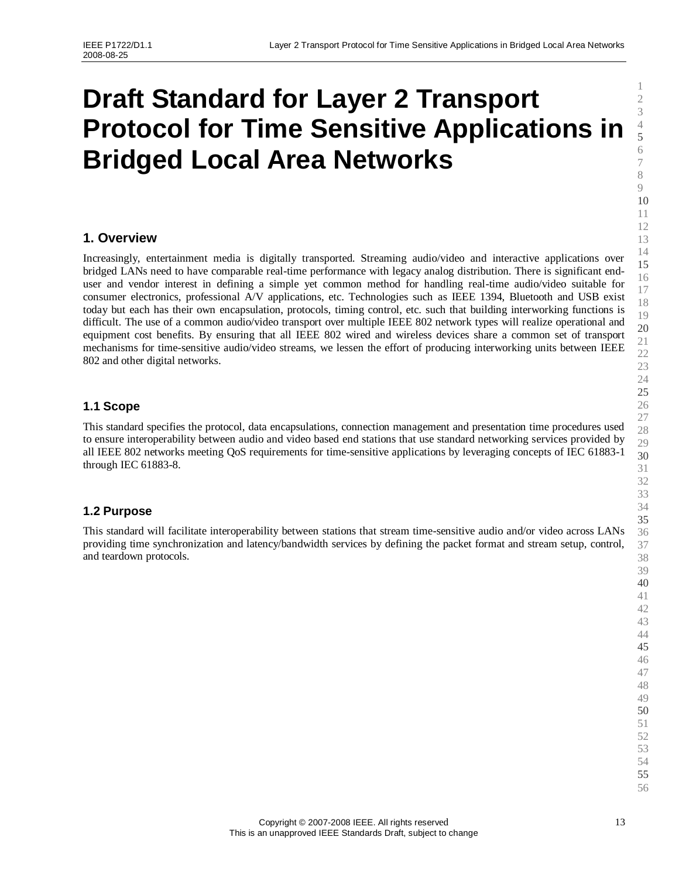# Draft Standard for Layer 2 Transport Protocol for Time Sensitive Applications in Bridged Local Area Networks

## 1. Overview

Increasingly, entertainment media is digitally transported. Streaming audio/video and interactive applications over bridged LANs need to have comparable real-time performance with legacy analog distribution. There is significant end-user and vendor interest in defining a simple yet common method for handling real-time audio/video suitable for consumer electronics, professional A/V applications, etc. Technologies such as IEEE 1394, Bluetooth and USB exist today but each has their own encapsulation, protocols, timing control, etc. such that building interworking functions is difficult. The use of a common audio/video transport over multiple IEEE 802 network types will realize operational and equipment cost benefits. By ensuring that all IEEE 802 wired and wireless devices share a common set of transport mechanisms for time-sensitive audio/video streams, we lessen the effort of producing interworking units between IEEE 802 and other digital networks.

### 1.1 Scope

This standard specifies the protocol, data encapsulations, connection management and presentation time procedures used to ensure interoperability between audio and video based end stations that use standard networking services provided by all IEEE 802 networks meeting QoS requirements for time-sensitive applications by leveraging concepts of IEC 61883-1 through IEC 61883-8.

### 1.2 Purpose

This standard will facilitate interoperability between stations that stream time-sensitive audio and/or video across LANs providing time synchronization and latency/bandwidth services by defining the packet format and stream setup, control, and teardown protocols.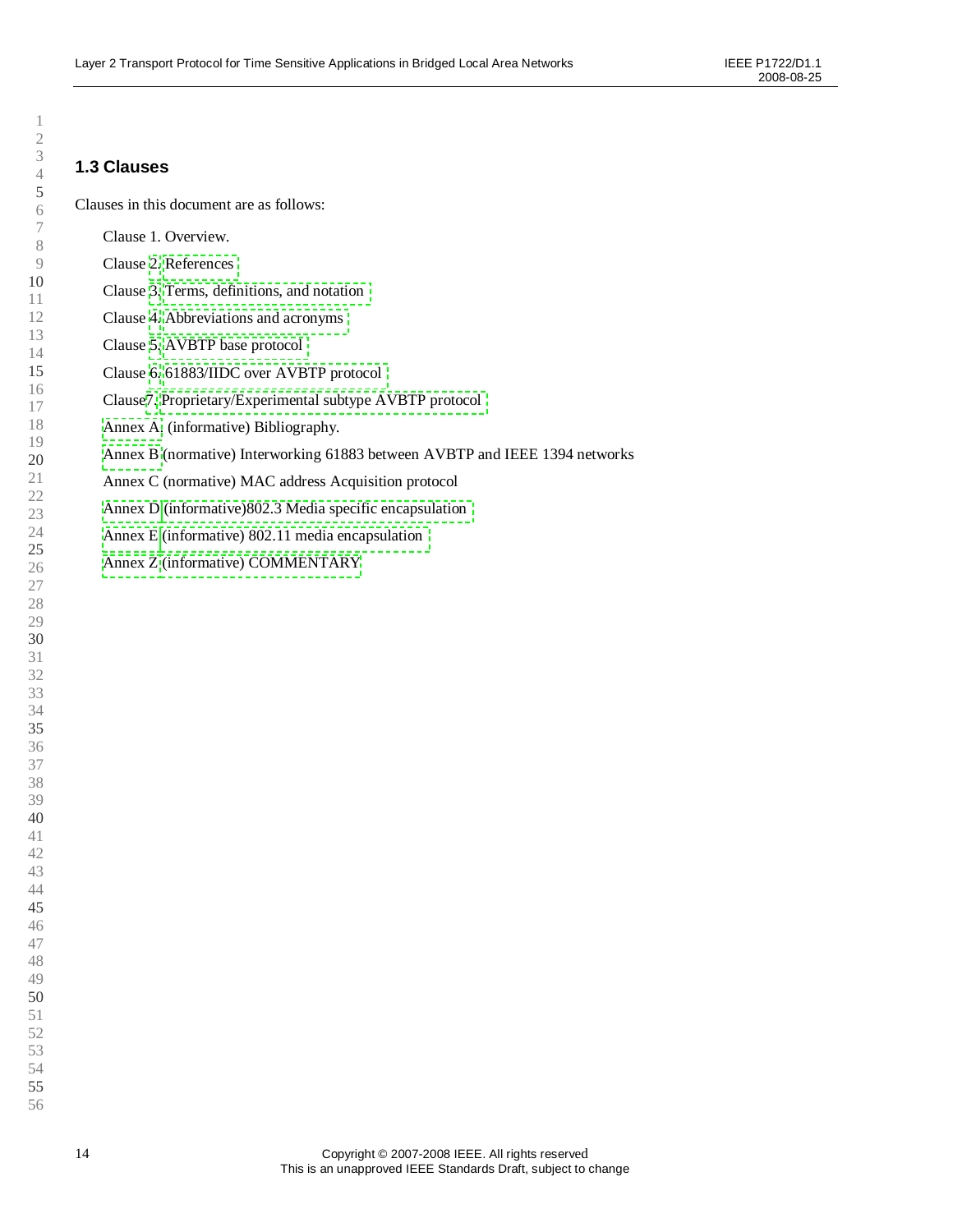## 1.3 Clauses

Clauses in this document are as follows:

Clause 1. Overview.

Clause 2. References

Clause 3. Terms, definitions, and notation

Clause 4. Abbreviations and acronyms

Clause 5. AVBTP base protocol

Clause 6. 61883/IIDC over AVBTP protocol

Clause7. Proprietary/Experimental subtype AVBTP protocol

Annex A. (informative) Bibliography.

Annex B (normative) Interworking 61883 between AVBTP and IEEE 1394 networks

Annex C (normative) MAC address Acquisition protocol

Annex D (informative)802.3 Media specific encapsulation

Annex E (informative) 802.11 media encapsulation

Annex Z (informative) COMMENTARY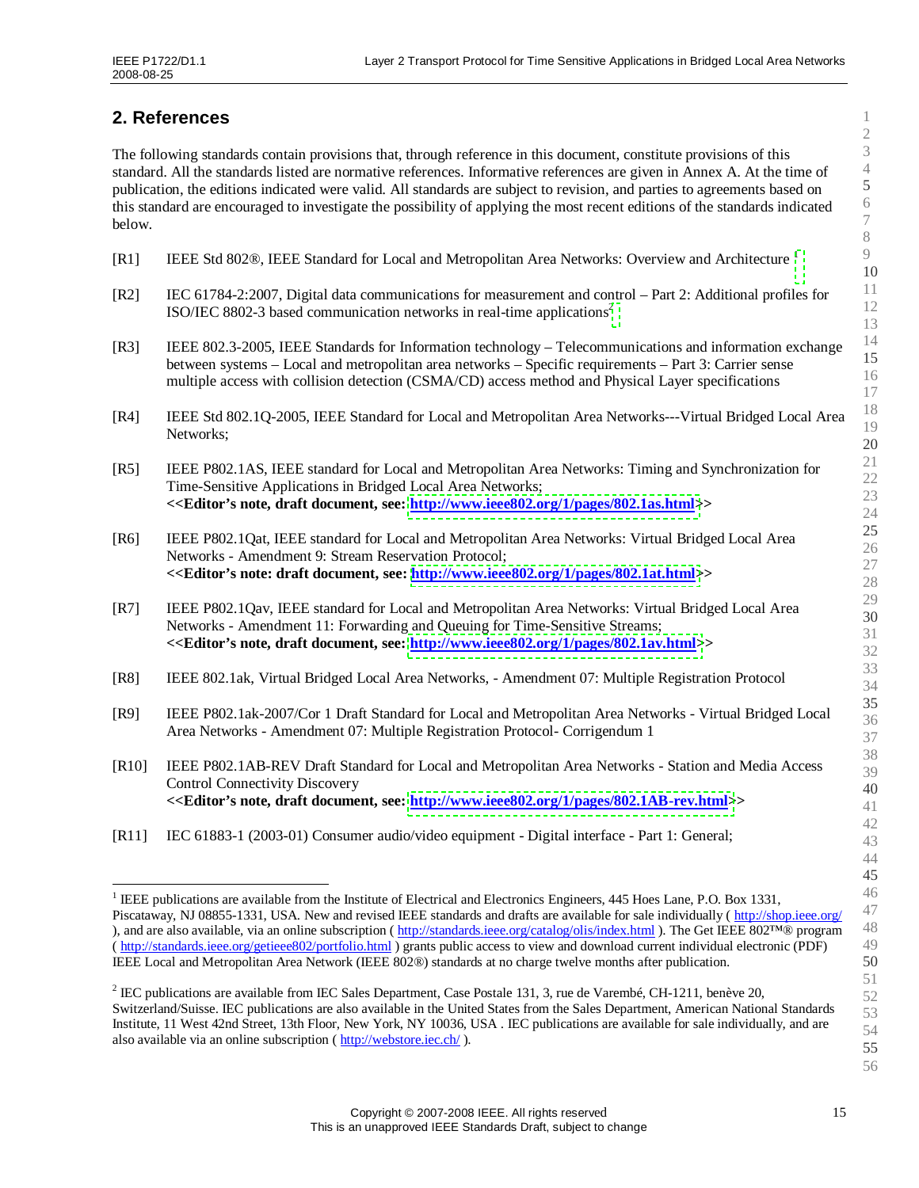# 2. References

The following standards contain provisions that, through reference in this document, constitute provisions of this standard. All the standards listed are normative references. Informative references are given in Annex A. At the time of publication, the editions indicated were valid. All standards are subject to revision, and parties to agreements based on this standard are encouraged to investigate the possibility of applying the most recent editions of the standards indicated below.

[R1] IEEE Std 802®, IEEE Standard for Local and Metropolitan Area Networks: Overview and Architecture [1]

[R2] IEC 61784-2:2007, Digital data communications for measurement and control – Part 2: Additional profiles for ISO/IEC 8802-3 based communication networks in real-time applications[2]

[R3] IEEE 802.3-2005, IEEE Standards for Information technology – Telecommunications and information exchange between systems – Local and metropolitan area networks – Specific requirements – Part 3: Carrier sense multiple access with collision detection (CSMA/CD) access method and Physical Layer specifications

[R4] IEEE Std 802.1Q-2005, IEEE Standard for Local and Metropolitan Area Networks---Virtual Bridged Local Area Networks;

[R5] IEEE P802.1AS, IEEE standard for Local and Metropolitan Area Networks: Timing and Synchronization for Time-Sensitive Applications in Bridged Local Area Networks;
**<<Editor's note, draft document, see: http://www.ieee802.org/1/pages/802.1as.html>>**

[R6] IEEE P802.1Qat, IEEE standard for Local and Metropolitan Area Networks: Virtual Bridged Local Area Networks - Amendment 9: Stream Reservation Protocol;
**<<Editor's note: draft document, see: http://www.ieee802.org/1/pages/802.1at.html>>**

[R7] IEEE P802.1Qav, IEEE standard for Local and Metropolitan Area Networks: Virtual Bridged Local Area Networks - Amendment 11: Forwarding and Queuing for Time-Sensitive Streams;
**<<Editor's note, draft document, see: http://www.ieee802.org/1/pages/802.1av.html>>**

[R8] IEEE 802.1ak, Virtual Bridged Local Area Networks, - Amendment 07: Multiple Registration Protocol

[R9] IEEE P802.1ak-2007/Cor 1 Draft Standard for Local and Metropolitan Area Networks - Virtual Bridged Local Area Networks - Amendment 07: Multiple Registration Protocol- Corrigendum 1

[R10] IEEE P802.1AB-REV Draft Standard for Local and Metropolitan Area Networks - Station and Media Access Control Connectivity Discovery
**<<Editor's note, draft document, see: http://www.ieee802.org/1/pages/802.1AB-rev.html>>**

[R11] IEC 61883-1 (2003-01) Consumer audio/video equipment - Digital interface - Part 1: General;

---

[1] IEEE publications are available from the Institute of Electrical and Electronics Engineers, 445 Hoes Lane, P.O. Box 1331, Piscataway, NJ 08855-1331, USA. New and revised IEEE standards and drafts are available for sale individually ( http://shop.ieee.org/ ), and are also available, via an online subscription ( http://standards.ieee.org/catalog/olis/index.html ). The Get IEEE 802™® program ( http://standards.ieee.org/getieee802/portfolio.html ) grants public access to view and download current individual electronic (PDF) IEEE Local and Metropolitan Area Network (IEEE 802®) standards at no charge twelve months after publication.

[2] IEC publications are available from IEC Sales Department, Case Postale 131, 3, rue de Varembé, CH-1211, benève 20, Switzerland/Suisse. IEC publications are also available in the United States from the Sales Department, American National Standards Institute, 11 West 42nd Street, 13th Floor, New York, NY 10036, USA . IEC publications are available for sale individually, and are also available via an online subscription ( http://webstore.iec.ch/ ).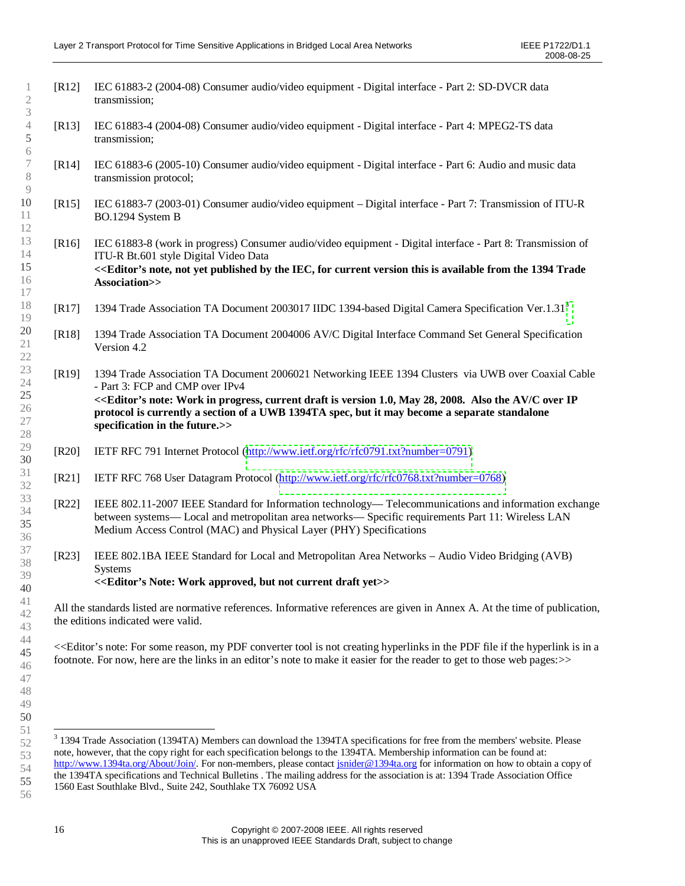[R12] IEC 61883-2 (2004-08) Consumer audio/video equipment - Digital interface - Part 2: SD-DVCR data transmission;

[R13] IEC 61883-4 (2004-08) Consumer audio/video equipment - Digital interface - Part 4: MPEG2-TS data transmission;

[R14] IEC 61883-6 (2005-10) Consumer audio/video equipment - Digital interface - Part 6: Audio and music data transmission protocol;

[R15] IEC 61883-7 (2003-01) Consumer audio/video equipment – Digital interface - Part 7: Transmission of ITU-R BO.1294 System B

[R16] IEC 61883-8 (work in progress) Consumer audio/video equipment - Digital interface - Part 8: Transmission of ITU-R Bt.601 style Digital Video Data
**<<Editor's note, not yet published by the IEC, for current version this is available from the 1394 Trade Association>>**

[R17] 1394 Trade Association TA Document 2003017 IIDC 1394-based Digital Camera Specification Ver.1.31[3]

[R18] 1394 Trade Association TA Document 2004006 AV/C Digital Interface Command Set General Specification Version 4.2

[R19] 1394 Trade Association TA Document 2006021 Networking IEEE 1394 Clusters via UWB over Coaxial Cable - Part 3: FCP and CMP over IPv4
**<<Editor's note: Work in progress, current draft is version 1.0, May 28, 2008. Also the AV/C over IP protocol is currently a section of a UWB 1394TA spec, but it may become a separate standalone specification in the future.>>**

[R20] IETF RFC 791 Internet Protocol (http://www.ietf.org/rfc/rfc0791.txt?number=0791)

[R21] IETF RFC 768 User Datagram Protocol (http://www.ietf.org/rfc/rfc0768.txt?number=0768)

[R22] IEEE 802.11-2007 IEEE Standard for Information technology— Telecommunications and information exchange between systems— Local and metropolitan area networks— Specific requirements Part 11: Wireless LAN Medium Access Control (MAC) and Physical Layer (PHY) Specifications

[R23] IEEE 802.1BA IEEE Standard for Local and Metropolitan Area Networks – Audio Video Bridging (AVB) Systems
**<<Editor's Note: Work approved, but not current draft yet>>**

All the standards listed are normative references. Informative references are given in Annex A. At the time of publication, the editions indicated were valid.

<<Editor's note: For some reason, my PDF converter tool is not creating hyperlinks in the PDF file if the hyperlink is in a footnote. For now, here are the links in an editor's note to make it easier for the reader to get to those web pages:>>

---

[3] 1394 Trade Association (1394TA) Members can download the 1394TA specifications for free from the members' website. Please note, however, that the copy right for each specification belongs to the 1394TA. Membership information can be found at: http://www.1394ta.org/About/Join/. For non-members, please contact jsnider@1394ta.org for information on how to obtain a copy of the 1394TA specifications and Technical Bulletins . The mailing address for the association is at: 1394 Trade Association Office 1560 East Southlake Blvd., Suite 242, Southlake TX 76092 USA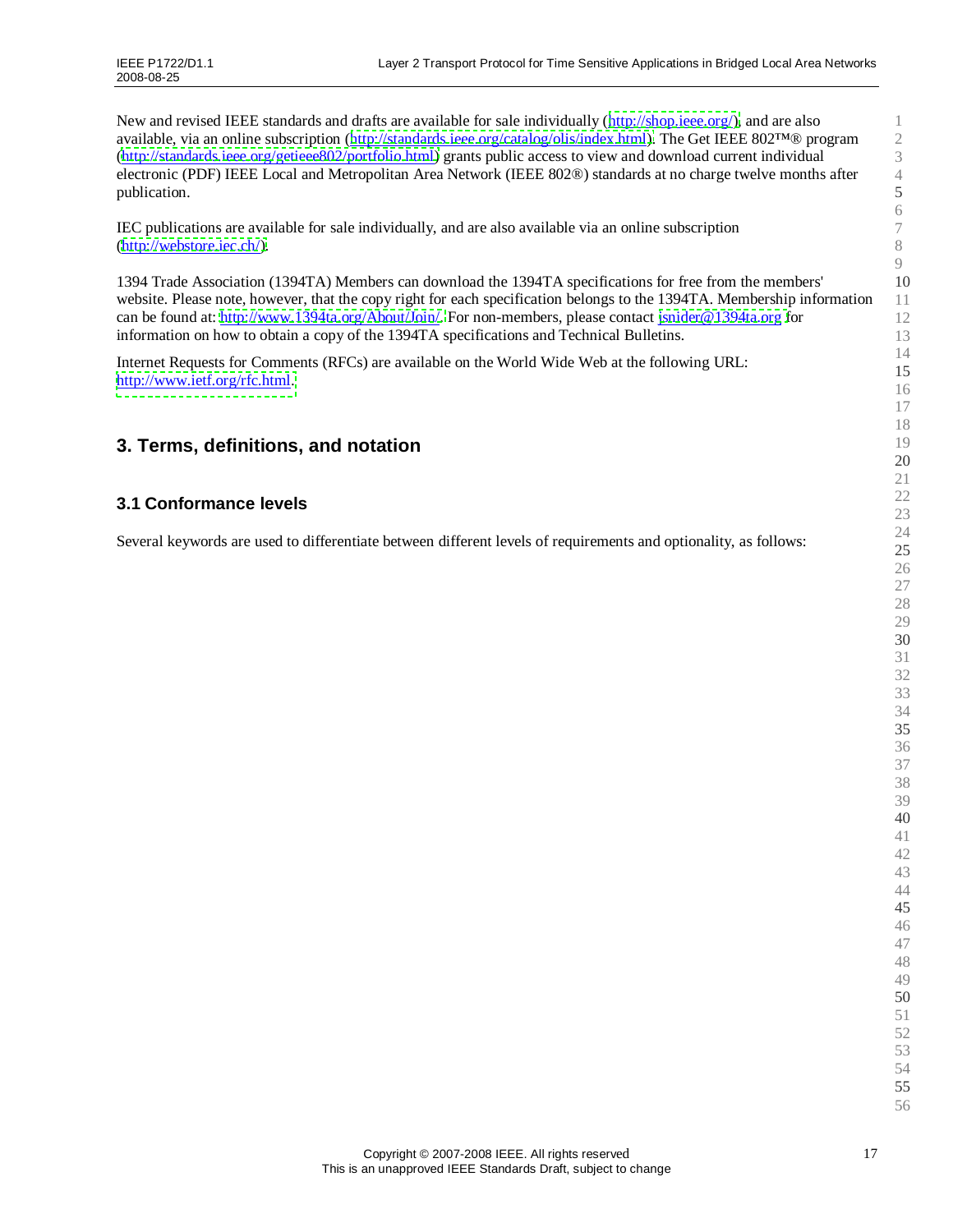New and revised IEEE standards and drafts are available for sale individually (http://shop.ieee.org/), and are also available, via an online subscription (http://standards.ieee.org/catalog/olis/index.html). The Get IEEE 802™® program (http://standards.ieee.org/getieee802/portfolio.html) grants public access to view and download current individual electronic (PDF) IEEE Local and Metropolitan Area Network (IEEE 802®) standards at no charge twelve months after publication.

IEC publications are available for sale individually, and are also available via an online subscription (http://webstore.iec.ch/).

1394 Trade Association (1394TA) Members can download the 1394TA specifications for free from the members' website. Please note, however, that the copy right for each specification belongs to the 1394TA. Membership information can be found at: http://www.1394ta.org/About/Join/. For non-members, please contact jsnider@1394ta.org for information on how to obtain a copy of the 1394TA specifications and Technical Bulletins.

Internet Requests for Comments (RFCs) are available on the World Wide Web at the following URL: http://www.ietf.org/rfc.html.

# 3. Terms, definitions, and notation

## 3.1 Conformance levels

Several keywords are used to differentiate between different levels of requirements and optionality, as follows: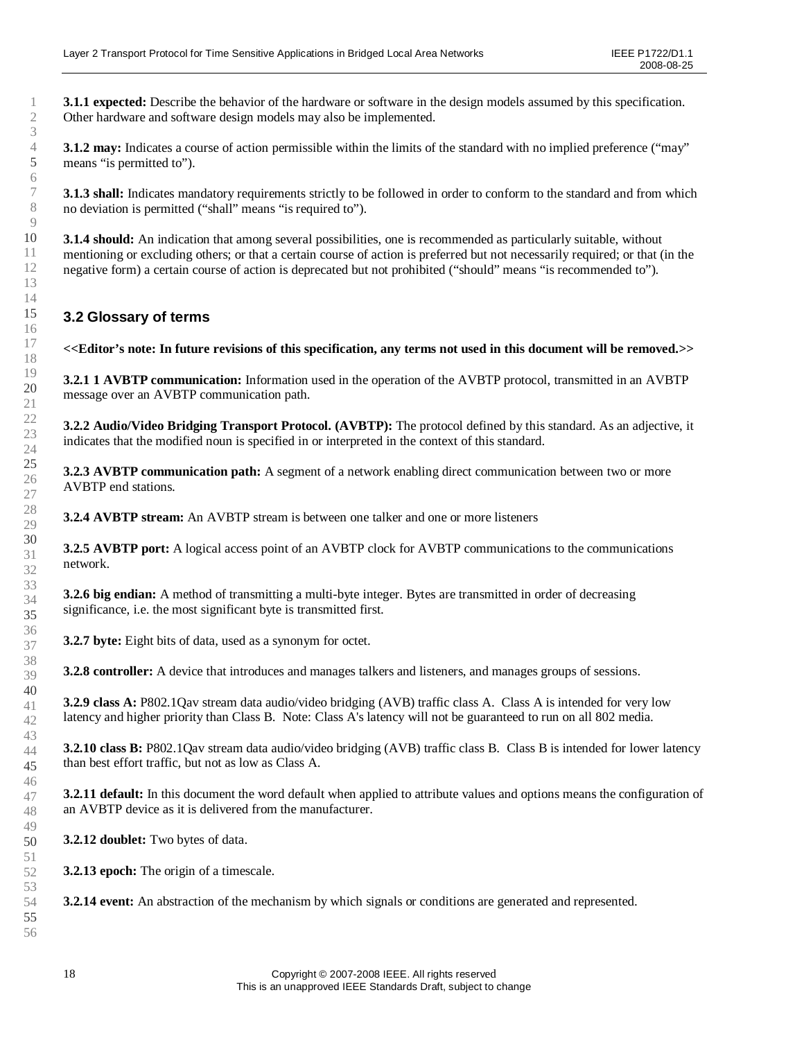**3.1.1 expected:** Describe the behavior of the hardware or software in the design models assumed by this specification. Other hardware and software design models may also be implemented.

**3.1.2 may:** Indicates a course of action permissible within the limits of the standard with no implied preference ("may" means "is permitted to").

**3.1.3 shall:** Indicates mandatory requirements strictly to be followed in order to conform to the standard and from which no deviation is permitted ("shall" means "is required to").

**3.1.4 should:** An indication that among several possibilities, one is recommended as particularly suitable, without mentioning or excluding others; or that a certain course of action is preferred but not necessarily required; or that (in the negative form) a certain course of action is deprecated but not prohibited ("should" means "is recommended to").

## 3.2 Glossary of terms

**<<Editor's note: In future revisions of this specification, any terms not used in this document will be removed.>>**

**3.2.1 1 AVBTP communication:** Information used in the operation of the AVBTP protocol, transmitted in an AVBTP message over an AVBTP communication path.

**3.2.2 Audio/Video Bridging Transport Protocol. (AVBTP):** The protocol defined by this standard. As an adjective, it indicates that the modified noun is specified in or interpreted in the context of this standard.

**3.2.3 AVBTP communication path:** A segment of a network enabling direct communication between two or more AVBTP end stations.

**3.2.4 AVBTP stream:** An AVBTP stream is between one talker and one or more listeners

**3.2.5 AVBTP port:** A logical access point of an AVBTP clock for AVBTP communications to the communications network.

**3.2.6 big endian:** A method of transmitting a multi-byte integer. Bytes are transmitted in order of decreasing significance, i.e. the most significant byte is transmitted first.

**3.2.7 byte:** Eight bits of data, used as a synonym for octet.

**3.2.8 controller:** A device that introduces and manages talkers and listeners, and manages groups of sessions.

**3.2.9 class A:** P802.1Qav stream data audio/video bridging (AVB) traffic class A. Class A is intended for very low latency and higher priority than Class B. Note: Class A's latency will not be guaranteed to run on all 802 media.

**3.2.10 class B:** P802.1Qav stream data audio/video bridging (AVB) traffic class B. Class B is intended for lower latency than best effort traffic, but not as low as Class A.

**3.2.11 default:** In this document the word default when applied to attribute values and options means the configuration of an AVBTP device as it is delivered from the manufacturer.

**3.2.12 doublet:** Two bytes of data.

**3.2.13 epoch:** The origin of a timescale.

**3.2.14 event:** An abstraction of the mechanism by which signals or conditions are generated and represented.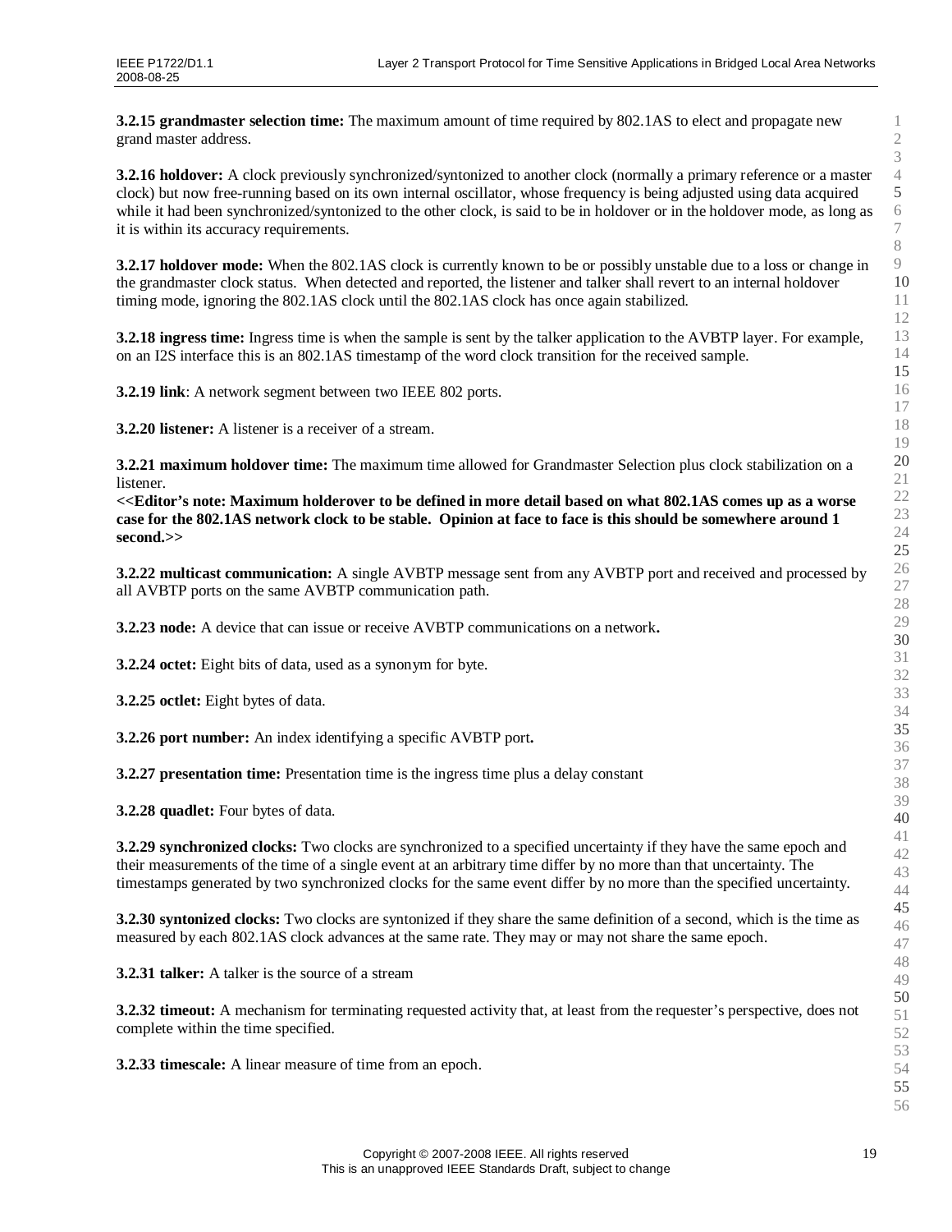**3.2.15 grandmaster selection time:** The maximum amount of time required by 802.1AS to elect and propagate new grand master address.

**3.2.16 holdover:** A clock previously synchronized/syntonized to another clock (normally a primary reference or a master clock) but now free-running based on its own internal oscillator, whose frequency is being adjusted using data acquired while it had been synchronized/syntonized to the other clock, is said to be in holdover or in the holdover mode, as long as it is within its accuracy requirements.

**3.2.17 holdover mode:** When the 802.1AS clock is currently known to be or possibly unstable due to a loss or change in the grandmaster clock status. When detected and reported, the listener and talker shall revert to an internal holdover timing mode, ignoring the 802.1AS clock until the 802.1AS clock has once again stabilized.

**3.2.18 ingress time:** Ingress time is when the sample is sent by the talker application to the AVBTP layer. For example, on an I2S interface this is an 802.1AS timestamp of the word clock transition for the received sample.

**3.2.19 link**: A network segment between two IEEE 802 ports.

**3.2.20 listener:** A listener is a receiver of a stream.

**3.2.21 maximum holdover time:** The maximum time allowed for Grandmaster Selection plus clock stabilization on a listener.

**<<Editor's note: Maximum holderover to be defined in more detail based on what 802.1AS comes up as a worse case for the 802.1AS network clock to be stable. Opinion at face to face is this should be somewhere around 1 second.>>**

**3.2.22 multicast communication:** A single AVBTP message sent from any AVBTP port and received and processed by all AVBTP ports on the same AVBTP communication path.

**3.2.23 node:** A device that can issue or receive AVBTP communications on a network**.**

**3.2.24 octet:** Eight bits of data, used as a synonym for byte.

**3.2.25 octlet:** Eight bytes of data.

**3.2.26 port number:** An index identifying a specific AVBTP port**.**

**3.2.27 presentation time:** Presentation time is the ingress time plus a delay constant

**3.2.28 quadlet:** Four bytes of data.

**3.2.29 synchronized clocks:** Two clocks are synchronized to a specified uncertainty if they have the same epoch and their measurements of the time of a single event at an arbitrary time differ by no more than that uncertainty. The timestamps generated by two synchronized clocks for the same event differ by no more than the specified uncertainty.

**3.2.30 syntonized clocks:** Two clocks are syntonized if they share the same definition of a second, which is the time as measured by each 802.1AS clock advances at the same rate. They may or may not share the same epoch.

**3.2.31 talker:** A talker is the source of a stream

**3.2.32 timeout:** A mechanism for terminating requested activity that, at least from the requester's perspective, does not complete within the time specified.

**3.2.33 timescale:** A linear measure of time from an epoch.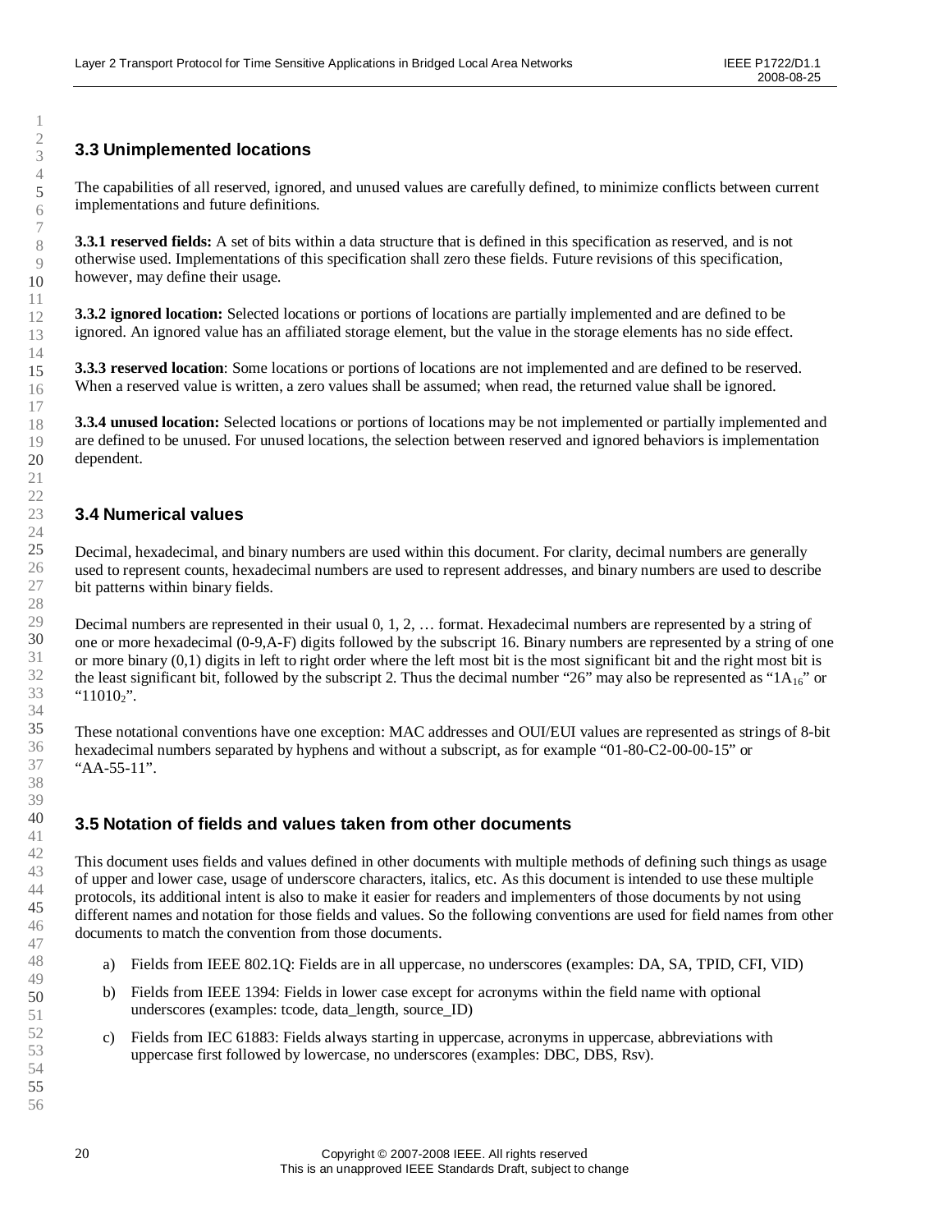## 3.3 Unimplemented locations

The capabilities of all reserved, ignored, and unused values are carefully defined, to minimize conflicts between current implementations and future definitions.

**3.3.1 reserved fields:** A set of bits within a data structure that is defined in this specification as reserved, and is not otherwise used. Implementations of this specification shall zero these fields. Future revisions of this specification, however, may define their usage.

**3.3.2 ignored location:** Selected locations or portions of locations are partially implemented and are defined to be ignored. An ignored value has an affiliated storage element, but the value in the storage elements has no side effect.

**3.3.3 reserved location**: Some locations or portions of locations are not implemented and are defined to be reserved. When a reserved value is written, a zero values shall be assumed; when read, the returned value shall be ignored.

**3.3.4 unused location:** Selected locations or portions of locations may be not implemented or partially implemented and are defined to be unused. For unused locations, the selection between reserved and ignored behaviors is implementation dependent.

## 3.4 Numerical values

Decimal, hexadecimal, and binary numbers are used within this document. For clarity, decimal numbers are generally used to represent counts, hexadecimal numbers are used to represent addresses, and binary numbers are used to describe bit patterns within binary fields.

Decimal numbers are represented in their usual 0, 1, 2, … format. Hexadecimal numbers are represented by a string of one or more hexadecimal (0-9,A-F) digits followed by the subscript 16. Binary numbers are represented by a string of one or more binary (0,1) digits in left to right order where the left most bit is the most significant bit and the right most bit is the least significant bit, followed by the subscript 2. Thus the decimal number "26" may also be represented as "$1A_{16}$" or "$11010_2$".

These notational conventions have one exception: MAC addresses and OUI/EUI values are represented as strings of 8-bit hexadecimal numbers separated by hyphens and without a subscript, as for example "01-80-C2-00-00-15" or "AA-55-11".

## 3.5 Notation of fields and values taken from other documents

This document uses fields and values defined in other documents with multiple methods of defining such things as usage of upper and lower case, usage of underscore characters, italics, etc. As this document is intended to use these multiple protocols, its additional intent is also to make it easier for readers and implementers of those documents by not using different names and notation for those fields and values. So the following conventions are used for field names from other documents to match the convention from those documents.

a) Fields from IEEE 802.1Q: Fields are in all uppercase, no underscores (examples: DA, SA, TPID, CFI, VID)

b) Fields from IEEE 1394: Fields in lower case except for acronyms within the field name with optional underscores (examples: tcode, data_length, source_ID)

c) Fields from IEC 61883: Fields always starting in uppercase, acronyms in uppercase, abbreviations with uppercase first followed by lowercase, no underscores (examples: DBC, DBS, Rsv).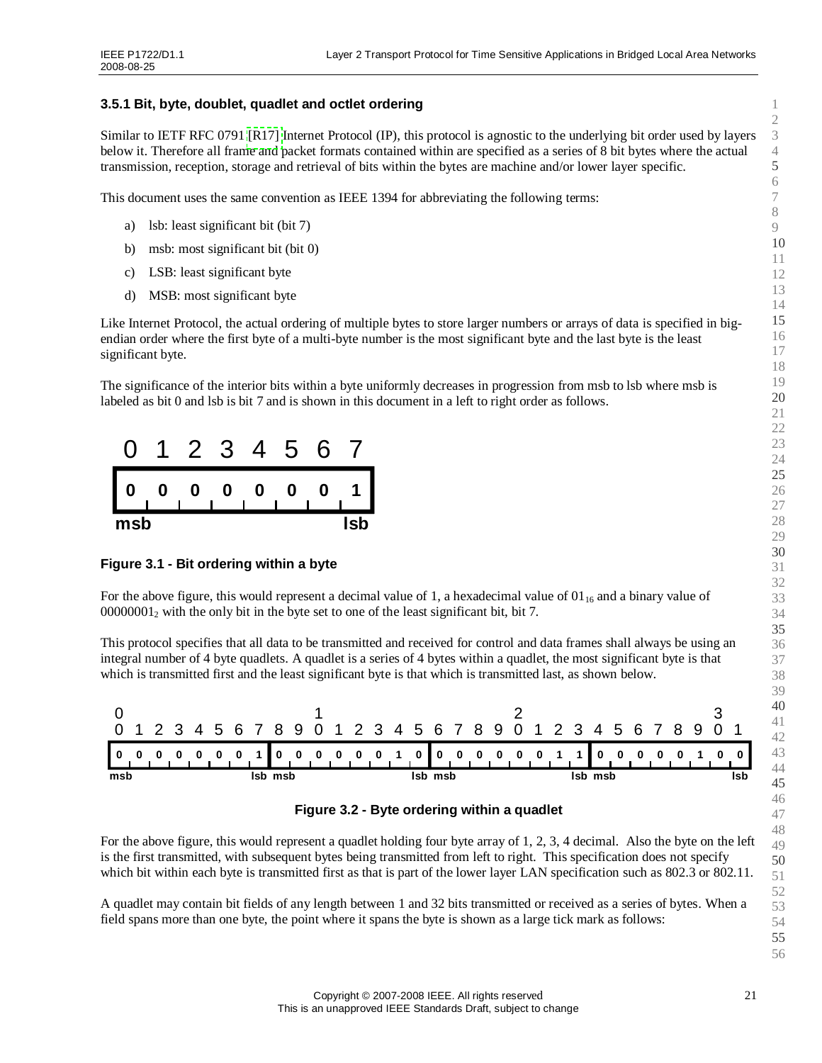### 3.5.1 Bit, byte, doublet, quadlet and octlet ordering

Similar to IETF RFC 0791 [R17] Internet Protocol (IP), this protocol is agnostic to the underlying bit order used by layers below it. Therefore all frame and packet formats contained within are specified as a series of 8 bit bytes where the actual transmission, reception, storage and retrieval of bits within the bytes are machine and/or lower layer specific.

This document uses the same convention as IEEE 1394 for abbreviating the following terms:

a) lsb: least significant bit (bit 7)

b) msb: most significant bit (bit 0)

c) LSB: least significant byte

d) MSB: most significant byte

Like Internet Protocol, the actual ordering of multiple bytes to store larger numbers or arrays of data is specified in big-endian order where the first byte of a multi-byte number is the most significant byte and the last byte is the least significant byte.

The significance of the interior bits within a byte uniformly decreases in progression from msb to lsb where msb is labeled as bit 0 and lsb is bit 7 and is shown in this document in a left to right order as follows.

| 0 | 1 | 2 | 3 | 4 | 5 | 6 | 7 |
|---|---|---|---|---|---|---|---|
| 0 | 0 | 0 | 0 | 0 | 0 | 0 | 1 |
| msb | | | | | | | lsb |

**Figure 3.1 - Bit ordering within a byte**

For the above figure, this would represent a decimal value of 1, a hexadecimal value of $01_{16}$ and a binary value of $00000001_2$ with the only bit in the byte set to one of the least significant bit, bit 7.

This protocol specifies that all data to be transmitted and received for control and data frames shall always be using an integral number of 4 byte quadlets. A quadlet is a series of 4 bytes within a quadlet, the most significant byte is that which is transmitted first and the least significant byte is that which is transmitted last, as shown below.

| 0<br>0 | 1 | 2 | 3 | 4 | 5 | 6 | 7 | 8 | 9 | 1<br>0 | 1 | 2 | 3 | 4 | 5 | 6 | 7 | 8 | 9 | 2<br>0 | 1 | 2 | 3 | 4 | 5 | 6 | 7 | 8 | 9 | 3<br>0 | 1 |
|---|---|---|---|---|---|---|---|---|---|---|---|---|---|---|---|---|---|---|---|---|---|---|---|---|---|---|---|---|---|---|---|
| 0 | 0 | 0 | 0 | 0 | 0 | 0 | 1 | 0 | 0 | 0 | 0 | 0 | 0 | 1 | 0 | 0 | 0 | 0 | 0 | 0 | 0 | 1 | 1 | 0 | 0 | 0 | 0 | 0 | 1 | 0 | 0 |
| msb | | | | | | | lsb | msb | | | | | | | lsb | msb | | | | | | | lsb | msb | | | | | | | lsb |

**Figure 3.2 - Byte ordering within a quadlet**

For the above figure, this would represent a quadlet holding four byte array of 1, 2, 3, 4 decimal. Also the byte on the left is the first transmitted, with subsequent bytes being transmitted from left to right. This specification does not specify which bit within each byte is transmitted first as that is part of the lower layer LAN specification such as 802.3 or 802.11.

A quadlet may contain bit fields of any length between 1 and 32 bits transmitted or received as a series of bytes. When a field spans more than one byte, the point where it spans the byte is shown as a large tick mark as follows: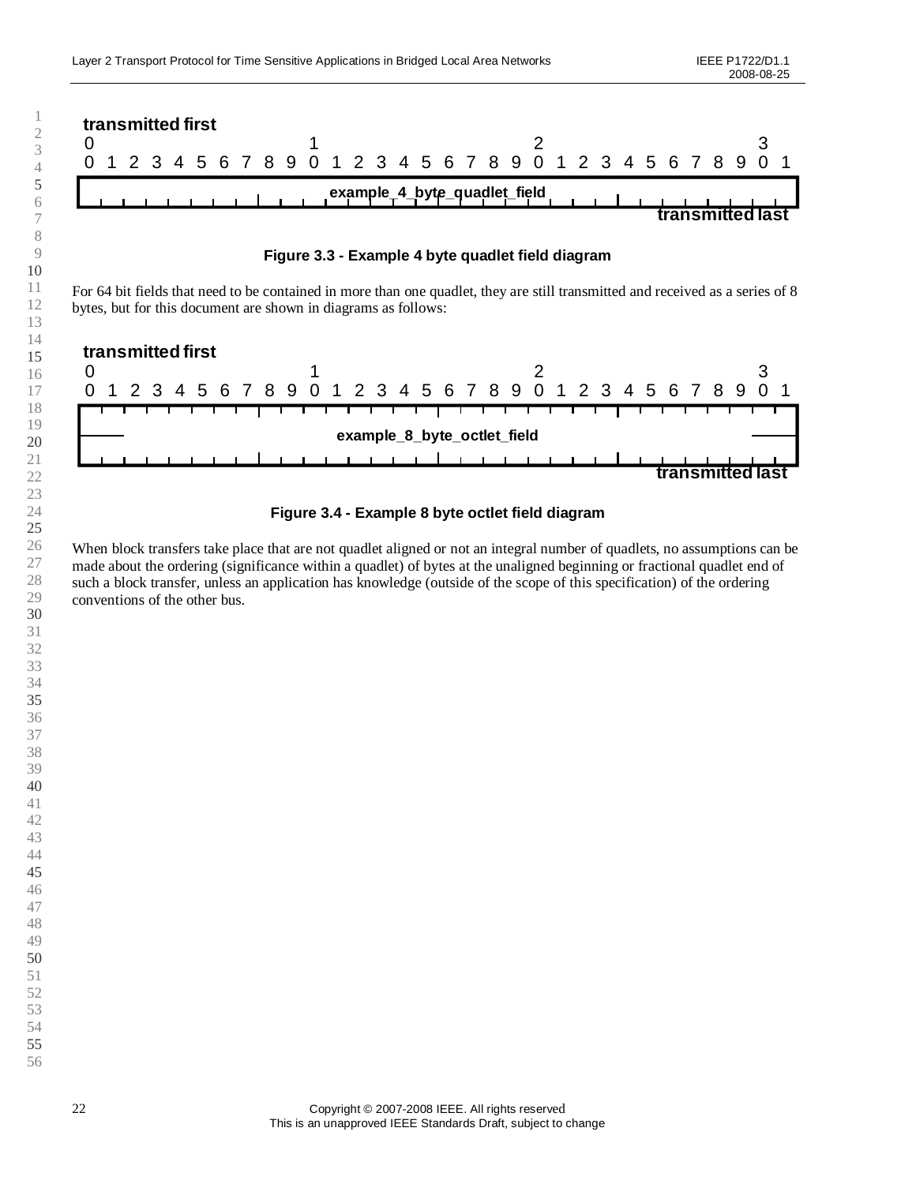transmitted first

| 0 | | | | | | | | | | 1 | | | | | | | | | | 2 | | | | | | | | | | 3 | |
|---|---|---|---|---|---|---|---|---|---|---|---|---|---|---|---|---|---|---|---|---|---|---|---|---|---|---|---|---|---|---|---|
| 0 | 1 | 2 | 3 | 4 | 5 | 6 | 7 | 8 | 9 | 0 | 1 | 2 | 3 | 4 | 5 | 6 | 7 | 8 | 9 | 0 | 1 | 2 | 3 | 4 | 5 | 6 | 7 | 8 | 9 | 0 | 1 |
| example_4_byte_quadlet_field | | | | | | | | | | | | | | | | | | | | | | | | | | | | | | | |

transmitted last

**Figure 3.3 - Example 4 byte quadlet field diagram**

For 64 bit fields that need to be contained in more than one quadlet, they are still transmitted and received as a series of 8 bytes, but for this document are shown in diagrams as follows:

transmitted first

| 0 | | | | | | | | | | 1 | | | | | | | | | | 2 | | | | | | | | | | 3 | |
|---|---|---|---|---|---|---|---|---|---|---|---|---|---|---|---|---|---|---|---|---|---|---|---|---|---|---|---|---|---|---|---|
| 0 | 1 | 2 | 3 | 4 | 5 | 6 | 7 | 8 | 9 | 0 | 1 | 2 | 3 | 4 | 5 | 6 | 7 | 8 | 9 | 0 | 1 | 2 | 3 | 4 | 5 | 6 | 7 | 8 | 9 | 0 | 1 |
| example_8_byte_octlet_field | | | | | | | | | | | | | | | | | | | | | | | | | | | | | | | |

transmitted last

**Figure 3.4 - Example 8 byte octlet field diagram**

When block transfers take place that are not quadlet aligned or not an integral number of quadlets, no assumptions can be made about the ordering (significance within a quadlet) of bytes at the unaligned beginning or fractional quadlet end of such a block transfer, unless an application has knowledge (outside of the scope of this specification) of the ordering conventions of the other bus.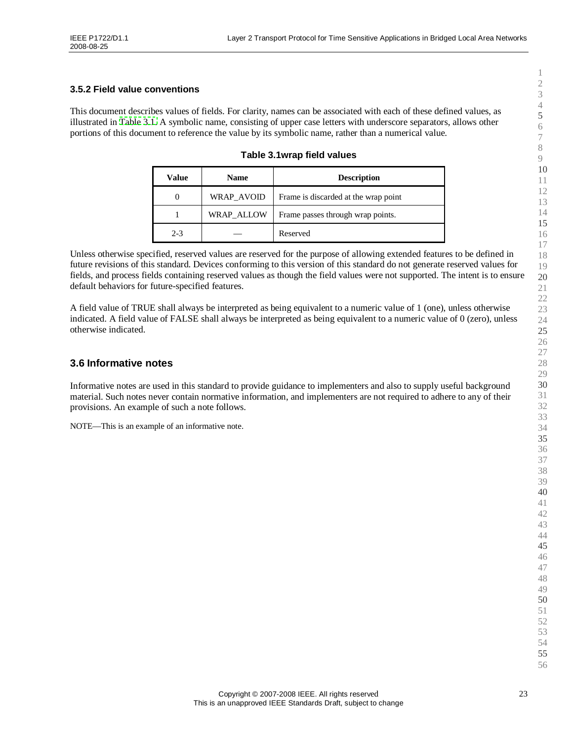### 3.5.2 Field value conventions

This document describes values of fields. For clarity, names can be associated with each of these defined values, as illustrated in Table 3.1. A symbolic name, consisting of upper case letters with underscore separators, allows other portions of this document to reference the value by its symbolic name, rather than a numerical value.

**Table 3.1wrap field values**

| Value | Name | Description |
|---|---|---|
| 0 | WRAP_AVOID | Frame is discarded at the wrap point |
| 1 | WRAP_ALLOW | Frame passes through wrap points. |
| 2-3 | — | Reserved |

Unless otherwise specified, reserved values are reserved for the purpose of allowing extended features to be defined in future revisions of this standard. Devices conforming to this version of this standard do not generate reserved values for fields, and process fields containing reserved values as though the field values were not supported. The intent is to ensure default behaviors for future-specified features.

A field value of TRUE shall always be interpreted as being equivalent to a numeric value of 1 (one), unless otherwise indicated. A field value of FALSE shall always be interpreted as being equivalent to a numeric value of 0 (zero), unless otherwise indicated.

## 3.6 Informative notes

Informative notes are used in this standard to provide guidance to implementers and also to supply useful background material. Such notes never contain normative information, and implementers are not required to adhere to any of their provisions. An example of such a note follows.

NOTE—This is an example of an informative note.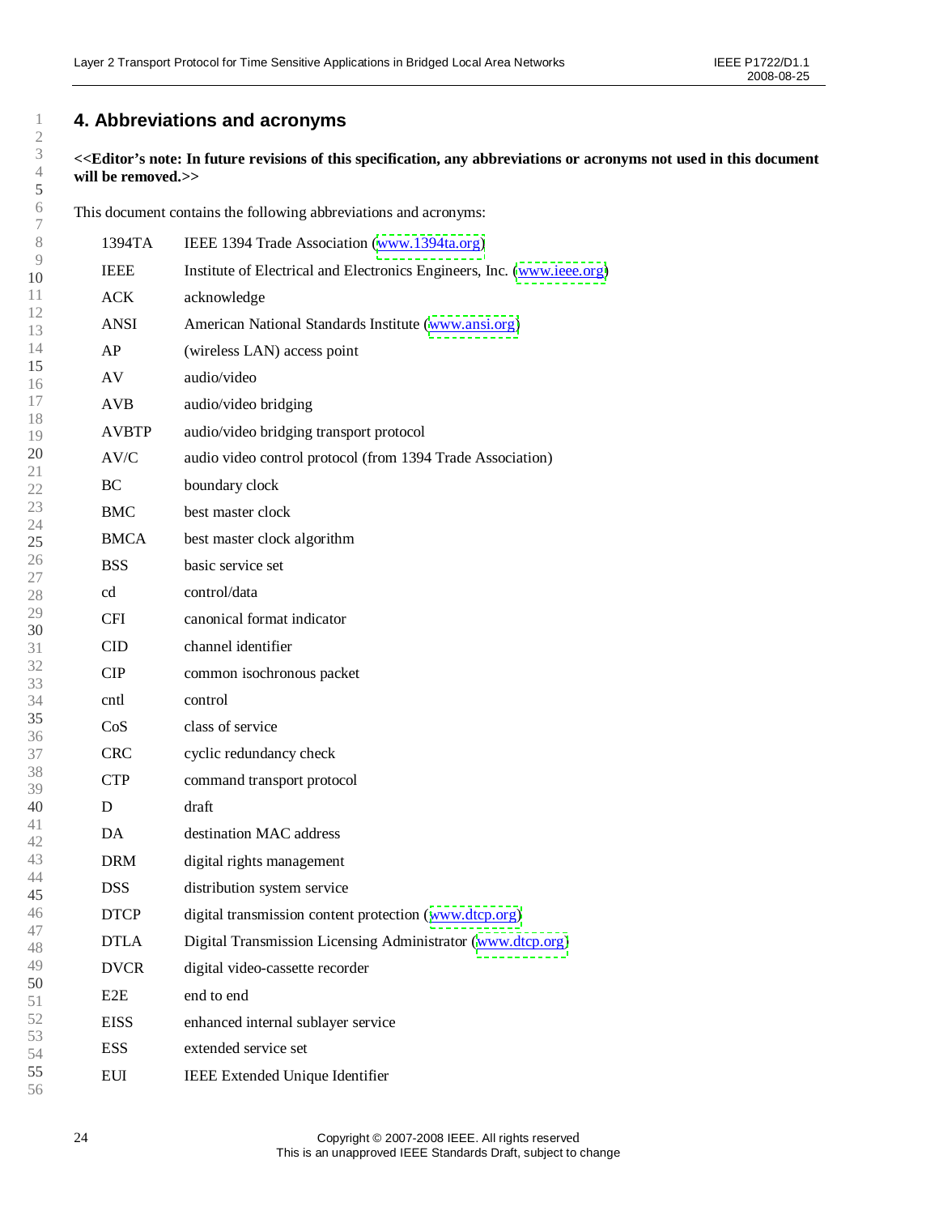# 4. Abbreviations and acronyms

**<<Editor's note: In future revisions of this specification, any abbreviations or acronyms not used in this document will be removed.>>**

This document contains the following abbreviations and acronyms:

| | |
|---|---|
| 1394TA | IEEE 1394 Trade Association (www.1394ta.org) |
| IEEE | Institute of Electrical and Electronics Engineers, Inc. (www.ieee.org) |
| ACK | acknowledge |
| ANSI | American National Standards Institute (www.ansi.org) |
| AP | (wireless LAN) access point |
| AV | audio/video |
| AVB | audio/video bridging |
| AVBTP | audio/video bridging transport protocol |
| AV/C | audio video control protocol (from 1394 Trade Association) |
| BC | boundary clock |
| BMC | best master clock |
| BMCA | best master clock algorithm |
| BSS | basic service set |
| cd | control/data |
| CFI | canonical format indicator |
| CID | channel identifier |
| CIP | common isochronous packet |
| cntl | control |
| CoS | class of service |
| CRC | cyclic redundancy check |
| CTP | command transport protocol |
| D | draft |
| DA | destination MAC address |
| DRM | digital rights management |
| DSS | distribution system service |
| DTCP | digital transmission content protection (www.dtcp.org) |
| DTLA | Digital Transmission Licensing Administrator (www.dtcp.org) |
| DVCR | digital video-cassette recorder |
| E2E | end to end |
| EISS | enhanced internal sublayer service |
| ESS | extended service set |
| EUI | IEEE Extended Unique Identifier |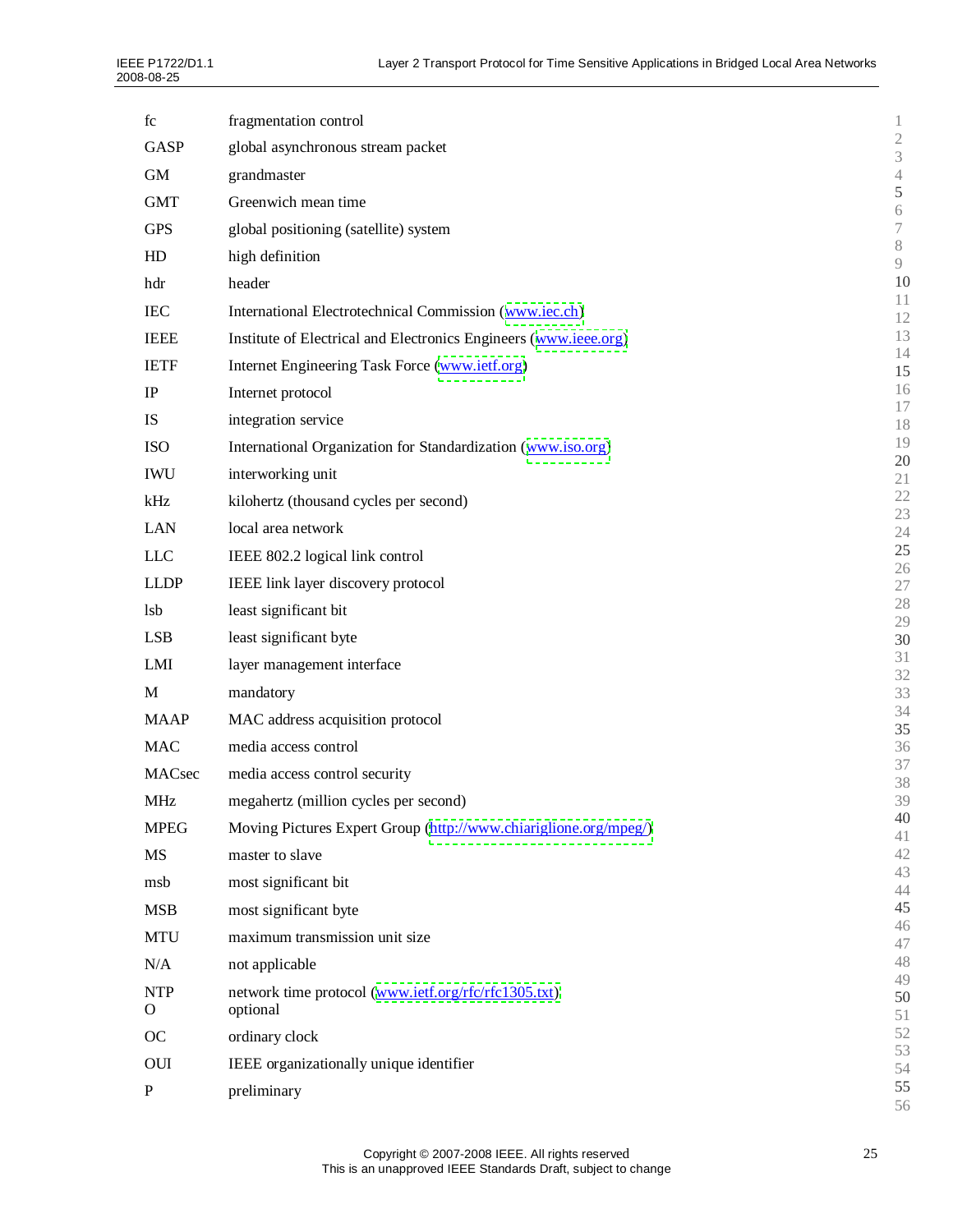fc fragmentation control

GASP global asynchronous stream packet

GM grandmaster

GMT Greenwich mean time

GPS global positioning (satellite) system

HD high definition

hdr header

IEC International Electrotechnical Commission (www.iec.ch)

IEEE Institute of Electrical and Electronics Engineers (www.ieee.org)

IETF Internet Engineering Task Force (www.ietf.org)

IP Internet protocol

IS integration service

ISO International Organization for Standardization (www.iso.org)

IWU interworking unit

kHz kilohertz (thousand cycles per second)

LAN local area network

LLC IEEE 802.2 logical link control

LLDP IEEE link layer discovery protocol

lsb least significant bit

LSB least significant byte

LMI layer management interface

M mandatory

MAAP MAC address acquisition protocol

MAC media access control

MACsec media access control security

MHz megahertz (million cycles per second)

MPEG Moving Pictures Expert Group (http://www.chiariglione.org/mpeg/)

MS master to slave

msb most significant bit

MSB most significant byte

MTU maximum transmission unit size

N/A not applicable

NTP network time protocol (www.ietf.org/rfc/rfc1305.txt)

O optional

OC ordinary clock

OUI IEEE organizationally unique identifier

P preliminary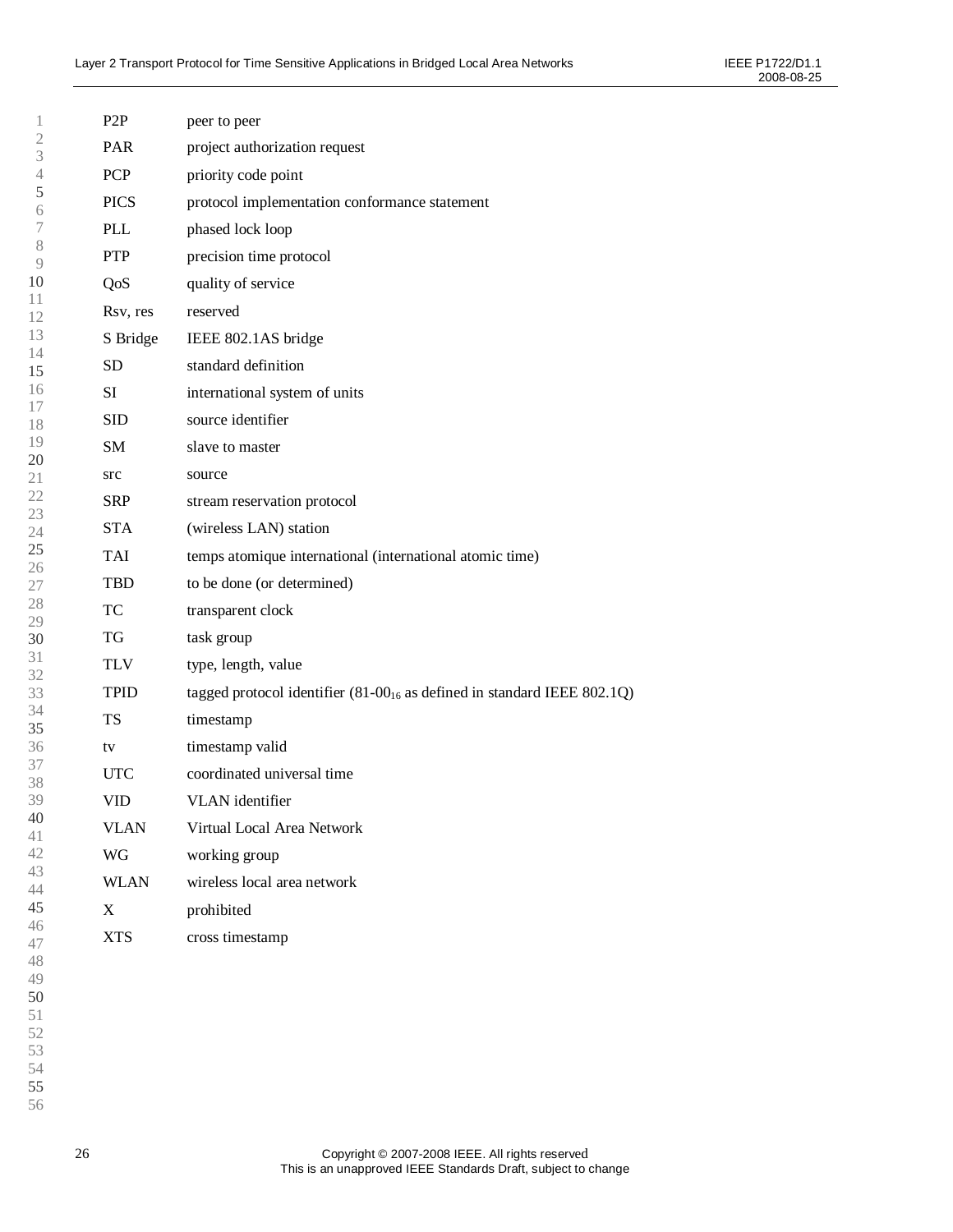| | |
|---|---|
| P2P | peer to peer |
| PAR | project authorization request |
| PCP | priority code point |
| PICS | protocol implementation conformance statement |
| PLL | phased lock loop |
| PTP | precision time protocol |
| QoS | quality of service |
| Rsv, res | reserved |
| S Bridge | IEEE 802.1AS bridge |
| SD | standard definition |
| SI | international system of units |
| SID | source identifier |
| SM | slave to master |
| src | source |
| SRP | stream reservation protocol |
| STA | (wireless LAN) station |
| TAI | temps atomique international (international atomic time) |
| TBD | to be done (or determined) |
| TC | transparent clock |
| TG | task group |
| TLV | type, length, value |
| TPID | tagged protocol identifier (81-$00_{16}$ as defined in standard IEEE 802.1Q) |
| TS | timestamp |
| tv | timestamp valid |
| UTC | coordinated universal time |
| VID | VLAN identifier |
| VLAN | Virtual Local Area Network |
| WG | working group |
| WLAN | wireless local area network |
| X | prohibited |
| XTS | cross timestamp |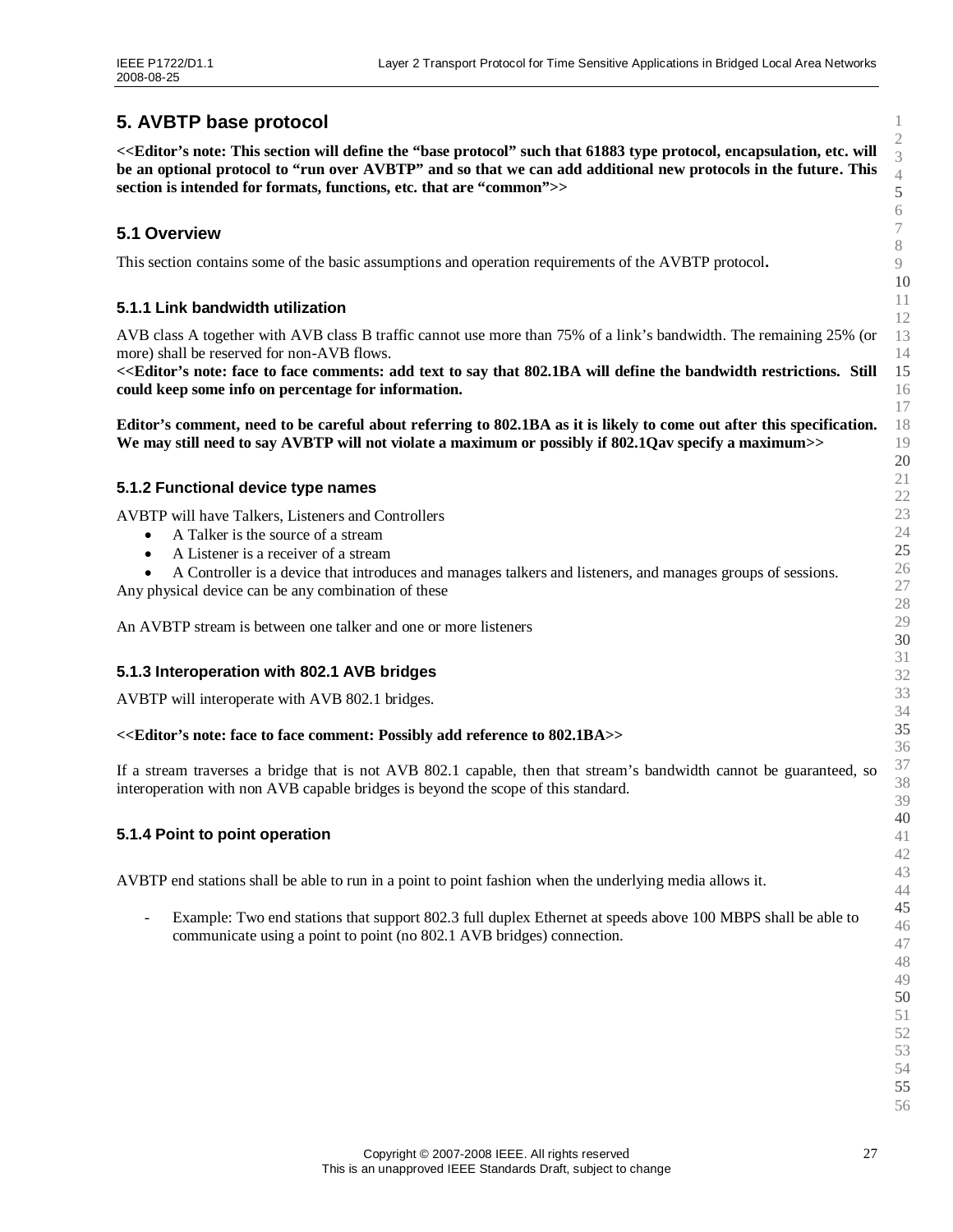# 5. AVBTP base protocol

**<<Editor's note: This section will define the "base protocol" such that 61883 type protocol, encapsulation, etc. will be an optional protocol to "run over AVBTP" and so that we can add additional new protocols in the future. This section is intended for formats, functions, etc. that are "common">>**

## 5.1 Overview

This section contains some of the basic assumptions and operation requirements of the AVBTP protocol**.**

### 5.1.1 Link bandwidth utilization

AVB class A together with AVB class B traffic cannot use more than 75% of a link's bandwidth. The remaining 25% (or more) shall be reserved for non-AVB flows.
**<<Editor's note: face to face comments: add text to say that 802.1BA will define the bandwidth restrictions. Still could keep some info on percentage for information.**

**Editor's comment, need to be careful about referring to 802.1BA as it is likely to come out after this specification. We may still need to say AVBTP will not violate a maximum or possibly if 802.1Qav specify a maximum>>**

### 5.1.2 Functional device type names

AVBTP will have Talkers, Listeners and Controllers

- A Talker is the source of a stream
- A Listener is a receiver of a stream
- A Controller is a device that introduces and manages talkers and listeners, and manages groups of sessions.

Any physical device can be any combination of these

An AVBTP stream is between one talker and one or more listeners

### 5.1.3 Interoperation with 802.1 AVB bridges

AVBTP will interoperate with AVB 802.1 bridges.

**<<Editor's note: face to face comment: Possibly add reference to 802.1BA>>**

If a stream traverses a bridge that is not AVB 802.1 capable, then that stream's bandwidth cannot be guaranteed, so interoperation with non AVB capable bridges is beyond the scope of this standard.

### 5.1.4 Point to point operation

AVBTP end stations shall be able to run in a point to point fashion when the underlying media allows it.

- Example: Two end stations that support 802.3 full duplex Ethernet at speeds above 100 MBPS shall be able to communicate using a point to point (no 802.1 AVB bridges) connection.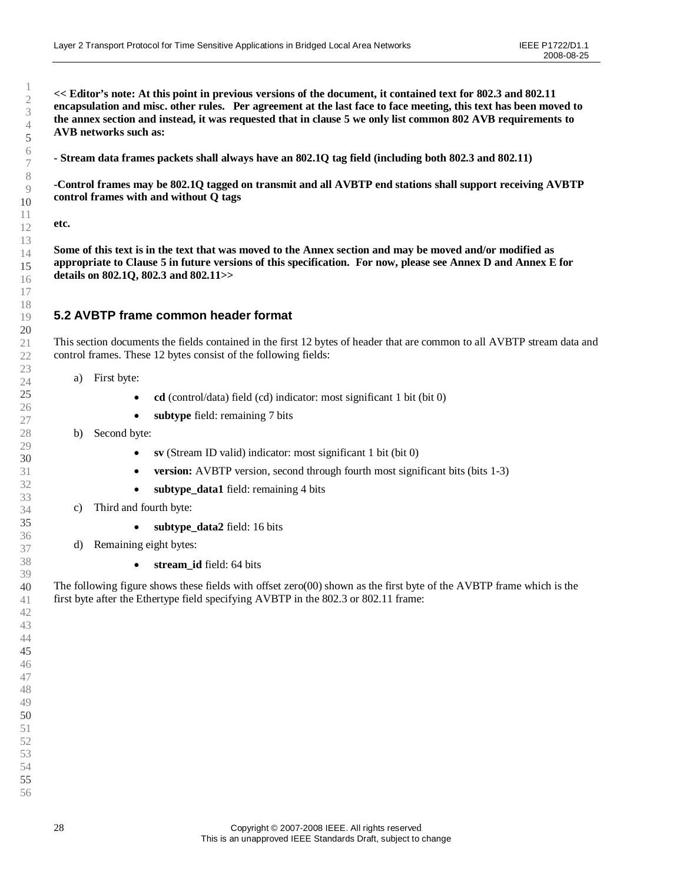**<< Editor's note: At this point in previous versions of the document, it contained text for 802.3 and 802.11 encapsulation and misc. other rules. Per agreement at the last face to face meeting, this text has been moved to the annex section and instead, it was requested that in clause 5 we only list common 802 AVB requirements to AVB networks such as:**

**- Stream data frames packets shall always have an 802.1Q tag field (including both 802.3 and 802.11)**

**-Control frames may be 802.1Q tagged on transmit and all AVBTP end stations shall support receiving AVBTP control frames with and without Q tags**

**etc.**

**Some of this text is in the text that was moved to the Annex section and may be moved and/or modified as appropriate to Clause 5 in future versions of this specification. For now, please see Annex D and Annex E for details on 802.1Q, 802.3 and 802.11>>**

## 5.2 AVBTP frame common header format

This section documents the fields contained in the first 12 bytes of header that are common to all AVBTP stream data and control frames. These 12 bytes consist of the following fields:

a) First byte:
   - **cd** (control/data) field (cd) indicator: most significant 1 bit (bit 0)
   - **subtype** field: remaining 7 bits

b) Second byte:
   - **sv** (Stream ID valid) indicator: most significant 1 bit (bit 0)
   - **version:** AVBTP version, second through fourth most significant bits (bits 1-3)
   - **subtype_data1** field: remaining 4 bits

c) Third and fourth byte:
   - **subtype_data2** field: 16 bits

d) Remaining eight bytes:
   - **stream_id** field: 64 bits

The following figure shows these fields with offset zero(00) shown as the first byte of the AVBTP frame which is the first byte after the Ethertype field specifying AVBTP in the 802.3 or 802.11 frame: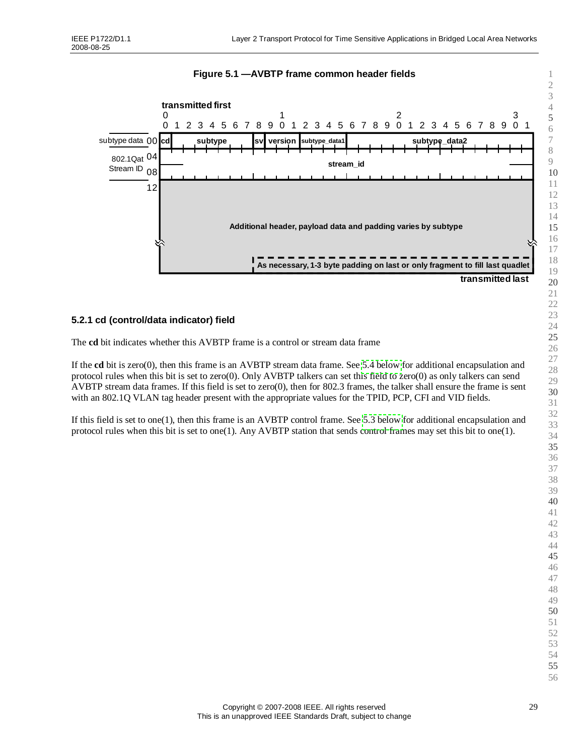**Figure 5.1 —AVBTP frame common header fields**

| | transmitted first | | | | | |
|---|---|---|---|---|---|---|
| subtype data 00 | cd | subtype | sv | version | subtype_data1 | subtype_data2 |
| 802.1Qat Stream ID 04 | stream_id | | | | | |
| 08 | | | | | | |
| 12 | Additional header, payload data and padding varies by subtype | | | | | |
| | As necessary, 1-3 byte padding on last or only fragment to fill last quadlet | | | | | |
| | | | | | | transmitted last |

### 5.2.1 cd (control/data indicator) field

The **cd** bit indicates whether this AVBTP frame is a control or stream data frame

If the **cd** bit is zero(0), then this frame is an AVBTP stream data frame. See 5.4 below for additional encapsulation and protocol rules when this bit is set to zero(0). Only AVBTP talkers can set this field to zero(0) as only talkers can send AVBTP stream data frames. If this field is set to zero(0), then for 802.3 frames, the talker shall ensure the frame is sent with an 802.1Q VLAN tag header present with the appropriate values for the TPID, PCP, CFI and VID fields.

If this field is set to one(1), then this frame is an AVBTP control frame. See 5.3 below for additional encapsulation and protocol rules when this bit is set to one(1). Any AVBTP station that sends control frames may set this bit to one(1).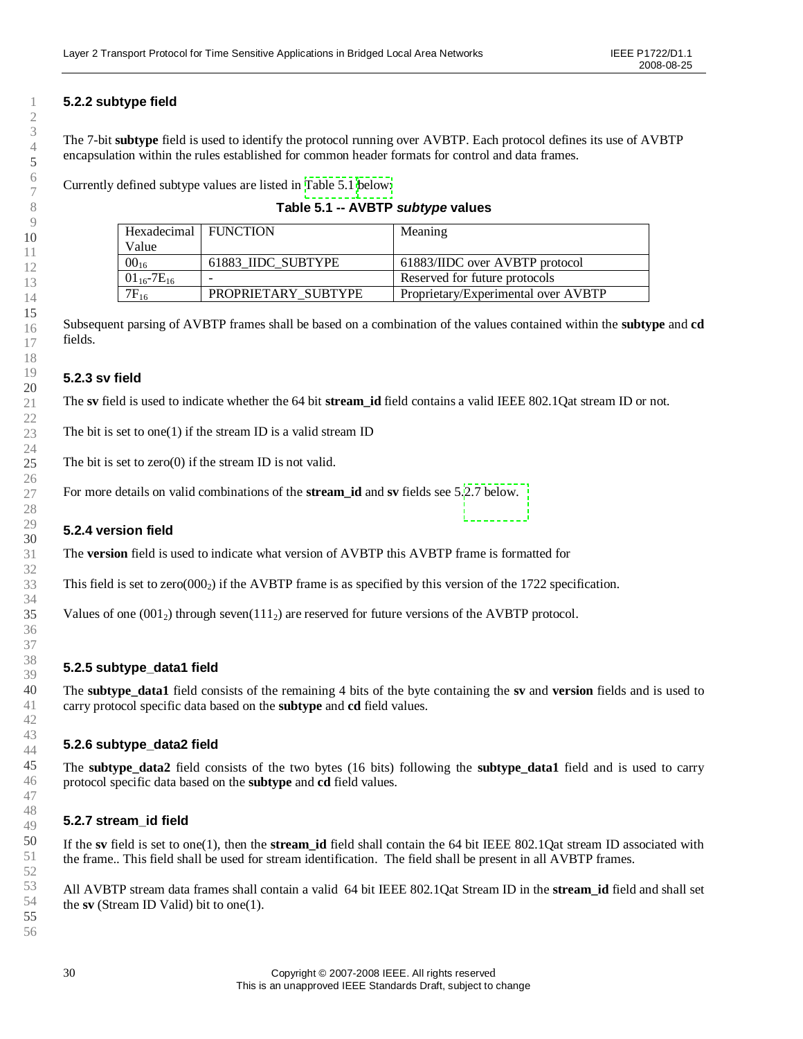### 5.2.2 subtype field

The 7-bit **subtype** field is used to identify the protocol running over AVBTP. Each protocol defines its use of AVBTP encapsulation within the rules established for common header formats for control and data frames.

Currently defined subtype values are listed in Table 5.1 below:

**Table 5.1 -- AVBTP *subtype* values**

| Hexadecimal Value | FUNCTION | Meaning |
|---|---|---|
| $00_{16}$ | 61883_IIDC_SUBTYPE | 61883/IIDC over AVBTP protocol |
| $01_{16}$-$7E_{16}$ | - | Reserved for future protocols |
| $7F_{16}$ | PROPRIETARY_SUBTYPE | Proprietary/Experimental over AVBTP |

Subsequent parsing of AVBTP frames shall be based on a combination of the values contained within the **subtype** and **cd** fields.

### 5.2.3 sv field

The **sv** field is used to indicate whether the 64 bit **stream_id** field contains a valid IEEE 802.1Qat stream ID or not.

The bit is set to one(1) if the stream ID is a valid stream ID

The bit is set to zero(0) if the stream ID is not valid.

For more details on valid combinations of the **stream_id** and **sv** fields see 5.2.7 below.

### 5.2.4 version field

The **version** field is used to indicate what version of AVBTP this AVBTP frame is formatted for

This field is set to zero($000_2$) if the AVBTP frame is as specified by this version of the 1722 specification.

Values of one ($001_2$) through seven($111_2$) are reserved for future versions of the AVBTP protocol.

### 5.2.5 subtype_data1 field

The **subtype_data1** field consists of the remaining 4 bits of the byte containing the **sv** and **version** fields and is used to carry protocol specific data based on the **subtype** and **cd** field values.

### 5.2.6 subtype_data2 field

The **subtype_data2** field consists of the two bytes (16 bits) following the **subtype_data1** field and is used to carry protocol specific data based on the **subtype** and **cd** field values.

### 5.2.7 stream_id field

If the **sv** field is set to one(1), then the **stream_id** field shall contain the 64 bit IEEE 802.1Qat stream ID associated with the frame.. This field shall be used for stream identification. The field shall be present in all AVBTP frames.

All AVBTP stream data frames shall contain a valid 64 bit IEEE 802.1Qat Stream ID in the **stream_id** field and shall set the **sv** (Stream ID Valid) bit to one(1).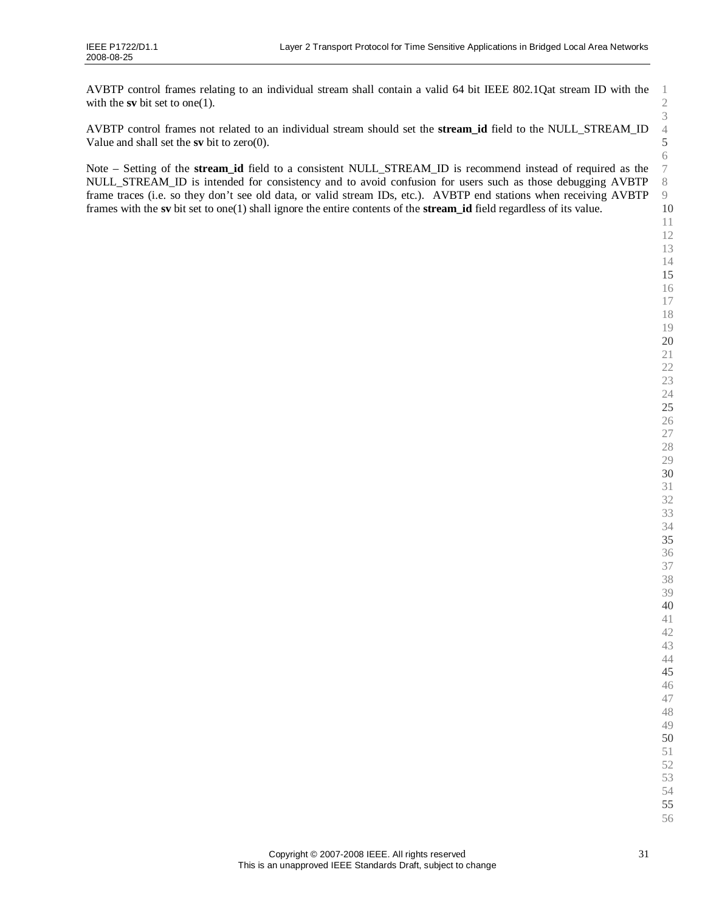AVBTP control frames relating to an individual stream shall contain a valid 64 bit IEEE 802.1Qat stream ID with the with the **sv** bit set to one(1).

AVBTP control frames not related to an individual stream should set the **stream_id** field to the NULL_STREAM_ID Value and shall set the **sv** bit to zero(0).

Note – Setting of the **stream_id** field to a consistent NULL_STREAM_ID is recommend instead of required as the NULL_STREAM_ID is intended for consistency and to avoid confusion for users such as those debugging AVBTP frame traces (i.e. so they don't see old data, or valid stream IDs, etc.). AVBTP end stations when receiving AVBTP frames with the **sv** bit set to one(1) shall ignore the entire contents of the **stream_id** field regardless of its value.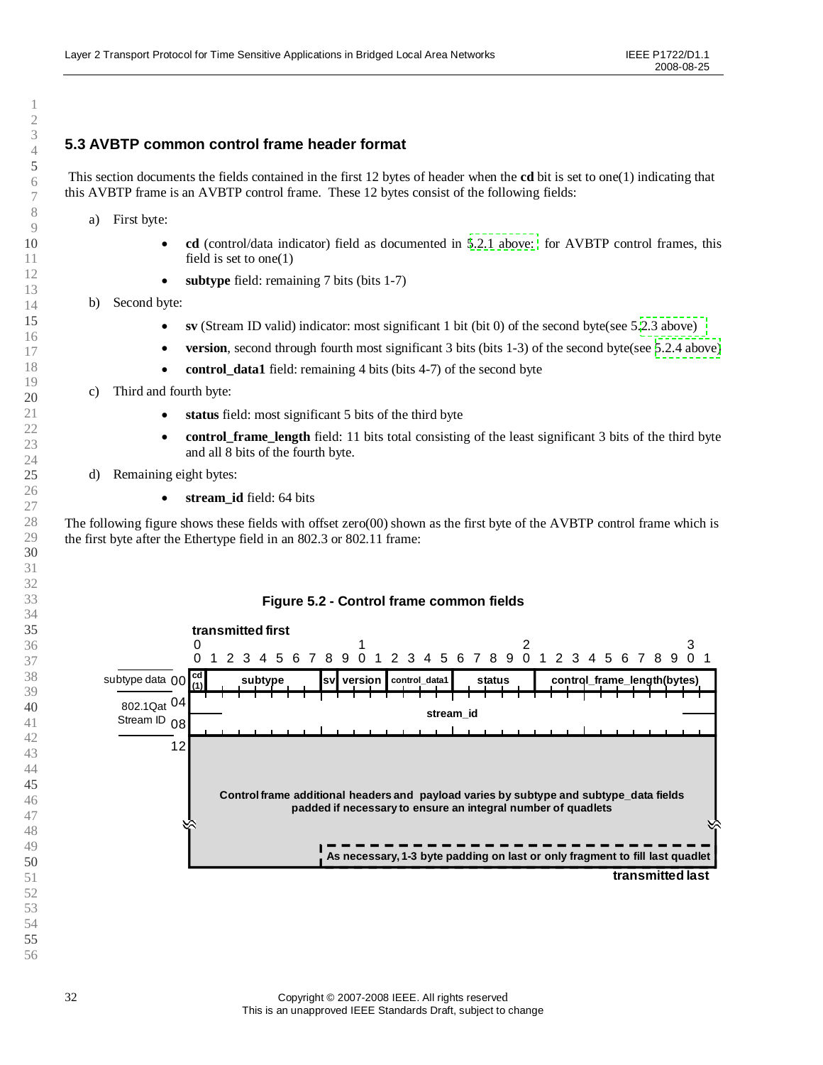## 5.3 AVBTP common control frame header format

This section documents the fields contained in the first 12 bytes of header when the **cd** bit is set to one(1) indicating that this AVBTP frame is an AVBTP control frame. These 12 bytes consist of the following fields:

a) First byte:

- **cd** (control/data indicator) field as documented in 5.2.1 above: for AVBTP control frames, this field is set to one(1)
- **subtype** field: remaining 7 bits (bits 1-7)

b) Second byte:

- **sv** (Stream ID valid) indicator: most significant 1 bit (bit 0) of the second byte(see 5.2.3 above)
- **version**, second through fourth most significant 3 bits (bits 1-3) of the second byte(see 5.2.4 above)
- **control_data1** field: remaining 4 bits (bits 4-7) of the second byte

c) Third and fourth byte:

- **status** field: most significant 5 bits of the third byte
- **control_frame_length** field: 11 bits total consisting of the least significant 3 bits of the third byte and all 8 bits of the fourth byte.

d) Remaining eight bytes:

- **stream_id** field: 64 bits

The following figure shows these fields with offset zero(00) shown as the first byte of the AVBTP control frame which is the first byte after the Ethertype field in an 802.3 or 802.11 frame:

**Figure 5.2 - Control frame common fields**

| Offset | Bits 0 | 1-7 | 8 | 9-11 | 12-15 | 16-20 | 21-31 |
|---|---|---|---|---|---|---|---|
| subtype data 00 | cd (1) | subtype | sv | version | control_data1 | status | control_frame_length(bytes) |
| 802.1Qat Stream ID 04 | stream_id | | | | | | |
| 08 | | | | | | | |
| 12 | Control frame additional headers and payload varies by subtype and subtype_data fields padded if necessary to ensure an integral number of quadlets | | | | | | |
| | | | As necessary, 1-3 byte padding on last or only fragment to fill last quadlet | | | | |

transmitted first … transmitted last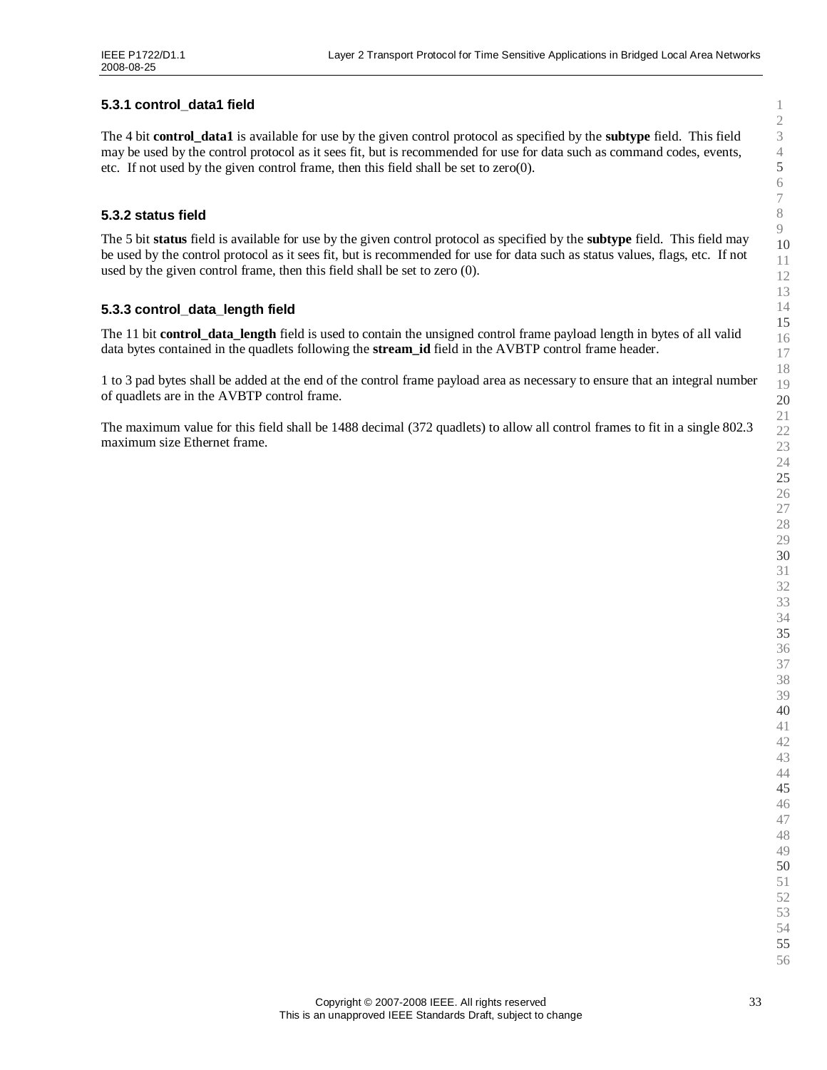### 5.3.1 control_data1 field

The 4 bit **control_data1** is available for use by the given control protocol as specified by the **subtype** field. This field may be used by the control protocol as it sees fit, but is recommended for use for data such as command codes, events, etc. If not used by the given control frame, then this field shall be set to zero(0).

### 5.3.2 status field

The 5 bit **status** field is available for use by the given control protocol as specified by the **subtype** field. This field may be used by the control protocol as it sees fit, but is recommended for use for data such as status values, flags, etc. If not used by the given control frame, then this field shall be set to zero (0).

### 5.3.3 control_data_length field

The 11 bit **control_data_length** field is used to contain the unsigned control frame payload length in bytes of all valid data bytes contained in the quadlets following the **stream_id** field in the AVBTP control frame header.

1 to 3 pad bytes shall be added at the end of the control frame payload area as necessary to ensure that an integral number of quadlets are in the AVBTP control frame.

The maximum value for this field shall be 1488 decimal (372 quadlets) to allow all control frames to fit in a single 802.3 maximum size Ethernet frame.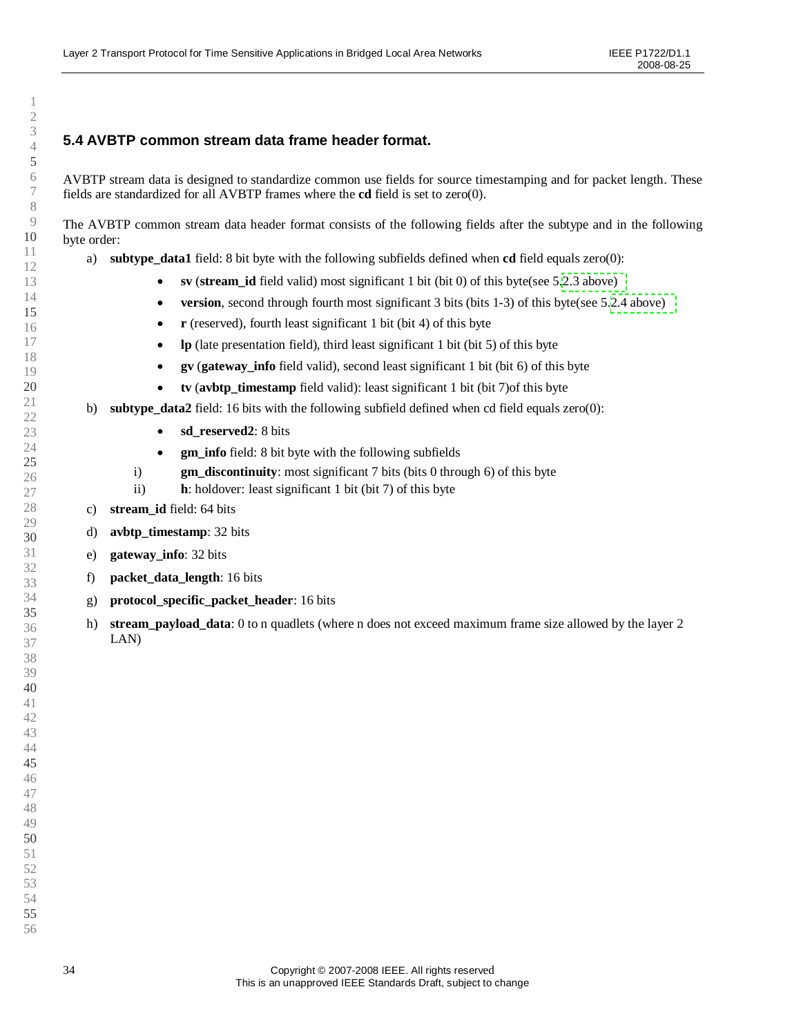## 5.4 AVBTP common stream data frame header format.

AVBTP stream data is designed to standardize common use fields for source timestamping and for packet length. These fields are standardized for all AVBTP frames where the **cd** field is set to zero(0).

The AVBTP common stream data header format consists of the following fields after the subtype and in the following byte order:

a) **subtype_data1** field: 8 bit byte with the following subfields defined when **cd** field equals zero(0):
   - **sv** (**stream_id** field valid) most significant 1 bit (bit 0) of this byte(see 5.2.3 above)
   - **version**, second through fourth most significant 3 bits (bits 1-3) of this byte(see 5.2.4 above)
   - **r** (reserved), fourth least significant 1 bit (bit 4) of this byte
   - **lp** (late presentation field), third least significant 1 bit (bit 5) of this byte
   - **gv** (**gateway_info** field valid), second least significant 1 bit (bit 6) of this byte
   - **tv** (**avbtp_timestamp** field valid): least significant 1 bit (bit 7)of this byte

b) **subtype_data2** field: 16 bits with the following subfield defined when cd field equals zero(0):
   - **sd_reserved2**: 8 bits
   - **gm_info** field: 8 bit byte with the following subfields
     i) **gm_discontinuity**: most significant 7 bits (bits 0 through 6) of this byte
     ii) **h**: holdover: least significant 1 bit (bit 7) of this byte

c) **stream_id** field: 64 bits

d) **avbtp_timestamp**: 32 bits

e) **gateway_info**: 32 bits

f) **packet_data_length**: 16 bits

g) **protocol_specific_packet_header**: 16 bits

h) **stream_payload_data**: 0 to n quadlets (where n does not exceed maximum frame size allowed by the layer 2 LAN)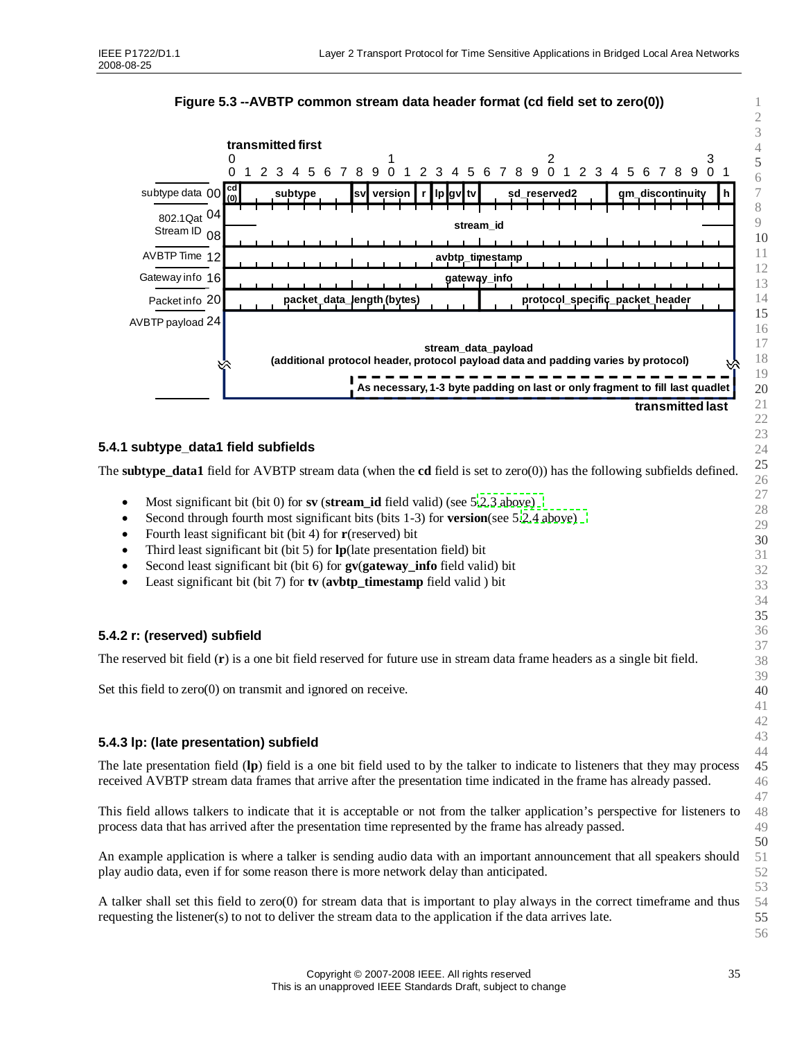**Figure 5.3 --AVBTP common stream data header format (cd field set to zero(0))**

| Offset | Label | Bits 0 | 1–7 | 8 | 9–11 | 12 | 13 | 14 | 15 | 16–23 | 24–30 | 31 |
|---|---|---|---|---|---|---|---|---|---|---|---|---|
| 00 | subtype data | cd (0) | subtype | sv | version | r | lp | gv | tv | sd_reserved2 | gm_discontinuity | h |
| 04–08 | 802.1Qat Stream ID | stream_id | | | | | | | | | | |
| 12 | AVBTP Time | avbtp_timestamp | | | | | | | | | | |
| 16 | Gateway info | gateway_info | | | | | | | | | | |
| 20 | Packet info | packet_data_length (bytes) (bits 0–15) | | | | | | | | protocol_specific_packet_header (bits 16–31) | | |
| 24 | AVBTP payload | stream_data_payload (additional protocol header, protocol payload data and padding varies by protocol) | | | | | | | | | | |
| | | As necessary, 1-3 byte padding on last or only fragment to fill last quadlet | | | | | | | | | | |

transmitted first … transmitted last

### 5.4.1 subtype_data1 field subfields

The **subtype_data1** field for AVBTP stream data (when the **cd** field is set to zero(0)) has the following subfields defined.

- Most significant bit (bit 0) for **sv** (**stream_id** field valid) (see 5.2.3 above)
- Second through fourth most significant bits (bits 1-3) for **version**(see 5.2.4 above)
- Fourth least significant bit (bit 4) for **r**(reserved) bit
- Third least significant bit (bit 5) for **lp**(late presentation field) bit
- Second least significant bit (bit 6) for **gv**(**gateway_info** field valid) bit
- Least significant bit (bit 7) for **tv** (**avbtp_timestamp** field valid ) bit

### 5.4.2 r: (reserved) subfield

The reserved bit field (**r**) is a one bit field reserved for future use in stream data frame headers as a single bit field.

Set this field to zero(0) on transmit and ignored on receive.

### 5.4.3 lp: (late presentation) subfield

The late presentation field (**lp**) field is a one bit field used to by the talker to indicate to listeners that they may process received AVBTP stream data frames that arrive after the presentation time indicated in the frame has already passed.

This field allows talkers to indicate that it is acceptable or not from the talker application's perspective for listeners to process data that has arrived after the presentation time represented by the frame has already passed.

An example application is where a talker is sending audio data with an important announcement that all speakers should play audio data, even if for some reason there is more network delay than anticipated.

A talker shall set this field to zero(0) for stream data that is important to play always in the correct timeframe and thus requesting the listener(s) to not to deliver the stream data to the application if the data arrives late.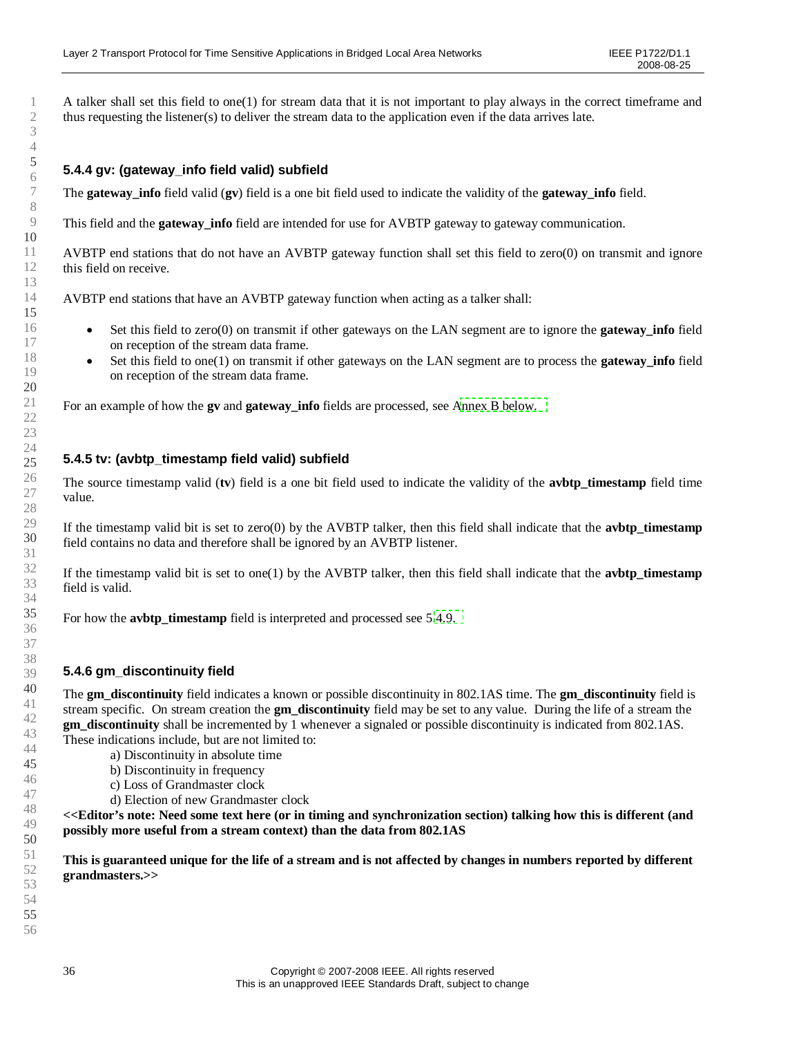A talker shall set this field to one(1) for stream data that it is not important to play always in the correct timeframe and thus requesting the listener(s) to deliver the stream data to the application even if the data arrives late.

### 5.4.4 gv: (gateway_info field valid) subfield

The **gateway_info** field valid (**gv**) field is a one bit field used to indicate the validity of the **gateway_info** field.

This field and the **gateway_info** field are intended for use for AVBTP gateway to gateway communication.

AVBTP end stations that do not have an AVBTP gateway function shall set this field to zero(0) on transmit and ignore this field on receive.

AVBTP end stations that have an AVBTP gateway function when acting as a talker shall:

- Set this field to zero(0) on transmit if other gateways on the LAN segment are to ignore the **gateway_info** field on reception of the stream data frame.
- Set this field to one(1) on transmit if other gateways on the LAN segment are to process the **gateway_info** field on reception of the stream data frame.

For an example of how the **gv** and **gateway_info** fields are processed, see Annex B below.

### 5.4.5 tv: (avbtp_timestamp field valid) subfield

The source timestamp valid (**tv**) field is a one bit field used to indicate the validity of the **avbtp_timestamp** field time value.

If the timestamp valid bit is set to zero(0) by the AVBTP talker, then this field shall indicate that the **avbtp_timestamp** field contains no data and therefore shall be ignored by an AVBTP listener.

If the timestamp valid bit is set to one(1) by the AVBTP talker, then this field shall indicate that the **avbtp_timestamp** field is valid.

For how the **avbtp_timestamp** field is interpreted and processed see 5.4.9.

### 5.4.6 gm_discontinuity field

The **gm_discontinuity** field indicates a known or possible discontinuity in 802.1AS time. The **gm_discontinuity** field is stream specific. On stream creation the **gm_discontinuity** field may be set to any value. During the life of a stream the **gm_discontinuity** shall be incremented by 1 whenever a signaled or possible discontinuity is indicated from 802.1AS. These indications include, but are not limited to:

a) Discontinuity in absolute time
b) Discontinuity in frequency
c) Loss of Grandmaster clock
d) Election of new Grandmaster clock

**<<Editor's note: Need some text here (or in timing and synchronization section) talking how this is different (and possibly more useful from a stream context) than the data from 802.1AS**

**This is guaranteed unique for the life of a stream and is not affected by changes in numbers reported by different grandmasters.>>**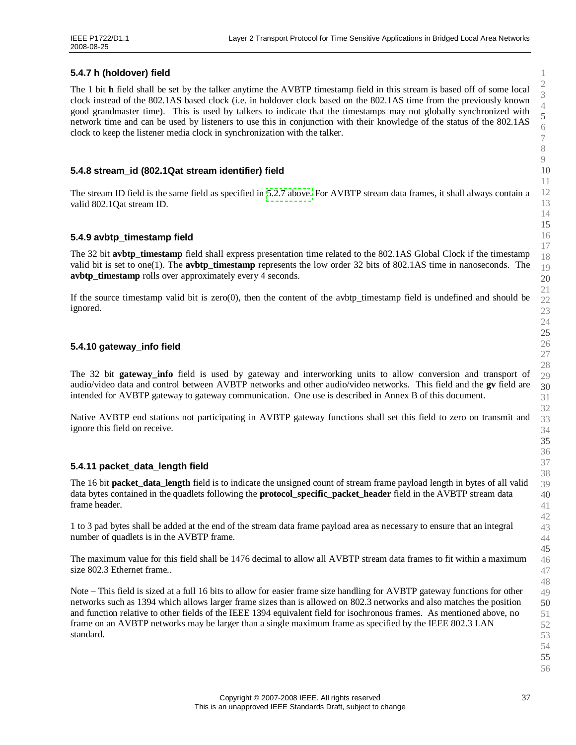### 5.4.7 h (holdover) field

The 1 bit **h** field shall be set by the talker anytime the AVBTP timestamp field in this stream is based off of some local clock instead of the 802.1AS based clock (i.e. in holdover clock based on the 802.1AS time from the previously known good grandmaster time). This is used by talkers to indicate that the timestamps may not globally synchronized with network time and can be used by listeners to use this in conjunction with their knowledge of the status of the 802.1AS clock to keep the listener media clock in synchronization with the talker.

### 5.4.8 stream_id (802.1Qat stream identifier) field

The stream ID field is the same field as specified in 5.2.7 above. For AVBTP stream data frames, it shall always contain a valid 802.1Qat stream ID.

### 5.4.9 avbtp_timestamp field

The 32 bit **avbtp_timestamp** field shall express presentation time related to the 802.1AS Global Clock if the timestamp valid bit is set to one(1). The **avbtp_timestamp** represents the low order 32 bits of 802.1AS time in nanoseconds. The **avbtp_timestamp** rolls over approximately every 4 seconds.

If the source timestamp valid bit is zero(0), then the content of the avbtp_timestamp field is undefined and should be ignored.

### 5.4.10 gateway_info field

The 32 bit **gateway_info** field is used by gateway and interworking units to allow conversion and transport of audio/video data and control between AVBTP networks and other audio/video networks. This field and the **gv** field are intended for AVBTP gateway to gateway communication. One use is described in Annex B of this document.

Native AVBTP end stations not participating in AVBTP gateway functions shall set this field to zero on transmit and ignore this field on receive.

### 5.4.11 packet_data_length field

The 16 bit **packet_data_length** field is to indicate the unsigned count of stream frame payload length in bytes of all valid data bytes contained in the quadlets following the **protocol_specific_packet_header** field in the AVBTP stream data frame header.

1 to 3 pad bytes shall be added at the end of the stream data frame payload area as necessary to ensure that an integral number of quadlets is in the AVBTP frame.

The maximum value for this field shall be 1476 decimal to allow all AVBTP stream data frames to fit within a maximum size 802.3 Ethernet frame..

Note – This field is sized at a full 16 bits to allow for easier frame size handling for AVBTP gateway functions for other networks such as 1394 which allows larger frame sizes than is allowed on 802.3 networks and also matches the position and function relative to other fields of the IEEE 1394 equivalent field for isochronous frames. As mentioned above, no frame on an AVBTP networks may be larger than a single maximum frame as specified by the IEEE 802.3 LAN standard.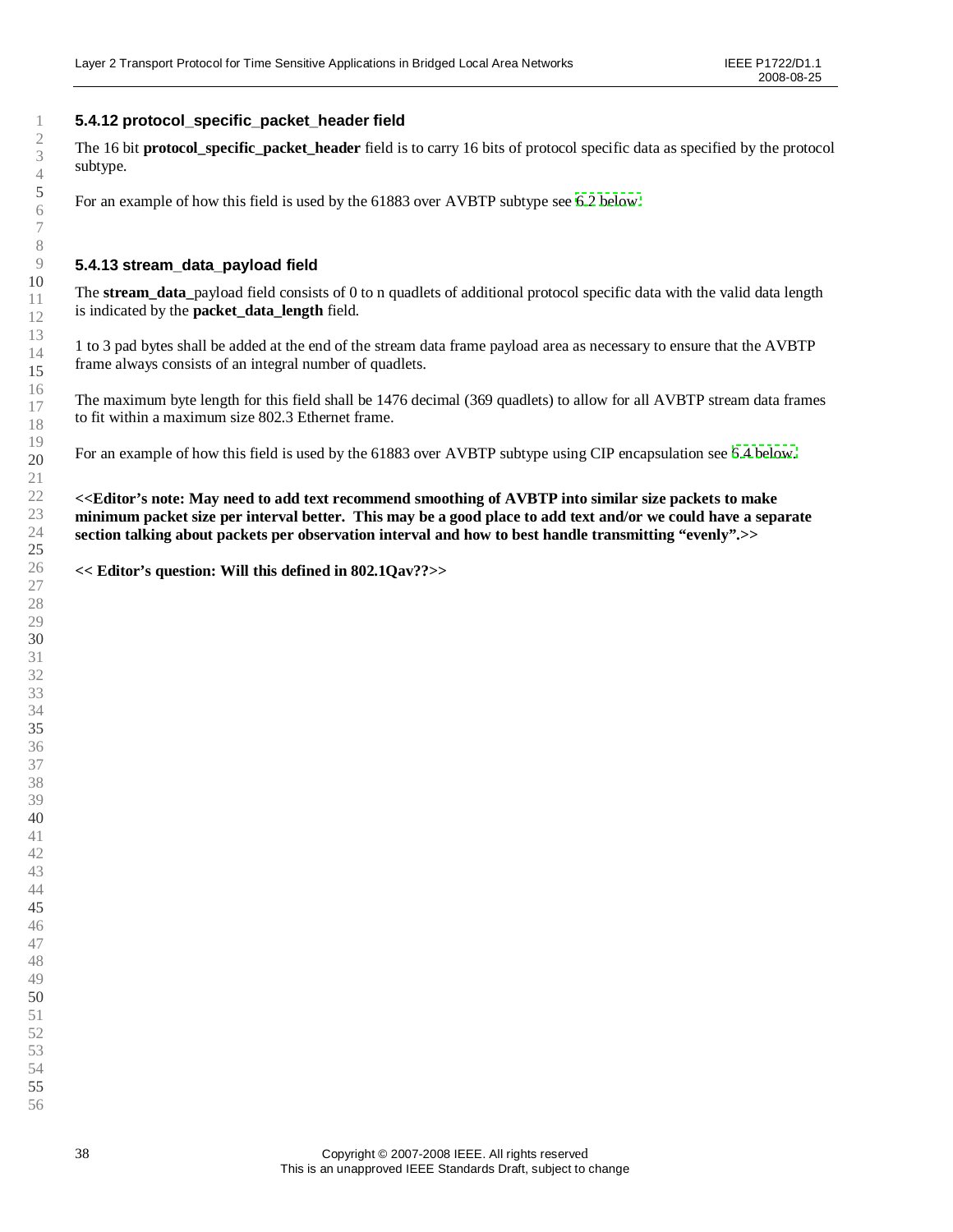### 5.4.12 protocol_specific_packet_header field

The 16 bit **protocol_specific_packet_header** field is to carry 16 bits of protocol specific data as specified by the protocol subtype.

For an example of how this field is used by the 61883 over AVBTP subtype see 6.2 below.

### 5.4.13 stream_data_payload field

The **stream_data_**payload field consists of 0 to n quadlets of additional protocol specific data with the valid data length is indicated by the **packet_data_length** field.

1 to 3 pad bytes shall be added at the end of the stream data frame payload area as necessary to ensure that the AVBTP frame always consists of an integral number of quadlets.

The maximum byte length for this field shall be 1476 decimal (369 quadlets) to allow for all AVBTP stream data frames to fit within a maximum size 802.3 Ethernet frame.

For an example of how this field is used by the 61883 over AVBTP subtype using CIP encapsulation see 6.4 below.

**<<Editor's note: May need to add text recommend smoothing of AVBTP into similar size packets to make minimum packet size per interval better. This may be a good place to add text and/or we could have a separate section talking about packets per observation interval and how to best handle transmitting "evenly".>>**

**<< Editor's question: Will this defined in 802.1Qav??>>**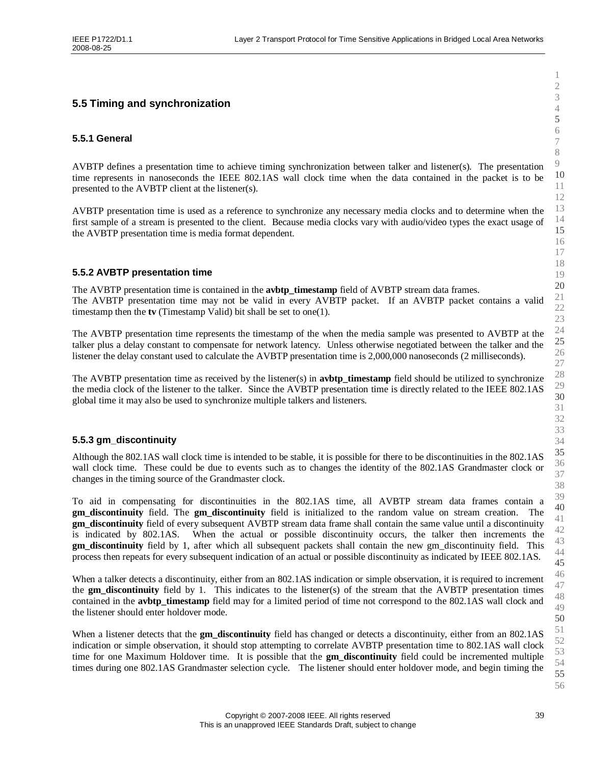## 5.5 Timing and synchronization

### 5.5.1 General

AVBTP defines a presentation time to achieve timing synchronization between talker and listener(s). The presentation time represents in nanoseconds the IEEE 802.1AS wall clock time when the data contained in the packet is to be presented to the AVBTP client at the listener(s).

AVBTP presentation time is used as a reference to synchronize any necessary media clocks and to determine when the first sample of a stream is presented to the client. Because media clocks vary with audio/video types the exact usage of the AVBTP presentation time is media format dependent.

### 5.5.2 AVBTP presentation time

The AVBTP presentation time is contained in the **avbtp_timestamp** field of AVBTP stream data frames.
The AVBTP presentation time may not be valid in every AVBTP packet. If an AVBTP packet contains a valid timestamp then the **tv** (Timestamp Valid) bit shall be set to one(1).

The AVBTP presentation time represents the timestamp of the when the media sample was presented to AVBTP at the talker plus a delay constant to compensate for network latency. Unless otherwise negotiated between the talker and the listener the delay constant used to calculate the AVBTP presentation time is 2,000,000 nanoseconds (2 milliseconds).

The AVBTP presentation time as received by the listener(s) in **avbtp_timestamp** field should be utilized to synchronize the media clock of the listener to the talker. Since the AVBTP presentation time is directly related to the IEEE 802.1AS global time it may also be used to synchronize multiple talkers and listeners.

### 5.5.3 gm_discontinuity

Although the 802.1AS wall clock time is intended to be stable, it is possible for there to be discontinuities in the 802.1AS wall clock time. These could be due to events such as to changes the identity of the 802.1AS Grandmaster clock or changes in the timing source of the Grandmaster clock.

To aid in compensating for discontinuities in the 802.1AS time, all AVBTP stream data frames contain a **gm_discontinuity** field. The **gm_discontinuity** field is initialized to the random value on stream creation. The **gm_discontinuity** field of every subsequent AVBTP stream data frame shall contain the same value until a discontinuity is indicated by 802.1AS. When the actual or possible discontinuity occurs, the talker then increments the **gm_discontinuity** field by 1, after which all subsequent packets shall contain the new gm_discontinuity field. This process then repeats for every subsequent indication of an actual or possible discontinuity as indicated by IEEE 802.1AS.

When a talker detects a discontinuity, either from an 802.1AS indication or simple observation, it is required to increment the **gm_discontinuity** field by 1. This indicates to the listener(s) of the stream that the AVBTP presentation times contained in the **avbtp_timestamp** field may for a limited period of time not correspond to the 802.1AS wall clock and the listener should enter holdover mode.

When a listener detects that the **gm_discontinuity** field has changed or detects a discontinuity, either from an 802.1AS indication or simple observation, it should stop attempting to correlate AVBTP presentation time to 802.1AS wall clock time for one Maximum Holdover time. It is possible that the **gm_discontinuity** field could be incremented multiple times during one 802.1AS Grandmaster selection cycle. The listener should enter holdover mode, and begin timing the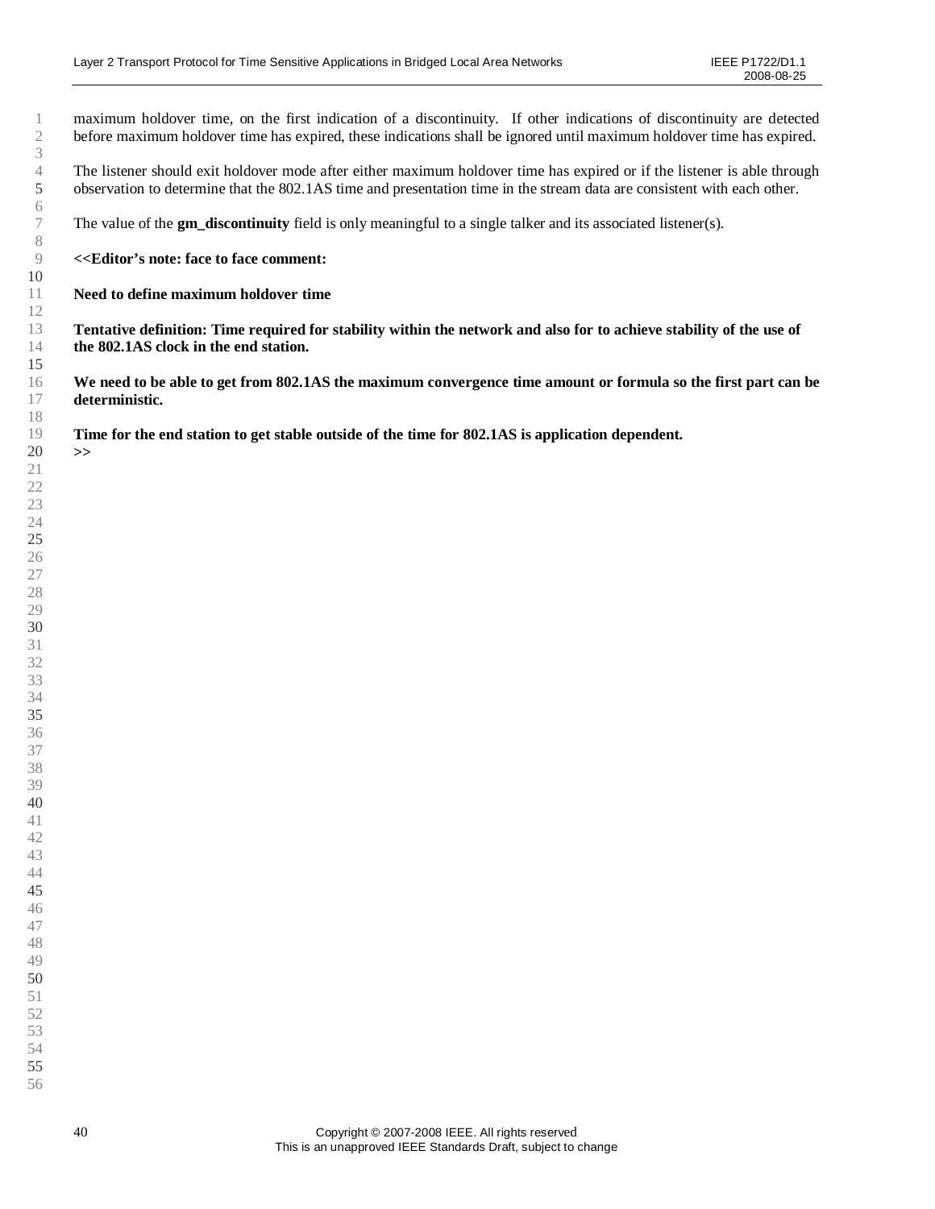maximum holdover time, on the first indication of a discontinuity. If other indications of discontinuity are detected before maximum holdover time has expired, these indications shall be ignored until maximum holdover time has expired.

The listener should exit holdover mode after either maximum holdover time has expired or if the listener is able through observation to determine that the 802.1AS time and presentation time in the stream data are consistent with each other.

The value of the **gm_discontinuity** field is only meaningful to a single talker and its associated listener(s).

**<<Editor's note: face to face comment:**

**Need to define maximum holdover time**

**Tentative definition: Time required for stability within the network and also for to achieve stability of the use of the 802.1AS clock in the end station.**

**We need to be able to get from 802.1AS the maximum convergence time amount or formula so the first part can be deterministic.**

**Time for the end station to get stable outside of the time for 802.1AS is application dependent.**
**>>**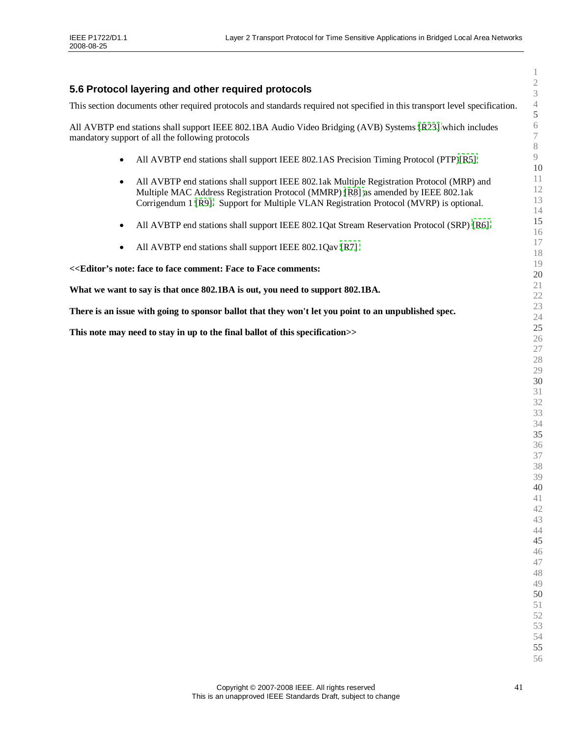## 5.6 Protocol layering and other required protocols

This section documents other required protocols and standards required not specified in this transport level specification.

All AVBTP end stations shall support IEEE 802.1BA Audio Video Bridging (AVB) Systems [R23] which includes mandatory support of all the following protocols

- All AVBTP end stations shall support IEEE 802.1AS Precision Timing Protocol (PTP)[R5]
- All AVBTP end stations shall support IEEE 802.1ak Multiple Registration Protocol (MRP) and Multiple MAC Address Registration Protocol (MMRP) [R8] as amended by IEEE 802.1ak Corrigendum 1 [R9]. Support for Multiple VLAN Registration Protocol (MVRP) is optional.
- All AVBTP end stations shall support IEEE 802.1Qat Stream Reservation Protocol (SRP) [R6]
- All AVBTP end stations shall support IEEE 802.1Qav [R7]

**<<Editor's note: face to face comment: Face to Face comments:**

**What we want to say is that once 802.1BA is out, you need to support 802.1BA.**

**There is an issue with going to sponsor ballot that they won't let you point to an unpublished spec.**

**This note may need to stay in up to the final ballot of this specification>>**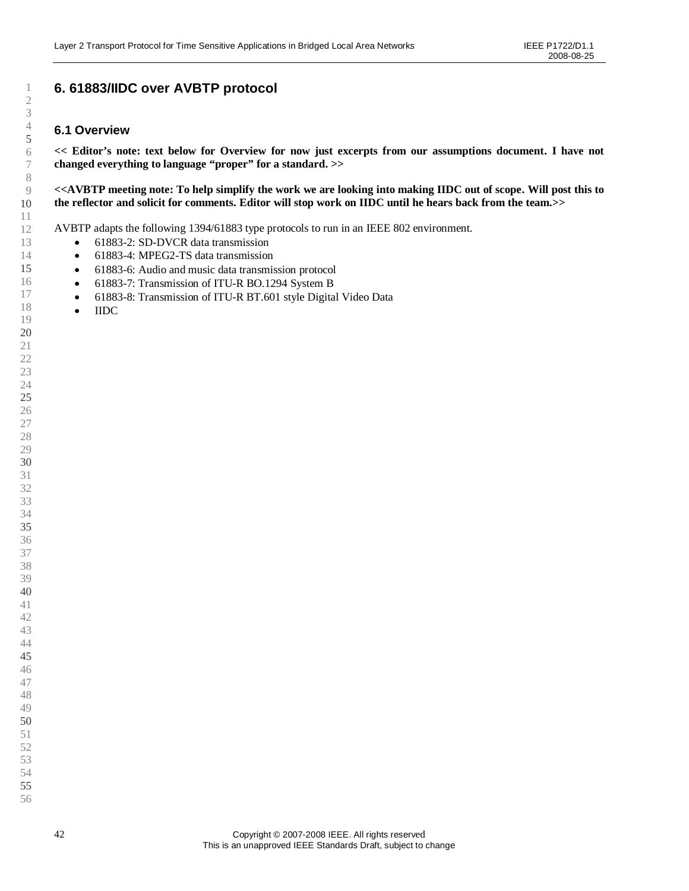# 6. 61883/IIDC over AVBTP protocol

## 6.1 Overview

**<< Editor's note: text below for Overview for now just excerpts from our assumptions document. I have not changed everything to language "proper" for a standard. >>**

**<<AVBTP meeting note: To help simplify the work we are looking into making IIDC out of scope. Will post this to the reflector and solicit for comments. Editor will stop work on IIDC until he hears back from the team.>>**

AVBTP adapts the following 1394/61883 type protocols to run in an IEEE 802 environment.

- 61883-2: SD-DVCR data transmission
- 61883-4: MPEG2-TS data transmission
- 61883-6: Audio and music data transmission protocol
- 61883-7: Transmission of ITU-R BO.1294 System B
- 61883-8: Transmission of ITU-R BT.601 style Digital Video Data
- IIDC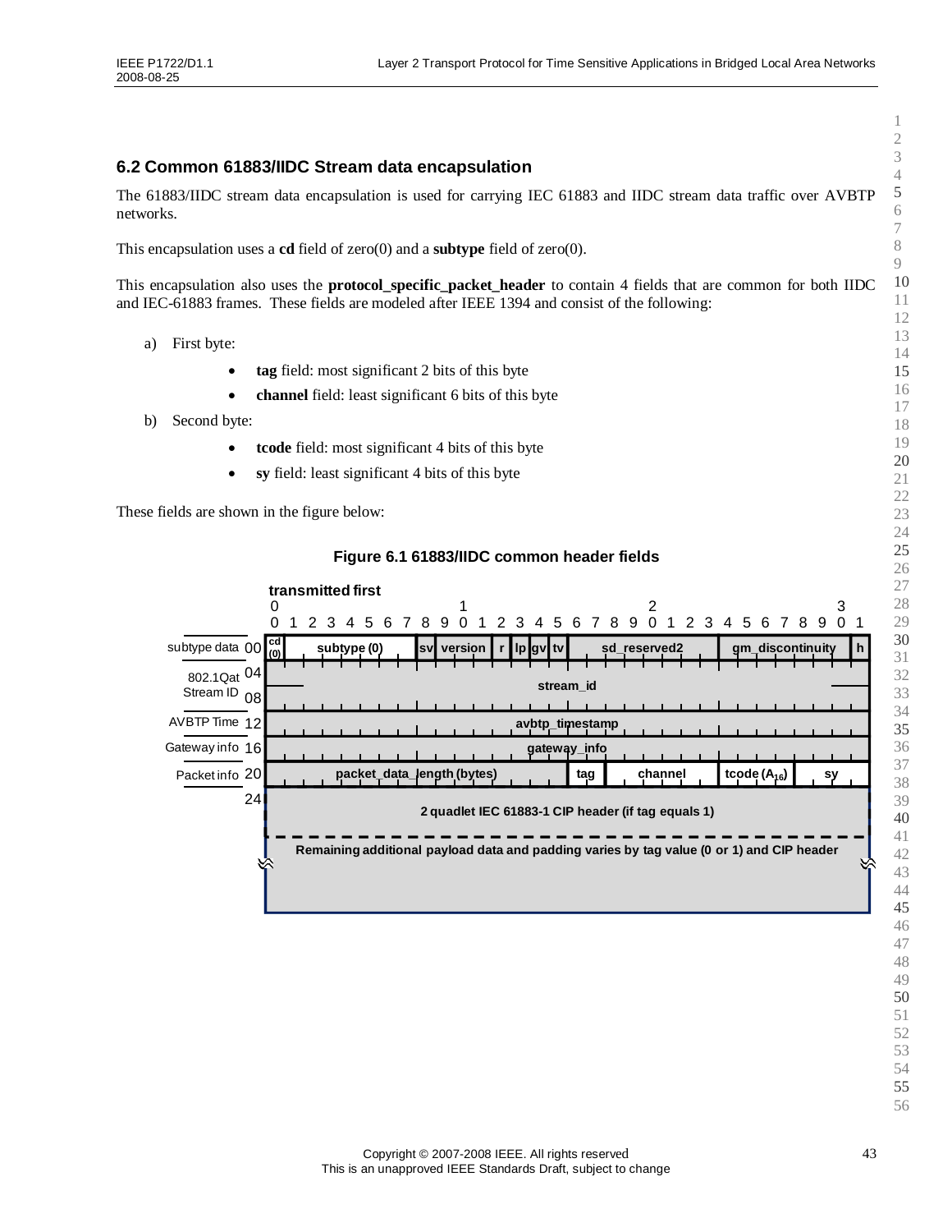## 6.2 Common 61883/IIDC Stream data encapsulation

The 61883/IIDC stream data encapsulation is used for carrying IEC 61883 and IIDC stream data traffic over AVBTP networks.

This encapsulation uses a **cd** field of zero(0) and a **subtype** field of zero(0).

This encapsulation also uses the **protocol_specific_packet_header** to contain 4 fields that are common for both IIDC and IEC-61883 frames. These fields are modeled after IEEE 1394 and consist of the following:

a) First byte:

- **tag** field: most significant 2 bits of this byte
- **channel** field: least significant 6 bits of this byte

b) Second byte:

- **tcode** field: most significant 4 bits of this byte
- **sy** field: least significant 4 bits of this byte

These fields are shown in the figure below:

**Figure 6.1 61883/IIDC common header fields**

| Offset | Bits 0–31 (transmitted first) |
|---|---|
| subtype data 00 | cd (0) \| subtype (0) \| sv \| version \| r \| lp \| gv \| tv \| sd_reserved2 \| gm_discontinuity \| h |
| 802.1Qat Stream ID 04–08 | stream_id |
| AVBTP Time 12 | avbtp_timestamp |
| Gateway info 16 | gateway_info |
| Packet info 20 | packet_data_length (bytes) \| tag \| channel \| tcode ($A_{16}$) \| sy |
| 24 | 2 quadlet IEC 61883-1 CIP header (if tag equals 1) |
| | Remaining additional payload data and padding varies by tag value (0 or 1) and CIP header |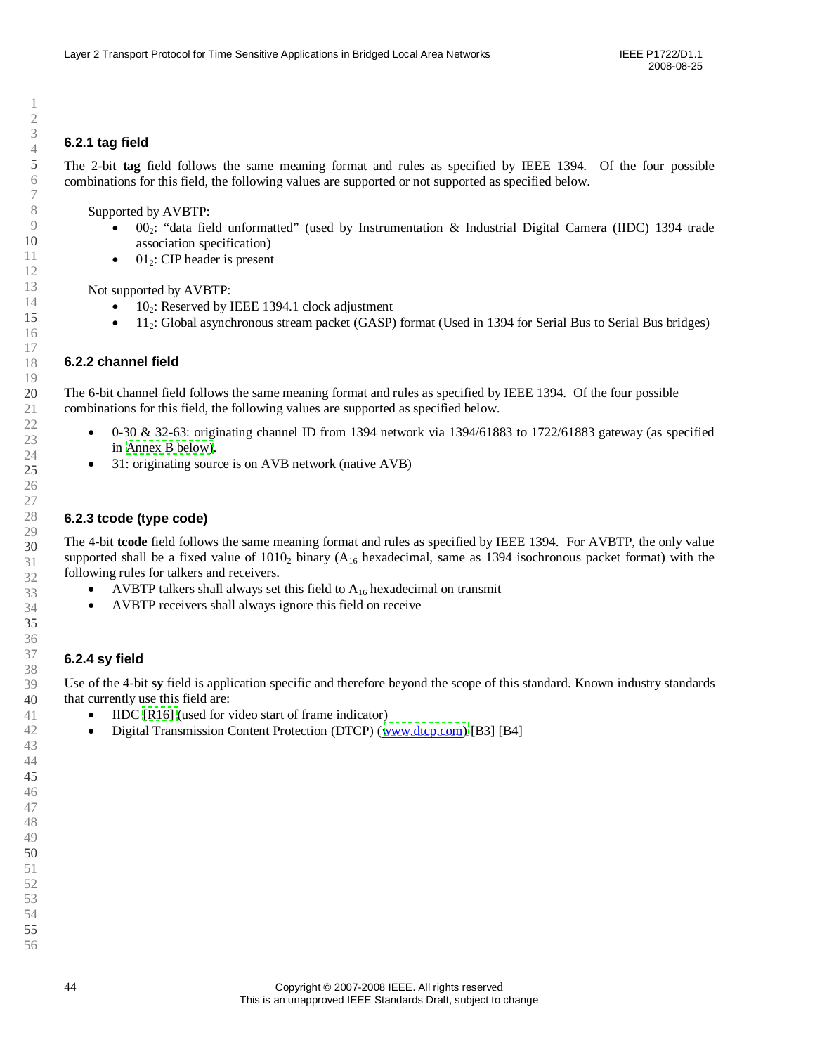### 6.2.1 tag field

The 2-bit **tag** field follows the same meaning format and rules as specified by IEEE 1394. Of the four possible combinations for this field, the following values are supported or not supported as specified below.

Supported by AVBTP:

- $00_2$: "data field unformatted" (used by Instrumentation & Industrial Digital Camera (IIDC) 1394 trade association specification)
- $01_2$: CIP header is present

Not supported by AVBTP:

- $10_2$: Reserved by IEEE 1394.1 clock adjustment
- $11_2$: Global asynchronous stream packet (GASP) format (Used in 1394 for Serial Bus to Serial Bus bridges)

### 6.2.2 channel field

The 6-bit channel field follows the same meaning format and rules as specified by IEEE 1394. Of the four possible combinations for this field, the following values are supported as specified below.

- 0-30 & 32-63: originating channel ID from 1394 network via 1394/61883 to 1722/61883 gateway (as specified in Annex B below).
- 31: originating source is on AVB network (native AVB)

### 6.2.3 tcode (type code)

The 4-bit **tcode** field follows the same meaning format and rules as specified by IEEE 1394. For AVBTP, the only value supported shall be a fixed value of $1010_2$ binary ($A_{16}$ hexadecimal, same as 1394 isochronous packet format) with the following rules for talkers and receivers.

- AVBTP talkers shall always set this field to $A_{16}$ hexadecimal on transmit
- AVBTP receivers shall always ignore this field on receive

### 6.2.4 sy field

Use of the 4-bit **sy** field is application specific and therefore beyond the scope of this standard. Known industry standards that currently use this field are:

- IIDC [R16] (used for video start of frame indicator)
- Digital Transmission Content Protection (DTCP) (www.dtcp.com) [B3] [B4]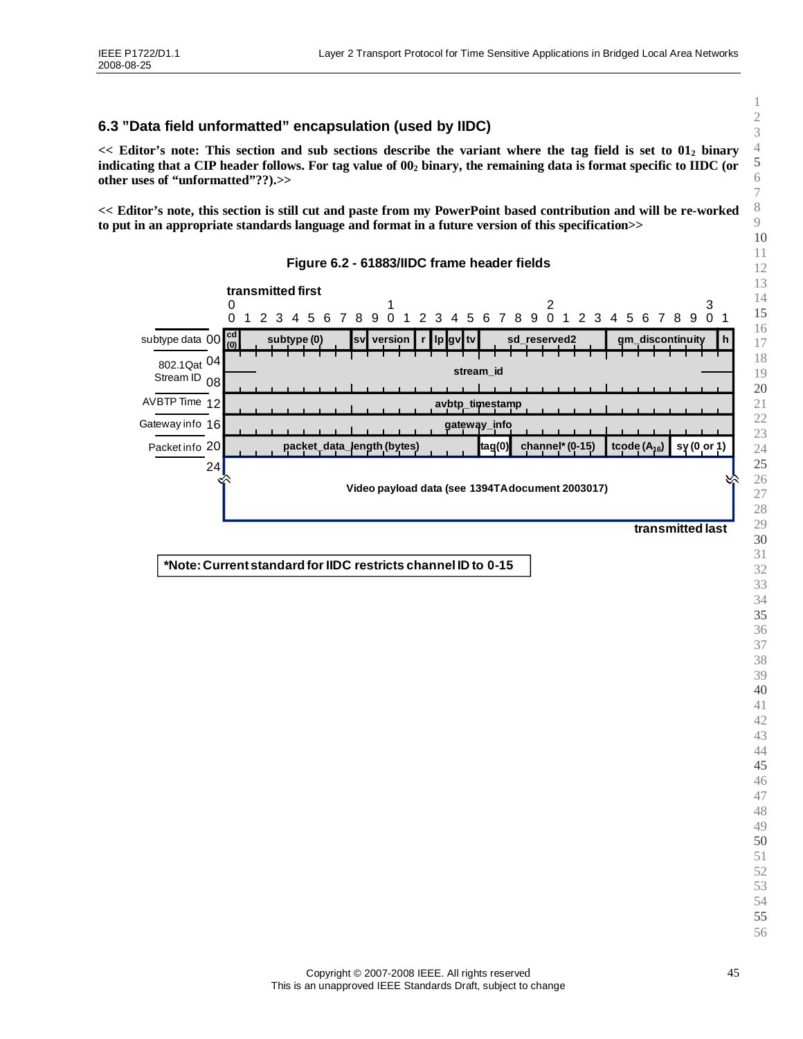## 6.3 "Data field unformatted" encapsulation (used by IIDC)

**<< Editor's note: This section and sub sections describe the variant where the tag field is set to $01_2$ binary indicating that a CIP header follows. For tag value of $00_2$ binary, the remaining data is format specific to IIDC (or other uses of "unformatted"??).>>**

**<< Editor's note, this section is still cut and paste from my PowerPoint based contribution and will be re-worked to put in an appropriate standards language and format in a future version of this specification>>**

**Figure 6.2 - 61883/IIDC frame header fields**

transmitted first

| | Offset | Bits 0–31 |
|---|---|---|
| subtype data | 00 | cd (0) \| subtype (0) \| sv \| version \| r \| lp \| gv \| tv \| sd_reserved2 \| gm_discontinuity \| h |
| 802.1Qat Stream ID | 04 | stream_id |
| | 08 | |
| AVBTP Time | 12 | avbtp_timestamp |
| Gateway info | 16 | gateway_info |
| Packet info | 20 | packet_data_length (bytes) \| tag(0) \| channel* (0-15) \| tcode ($A_{16}$) \| sy (0 or 1) |
| | 24 | Video payload data (see 1394TA document 2003017) |

transmitted last

**\*Note: Current standard for IIDC restricts channel ID to 0-15**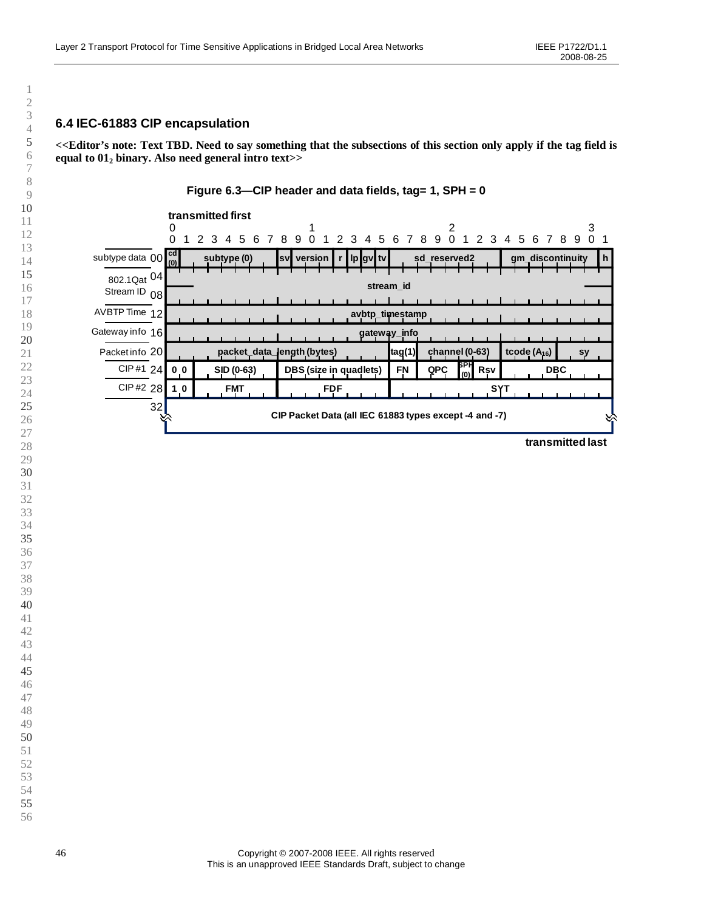## 6.4 IEC-61883 CIP encapsulation

**<<Editor's note: Text TBD. Need to say something that the subsections of this section only apply if the tag field is equal to $01_2$ binary. Also need general intro text>>**

**Figure 6.3—CIP header and data fields, tag= 1, SPH = 0**

**transmitted first**

| | Offset | Bits 0–7 | Bits 8–15 | Bits 16–23 | Bits 24–31 |
|---|---|---|---|---|---|
| subtype data | 00 | cd (0) \| subtype (0) | sv \| version \| r \| lp \| gv \| tv | sd_reserved2 | gm_discontinuity \| h |
| 802.1Qat Stream ID | 04 | stream_id | | | |
| | 08 | | | | |
| AVBTP Time | 12 | avbtp_timestamp | | | |
| Gateway info | 16 | gateway_info | | | |
| Packet info | 20 | packet_data_length (bytes) | | tag(1) \| channel (0-63) | tcode ($A_{16}$) \| sy |
| CIP #1 | 24 | 0 0 \| SID (0-63) | DBS (size in quadlets) | FN \| QPC \| SPH (0) \| Rsv | DBC |
| CIP #2 | 28 | 1 0 \| FMT | FDF | SYT | |
| | 32 | CIP Packet Data (all IEC 61883 types except -4 and -7) | | | |

**transmitted last**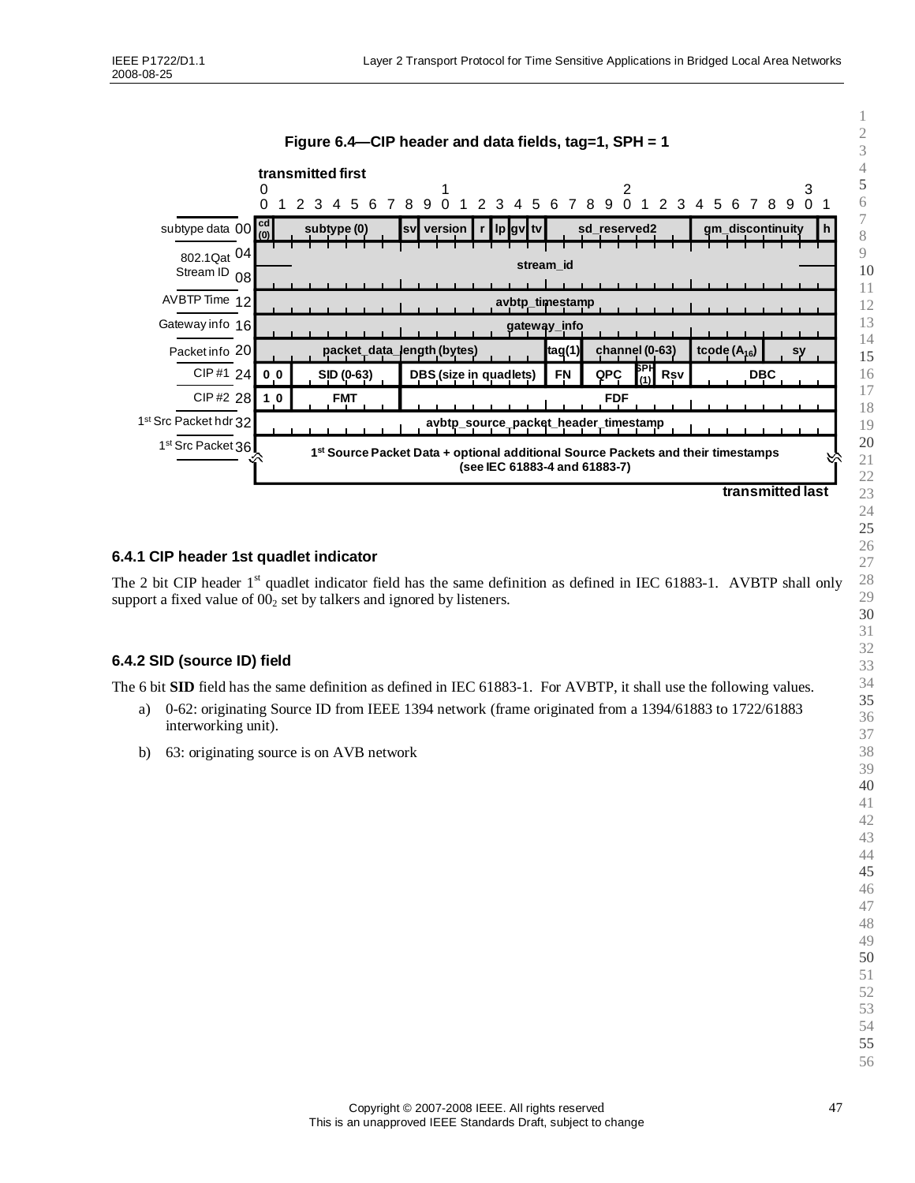**Figure 6.4—CIP header and data fields, tag=1, SPH = 1**

| | Bits 0–31 (transmitted first) |
|---|---|
| subtype data 00 | cd (0) \| subtype (0) \| sv \| version \| r \| lp \| gv \| tv \| sd_reserved2 \| gm_discontinuity \| h |
| 802.1Qat Stream ID 04 / 08 | stream_id |
| AVBTP Time 12 | avbtp_timestamp |
| Gateway info 16 | gateway_info |
| Packet info 20 | packet_data_length (bytes) \| tag(1) \| channel (0-63) \| tcode ($A_{16}$) \| sy |
| CIP #1 24 | 0 0 \| SID (0-63) \| DBS (size in quadlets) \| FN \| QPC \| SPH (1) \| Rsv \| DBC |
| CIP #2 28 | 1 0 \| FMT \| FDF |
| 1st Src Packet hdr 32 | avbtp_source_packet_header_timestamp |
| 1st Src Packet 36 | 1st Source Packet Data + optional additional Source Packets and their timestamps (see IEC 61883-4 and 61883-7) |

transmitted last

### 6.4.1 CIP header 1st quadlet indicator

The 2 bit CIP header 1st quadlet indicator field has the same definition as defined in IEC 61883-1. AVBTP shall only support a fixed value of $00_2$ set by talkers and ignored by listeners.

### 6.4.2 SID (source ID) field

The 6 bit **SID** field has the same definition as defined in IEC 61883-1. For AVBTP, it shall use the following values.

a) 0-62: originating Source ID from IEEE 1394 network (frame originated from a 1394/61883 to 1722/61883 interworking unit).

b) 63: originating source is on AVB network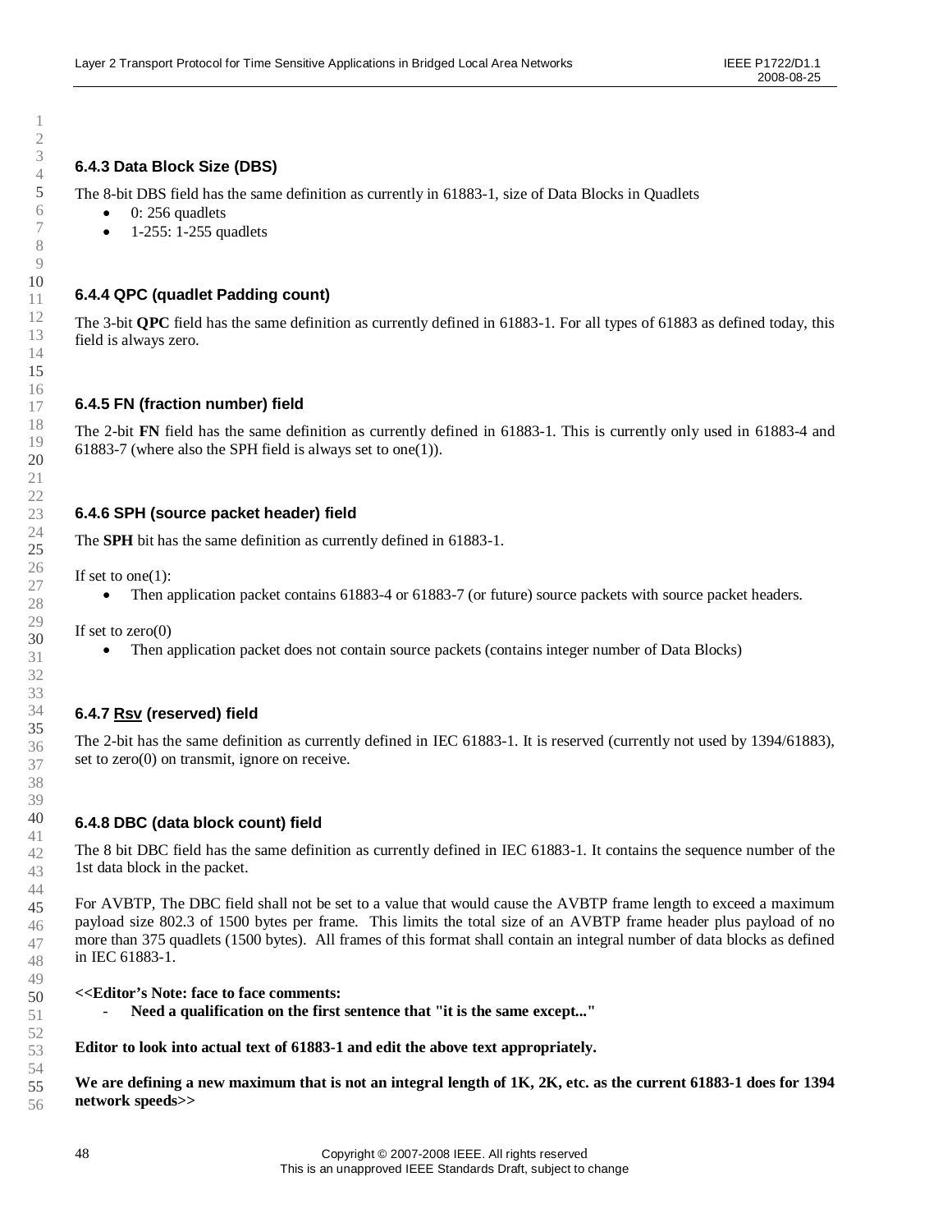### 6.4.3 Data Block Size (DBS)

The 8-bit DBS field has the same definition as currently in 61883-1, size of Data Blocks in Quadlets

- 0: 256 quadlets
- 1-255: 1-255 quadlets

### 6.4.4 QPC (quadlet Padding count)

The 3-bit **QPC** field has the same definition as currently defined in 61883-1. For all types of 61883 as defined today, this field is always zero.

### 6.4.5 FN (fraction number) field

The 2-bit **FN** field has the same definition as currently defined in 61883-1. This is currently only used in 61883-4 and 61883-7 (where also the SPH field is always set to one(1)).

### 6.4.6 SPH (source packet header) field

The **SPH** bit has the same definition as currently defined in 61883-1.

If set to one(1):

- Then application packet contains 61883-4 or 61883-7 (or future) source packets with source packet headers.

If set to zero(0)

- Then application packet does not contain source packets (contains integer number of Data Blocks)

### 6.4.7 <u>Rsv</u> (reserved) field

The 2-bit has the same definition as currently defined in IEC 61883-1. It is reserved (currently not used by 1394/61883), set to zero(0) on transmit, ignore on receive.

### 6.4.8 DBC (data block count) field

The 8 bit DBC field has the same definition as currently defined in IEC 61883-1. It contains the sequence number of the 1st data block in the packet.

For AVBTP, The DBC field shall not be set to a value that would cause the AVBTP frame length to exceed a maximum payload size 802.3 of 1500 bytes per frame. This limits the total size of an AVBTP frame header plus payload of no more than 375 quadlets (1500 bytes). All frames of this format shall contain an integral number of data blocks as defined in IEC 61883-1.

**<<Editor's Note: face to face comments:**

- **Need a qualification on the first sentence that "it is the same except..."**

**Editor to look into actual text of 61883-1 and edit the above text appropriately.**

**We are defining a new maximum that is not an integral length of 1K, 2K, etc. as the current 61883-1 does for 1394 network speeds>>**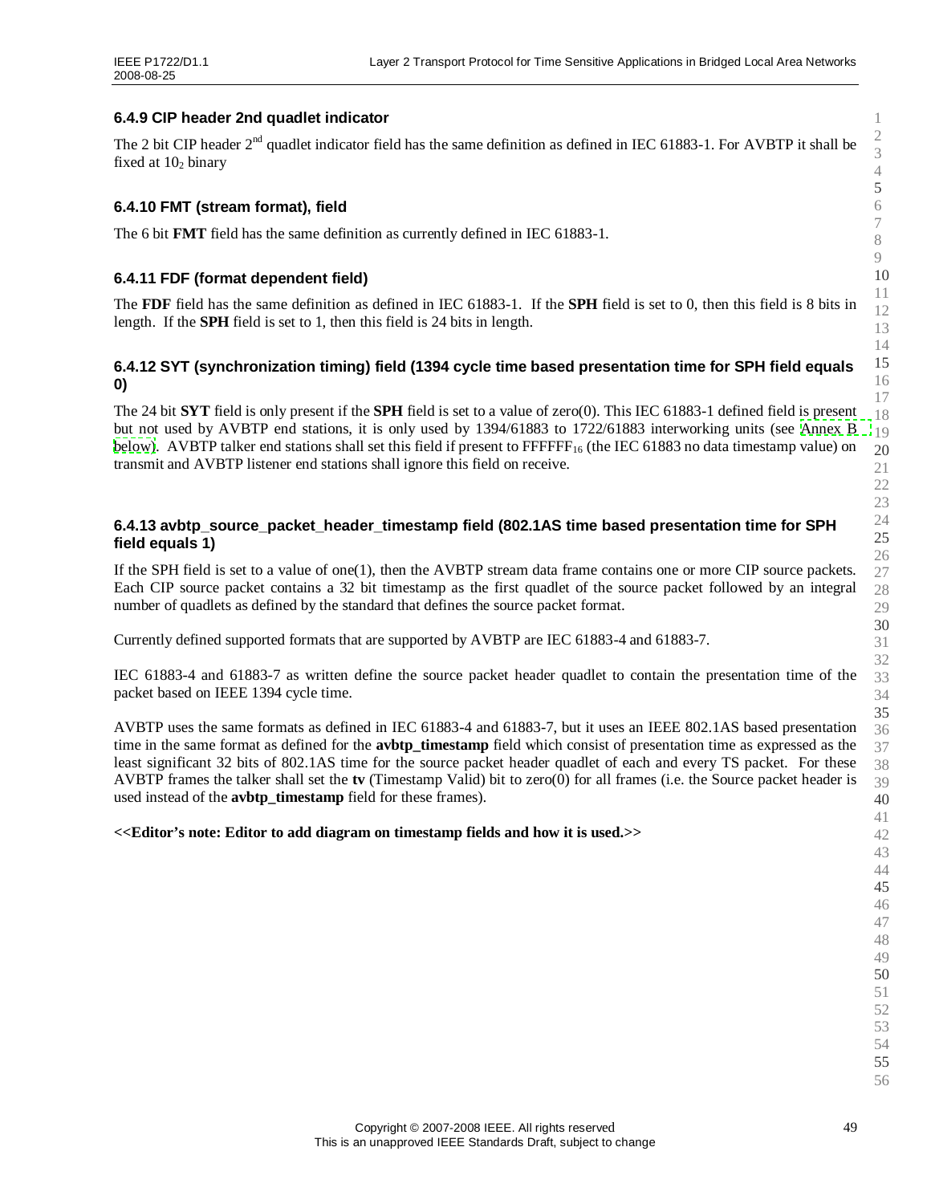### 6.4.9 CIP header 2nd quadlet indicator

The 2 bit CIP header 2nd quadlet indicator field has the same definition as defined in IEC 61883-1. For AVBTP it shall be fixed at $10_2$ binary

### 6.4.10 FMT (stream format), field

The 6 bit **FMT** field has the same definition as currently defined in IEC 61883-1.

### 6.4.11 FDF (format dependent field)

The **FDF** field has the same definition as defined in IEC 61883-1. If the **SPH** field is set to 0, then this field is 8 bits in length. If the **SPH** field is set to 1, then this field is 24 bits in length.

### 6.4.12 SYT (synchronization timing) field (1394 cycle time based presentation time for SPH field equals 0)

The 24 bit **SYT** field is only present if the **SPH** field is set to a value of zero(0). This IEC 61883-1 defined field is present but not used by AVBTP end stations, it is only used by 1394/61883 to 1722/61883 interworking units (see Annex B below). AVBTP talker end stations shall set this field if present to $FFFFFF_{16}$ (the IEC 61883 no data timestamp value) on transmit and AVBTP listener end stations shall ignore this field on receive.

### 6.4.13 avbtp_source_packet_header_timestamp field (802.1AS time based presentation time for SPH field equals 1)

If the SPH field is set to a value of one(1), then the AVBTP stream data frame contains one or more CIP source packets. Each CIP source packet contains a 32 bit timestamp as the first quadlet of the source packet followed by an integral number of quadlets as defined by the standard that defines the source packet format.

Currently defined supported formats that are supported by AVBTP are IEC 61883-4 and 61883-7.

IEC 61883-4 and 61883-7 as written define the source packet header quadlet to contain the presentation time of the packet based on IEEE 1394 cycle time.

AVBTP uses the same formats as defined in IEC 61883-4 and 61883-7, but it uses an IEEE 802.1AS based presentation time in the same format as defined for the **avbtp_timestamp** field which consist of presentation time as expressed as the least significant 32 bits of 802.1AS time for the source packet header quadlet of each and every TS packet. For these AVBTP frames the talker shall set the **tv** (Timestamp Valid) bit to zero(0) for all frames (i.e. the Source packet header is used instead of the **avbtp_timestamp** field for these frames).

**<<Editor's note: Editor to add diagram on timestamp fields and how it is used.>>**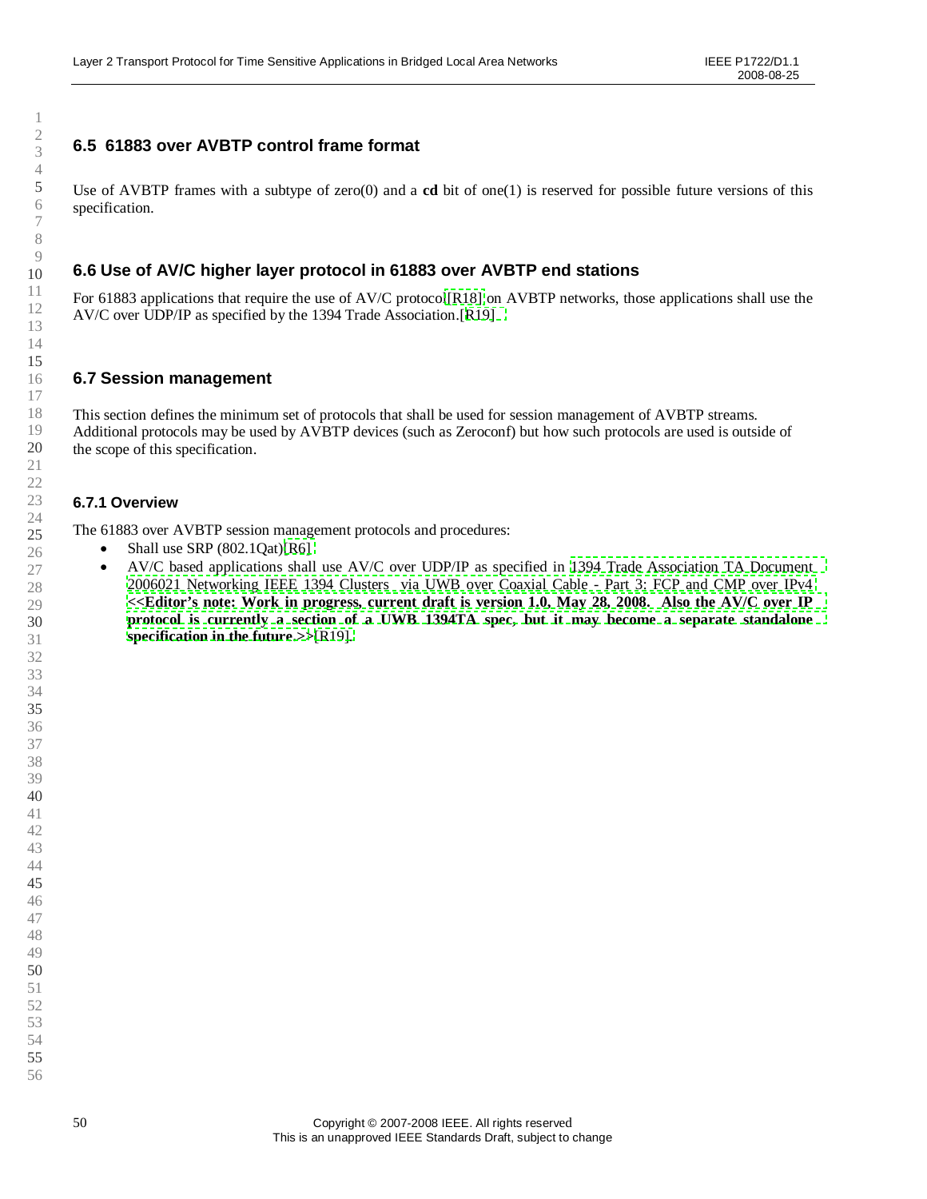## 6.5 61883 over AVBTP control frame format

Use of AVBTP frames with a subtype of zero(0) and a **cd** bit of one(1) is reserved for possible future versions of this specification.

## 6.6 Use of AV/C higher layer protocol in 61883 over AVBTP end stations

For 61883 applications that require the use of AV/C protocol [R18] on AVBTP networks, those applications shall use the AV/C over UDP/IP as specified by the 1394 Trade Association.[R19]

## 6.7 Session management

This section defines the minimum set of protocols that shall be used for session management of AVBTP streams. Additional protocols may be used by AVBTP devices (such as Zeroconf) but how such protocols are used is outside of the scope of this specification.

### 6.7.1 Overview

The 61883 over AVBTP session management protocols and procedures:

- Shall use SRP (802.1Qat)[R6]
- AV/C based applications shall use AV/C over UDP/IP as specified in 1394 Trade Association TA Document 2006021 Networking IEEE 1394 Clusters via UWB over Coaxial Cable - Part 3: FCP and CMP over IPv4 **<<Editor's note: Work in progress, current draft is version 1.0, May 28, 2008. Also the AV/C over IP protocol is currently a section of a UWB 1394TA spec, but it may become a separate standalone specification in the future.>>**[R19].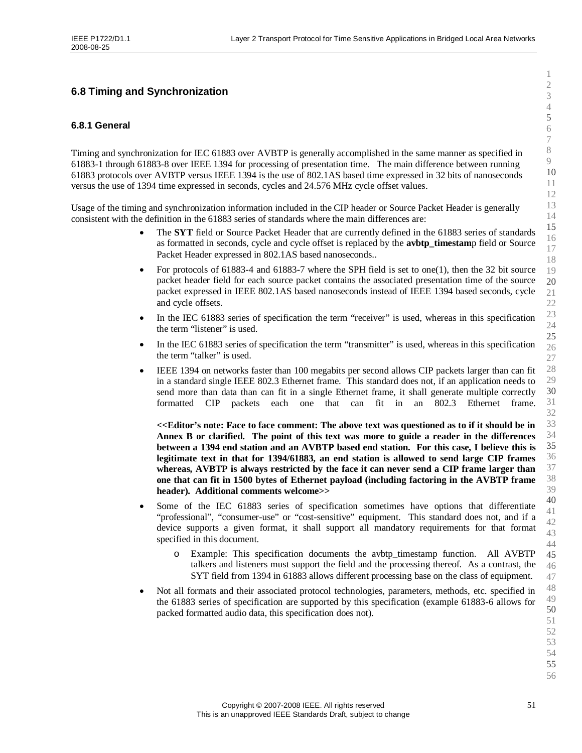## 6.8 Timing and Synchronization

### 6.8.1 General

Timing and synchronization for IEC 61883 over AVBTP is generally accomplished in the same manner as specified in 61883-1 through 61883-8 over IEEE 1394 for processing of presentation time. The main difference between running 61883 protocols over AVBTP versus IEEE 1394 is the use of 802.1AS based time expressed in 32 bits of nanoseconds versus the use of 1394 time expressed in seconds, cycles and 24.576 MHz cycle offset values.

Usage of the timing and synchronization information included in the CIP header or Source Packet Header is generally consistent with the definition in the 61883 series of standards where the main differences are:

- The **SYT** field or Source Packet Header that are currently defined in the 61883 series of standards as formatted in seconds, cycle and cycle offset is replaced by the **avbtp_timestam**p field or Source Packet Header expressed in 802.1AS based nanoseconds..
- For protocols of 61883-4 and 61883-7 where the SPH field is set to one(1), then the 32 bit source packet header field for each source packet contains the associated presentation time of the source packet expressed in IEEE 802.1AS based nanoseconds instead of IEEE 1394 based seconds, cycle and cycle offsets.
- In the IEC 61883 series of specification the term “receiver” is used, whereas in this specification the term “listener” is used.
- In the IEC 61883 series of specification the term “transmitter” is used, whereas in this specification the term “talker” is used.
- IEEE 1394 on networks faster than 100 megabits per second allows CIP packets larger than can fit in a standard single IEEE 802.3 Ethernet frame. This standard does not, if an application needs to send more than data than can fit in a single Ethernet frame, it shall generate multiple correctly formatted CIP packets each one that can fit in an 802.3 Ethernet frame.

  **<<Editor’s note: Face to face comment: The above text was questioned as to if it should be in Annex B or clarified. The point of this text was more to guide a reader in the differences between a 1394 end station and an AVBTP based end station. For this case, I believe this is legitimate text in that for 1394/61883, an end station is allowed to send large CIP frames whereas, AVBTP is always restricted by the face it can never send a CIP frame larger than one that can fit in 1500 bytes of Ethernet payload (including factoring in the AVBTP frame header). Additional comments welcome>>**
- Some of the IEC 61883 series of specification sometimes have options that differentiate “professional”, “consumer-use” or “cost-sensitive” equipment. This standard does not, and if a device supports a given format, it shall support all mandatory requirements for that format specified in this document.
  - Example: This specification documents the avbtp_timestamp function. All AVBTP talkers and listeners must support the field and the processing thereof. As a contrast, the SYT field from 1394 in 61883 allows different processing base on the class of equipment.
- Not all formats and their associated protocol technologies, parameters, methods, etc. specified in the 61883 series of specification are supported by this specification (example 61883-6 allows for packed formatted audio data, this specification does not).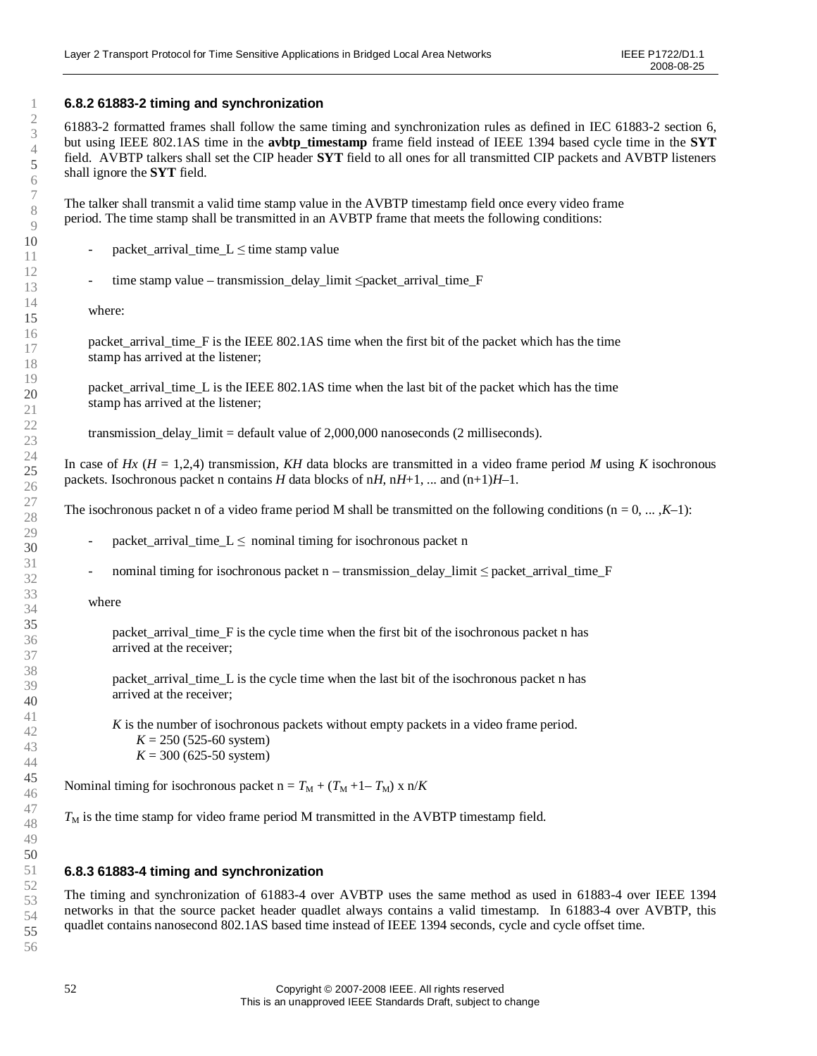### 6.8.2 61883-2 timing and synchronization

61883-2 formatted frames shall follow the same timing and synchronization rules as defined in IEC 61883-2 section 6, but using IEEE 802.1AS time in the **avbtp_timestamp** frame field instead of IEEE 1394 based cycle time in the **SYT** field. AVBTP talkers shall set the CIP header **SYT** field to all ones for all transmitted CIP packets and AVBTP listeners shall ignore the **SYT** field.

The talker shall transmit a valid time stamp value in the AVBTP timestamp field once every video frame period. The time stamp shall be transmitted in an AVBTP frame that meets the following conditions:

- packet_arrival_time_L ≤ time stamp value
- time stamp value – transmission_delay_limit ≤packet_arrival_time_F

where:

packet_arrival_time_F is the IEEE 802.1AS time when the first bit of the packet which has the time stamp has arrived at the listener;

packet_arrival_time_L is the IEEE 802.1AS time when the last bit of the packet which has the time stamp has arrived at the listener;

transmission_delay_limit = default value of 2,000,000 nanoseconds (2 milliseconds).

In case of $Hx$ ($H$ = 1,2,4) transmission, $KH$ data blocks are transmitted in a video frame period $M$ using $K$ isochronous packets. Isochronous packet n contains $H$ data blocks of n$H$, n$H$+1, ... and (n+1)$H$–1.

The isochronous packet n of a video frame period M shall be transmitted on the following conditions (n = 0, ... ,$K$–1):

- packet_arrival_time_L ≤ nominal timing for isochronous packet n
- nominal timing for isochronous packet n – transmission_delay_limit ≤ packet_arrival_time_F

where

packet_arrival_time_F is the cycle time when the first bit of the isochronous packet n has arrived at the receiver;

packet_arrival_time_L is the cycle time when the last bit of the isochronous packet n has arrived at the receiver;

$K$ is the number of isochronous packets without empty packets in a video frame period.
$K$ = 250 (525-60 system)
$K$ = 300 (625-50 system)

Nominal timing for isochronous packet n = $T_M + (T_{M+1} - T_M) \times n/K$

$T_M$ is the time stamp for video frame period M transmitted in the AVBTP timestamp field.

### 6.8.3 61883-4 timing and synchronization

The timing and synchronization of 61883-4 over AVBTP uses the same method as used in 61883-4 over IEEE 1394 networks in that the source packet header quadlet always contains a valid timestamp. In 61883-4 over AVBTP, this quadlet contains nanosecond 802.1AS based time instead of IEEE 1394 seconds, cycle and cycle offset time.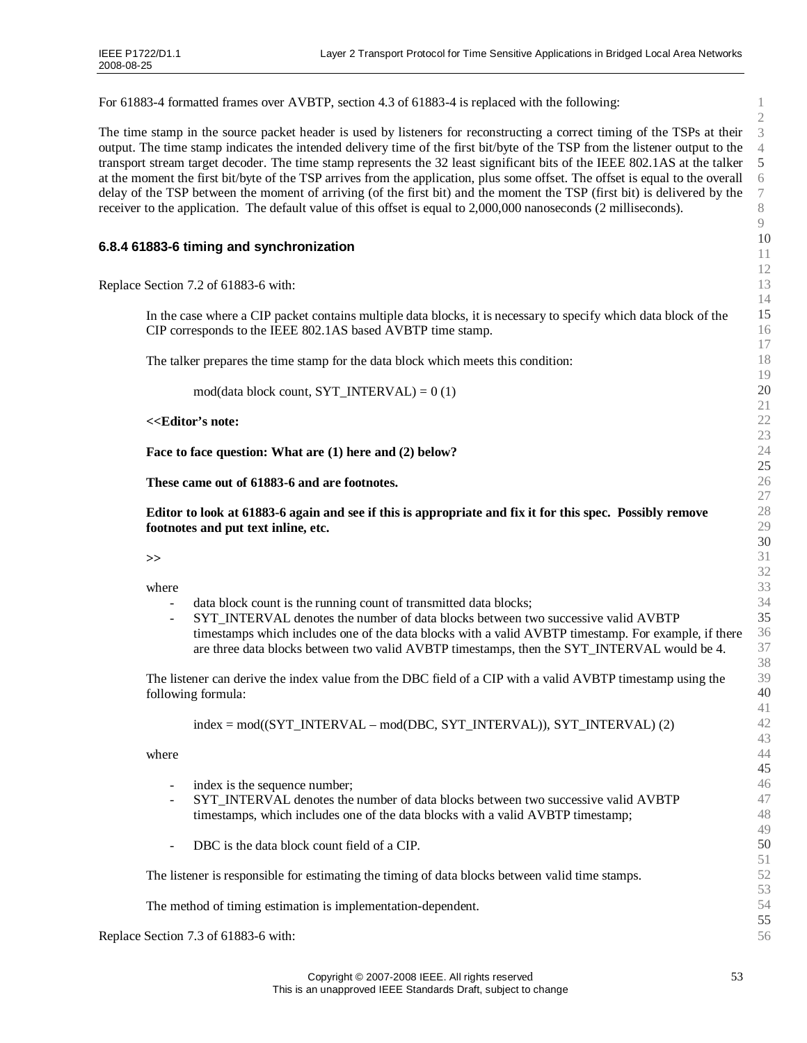For 61883-4 formatted frames over AVBTP, section 4.3 of 61883-4 is replaced with the following:

The time stamp in the source packet header is used by listeners for reconstructing a correct timing of the TSPs at their output. The time stamp indicates the intended delivery time of the first bit/byte of the TSP from the listener output to the transport stream target decoder. The time stamp represents the 32 least significant bits of the IEEE 802.1AS at the talker at the moment the first bit/byte of the TSP arrives from the application, plus some offset. The offset is equal to the overall delay of the TSP between the moment of arriving (of the first bit) and the moment the TSP (first bit) is delivered by the receiver to the application. The default value of this offset is equal to 2,000,000 nanoseconds (2 milliseconds).

### 6.8.4 61883-6 timing and synchronization

Replace Section 7.2 of 61883-6 with:

> In the case where a CIP packet contains multiple data blocks, it is necessary to specify which data block of the CIP corresponds to the IEEE 802.1AS based AVBTP time stamp.
>
> The talker prepares the time stamp for the data block which meets this condition:
>
> mod(data block count, SYT_INTERVAL) = 0 (1)
>
> **<<Editor's note:**
>
> **Face to face question: What are (1) here and (2) below?**
>
> **These came out of 61883-6 and are footnotes.**
>
> **Editor to look at 61883-6 again and see if this is appropriate and fix it for this spec. Possibly remove footnotes and put text inline, etc.**
>
> **>>**
>
> where
>
> - data block count is the running count of transmitted data blocks;
> - SYT_INTERVAL denotes the number of data blocks between two successive valid AVBTP timestamps which includes one of the data blocks with a valid AVBTP timestamp. For example, if there are three data blocks between two valid AVBTP timestamps, then the SYT_INTERVAL would be 4.
>
> The listener can derive the index value from the DBC field of a CIP with a valid AVBTP timestamp using the following formula:
>
> index = mod((SYT_INTERVAL – mod(DBC, SYT_INTERVAL)), SYT_INTERVAL) (2)
>
> where
>
> - index is the sequence number;
> - SYT_INTERVAL denotes the number of data blocks between two successive valid AVBTP timestamps, which includes one of the data blocks with a valid AVBTP timestamp;
> - DBC is the data block count field of a CIP.
>
> The listener is responsible for estimating the timing of data blocks between valid time stamps.
>
> The method of timing estimation is implementation-dependent.

Replace Section 7.3 of 61883-6 with: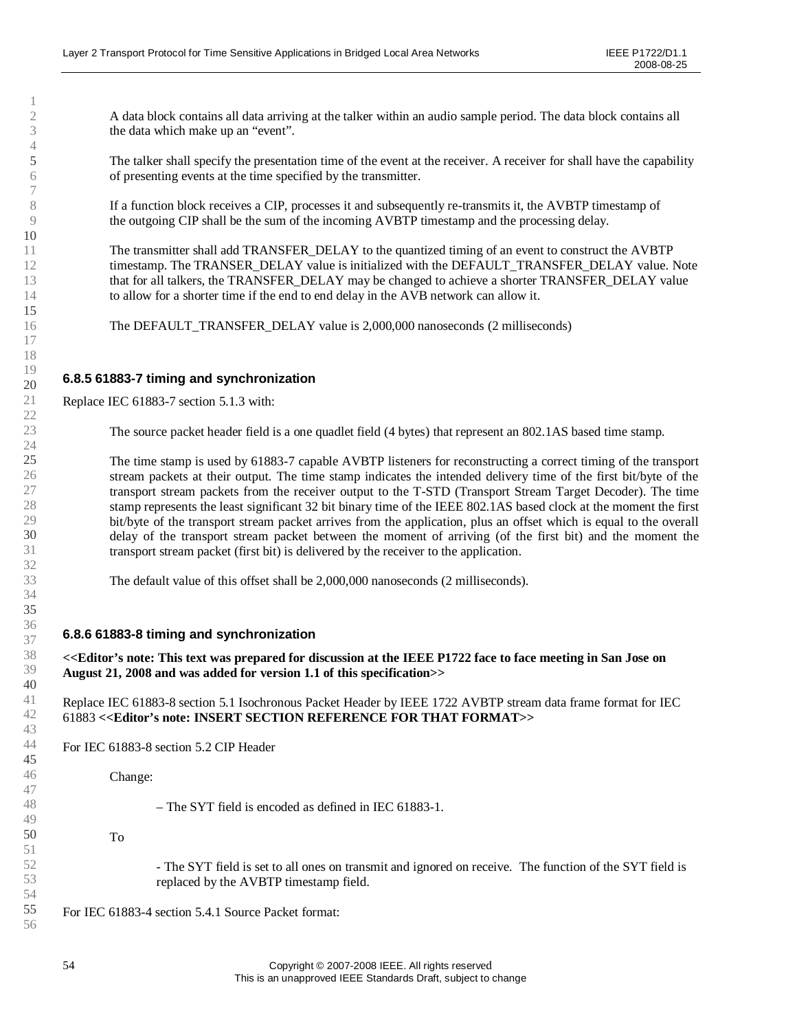A data block contains all data arriving at the talker within an audio sample period. The data block contains all the data which make up an “event”.

The talker shall specify the presentation time of the event at the receiver. A receiver for shall have the capability of presenting events at the time specified by the transmitter.

If a function block receives a CIP, processes it and subsequently re-transmits it, the AVBTP timestamp of the outgoing CIP shall be the sum of the incoming AVBTP timestamp and the processing delay.

The transmitter shall add TRANSFER_DELAY to the quantized timing of an event to construct the AVBTP timestamp. The TRANSER_DELAY value is initialized with the DEFAULT_TRANSFER_DELAY value. Note that for all talkers, the TRANSFER_DELAY may be changed to achieve a shorter TRANSFER_DELAY value to allow for a shorter time if the end to end delay in the AVB network can allow it.

The DEFAULT_TRANSFER_DELAY value is 2,000,000 nanoseconds (2 milliseconds)

### 6.8.5 61883-7 timing and synchronization

Replace IEC 61883-7 section 5.1.3 with:

The source packet header field is a one quadlet field (4 bytes) that represent an 802.1AS based time stamp.

The time stamp is used by 61883-7 capable AVBTP listeners for reconstructing a correct timing of the transport stream packets at their output. The time stamp indicates the intended delivery time of the first bit/byte of the transport stream packets from the receiver output to the T-STD (Transport Stream Target Decoder). The time stamp represents the least significant 32 bit binary time of the IEEE 802.1AS based clock at the moment the first bit/byte of the transport stream packet arrives from the application, plus an offset which is equal to the overall delay of the transport stream packet between the moment of arriving (of the first bit) and the moment the transport stream packet (first bit) is delivered by the receiver to the application.

The default value of this offset shall be 2,000,000 nanoseconds (2 milliseconds).

### 6.8.6 61883-8 timing and synchronization

**<<Editor’s note: This text was prepared for discussion at the IEEE P1722 face to face meeting in San Jose on August 21, 2008 and was added for version 1.1 of this specification>>**

Replace IEC 61883-8 section 5.1 Isochronous Packet Header by IEEE 1722 AVBTP stream data frame format for IEC 61883 **<<Editor’s note: INSERT SECTION REFERENCE FOR THAT FORMAT>>**

For IEC 61883-8 section 5.2 CIP Header

Change:

– The SYT field is encoded as defined in IEC 61883-1.

To

- The SYT field is set to all ones on transmit and ignored on receive. The function of the SYT field is replaced by the AVBTP timestamp field.

For IEC 61883-4 section 5.4.1 Source Packet format: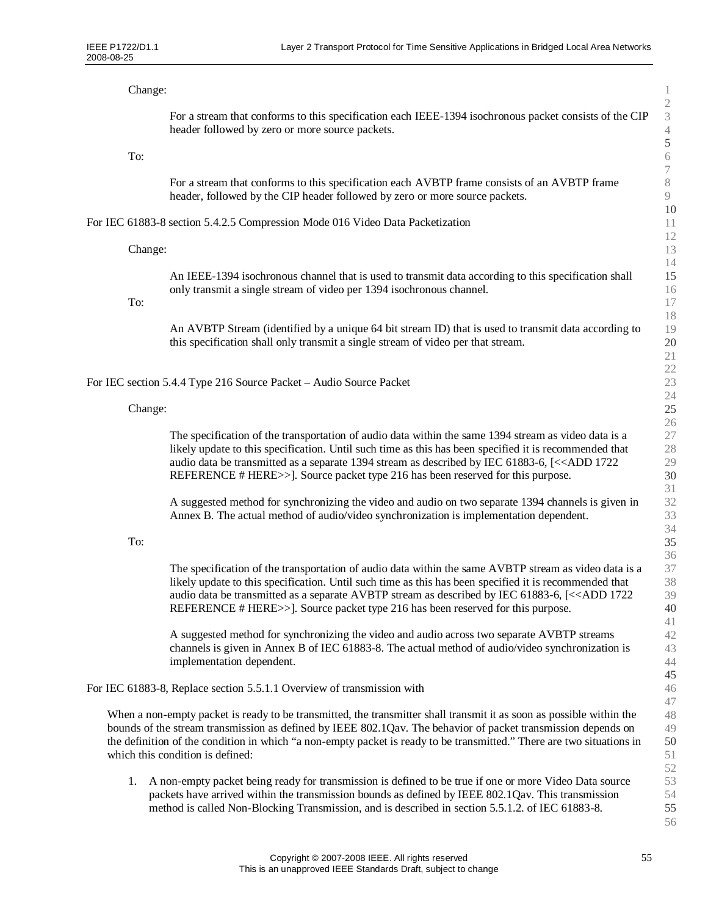Change:

> For a stream that conforms to this specification each IEEE-1394 isochronous packet consists of the CIP header followed by zero or more source packets.

To:

> For a stream that conforms to this specification each AVBTP frame consists of an AVBTP frame header, followed by the CIP header followed by zero or more source packets.

For IEC 61883-8 section 5.4.2.5 Compression Mode 016 Video Data Packetization

Change:

> An IEEE-1394 isochronous channel that is used to transmit data according to this specification shall only transmit a single stream of video per 1394 isochronous channel.

To:

> An AVBTP Stream (identified by a unique 64 bit stream ID) that is used to transmit data according to this specification shall only transmit a single stream of video per that stream.

For IEC section 5.4.4 Type 216 Source Packet – Audio Source Packet

Change:

> The specification of the transportation of audio data within the same 1394 stream as video data is a likely update to this specification. Until such time as this has been specified it is recommended that audio data be transmitted as a separate 1394 stream as described by IEC 61883-6, [<<ADD 1722 REFERENCE # HERE>>]. Source packet type 216 has been reserved for this purpose.
>
> A suggested method for synchronizing the video and audio on two separate 1394 channels is given in Annex B. The actual method of audio/video synchronization is implementation dependent.

To:

> The specification of the transportation of audio data within the same AVBTP stream as video data is a likely update to this specification. Until such time as this has been specified it is recommended that audio data be transmitted as a separate AVBTP stream as described by IEC 61883-6, [<<ADD 1722 REFERENCE # HERE>>]. Source packet type 216 has been reserved for this purpose.
>
> A suggested method for synchronizing the video and audio across two separate AVBTP streams channels is given in Annex B of IEC 61883-8. The actual method of audio/video synchronization is implementation dependent.

For IEC 61883-8, Replace section 5.5.1.1 Overview of transmission with

When a non-empty packet is ready to be transmitted, the transmitter shall transmit it as soon as possible within the bounds of the stream transmission as defined by IEEE 802.1Qav. The behavior of packet transmission depends on the definition of the condition in which "a non-empty packet is ready to be transmitted." There are two situations in which this condition is defined:

1. A non-empty packet being ready for transmission is defined to be true if one or more Video Data source packets have arrived within the transmission bounds as defined by IEEE 802.1Qav. This transmission method is called Non-Blocking Transmission, and is described in section 5.5.1.2. of IEC 61883-8.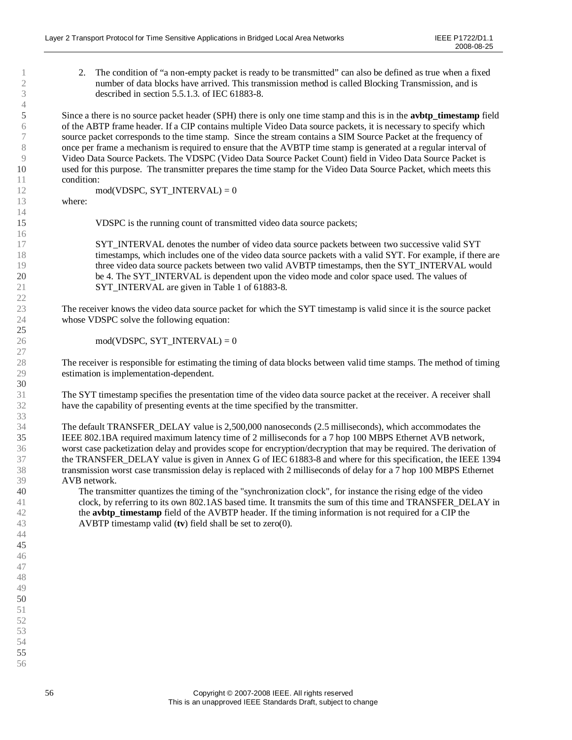2. The condition of "a non-empty packet is ready to be transmitted" can also be defined as true when a fixed number of data blocks have arrived. This transmission method is called Blocking Transmission, and is described in section 5.5.1.3. of IEC 61883-8.

Since a there is no source packet header (SPH) there is only one time stamp and this is in the **avbtp_timestamp** field of the ABTP frame header. If a CIP contains multiple Video Data source packets, it is necessary to specify which source packet corresponds to the time stamp. Since the stream contains a SIM Source Packet at the frequency of once per frame a mechanism is required to ensure that the AVBTP time stamp is generated at a regular interval of Video Data Source Packets. The VDSPC (Video Data Source Packet Count) field in Video Data Source Packet is used for this purpose. The transmitter prepares the time stamp for the Video Data Source Packet, which meets this condition:

mod(VDSPC, SYT_INTERVAL) = 0

where:

VDSPC is the running count of transmitted video data source packets;

SYT_INTERVAL denotes the number of video data source packets between two successive valid SYT timestamps, which includes one of the video data source packets with a valid SYT. For example, if there are three video data source packets between two valid AVBTP timestamps, then the SYT_INTERVAL would be 4. The SYT_INTERVAL is dependent upon the video mode and color space used. The values of SYT_INTERVAL are given in Table 1 of 61883-8.

The receiver knows the video data source packet for which the SYT timestamp is valid since it is the source packet whose VDSPC solve the following equation:

mod(VDSPC, SYT_INTERVAL) = 0

The receiver is responsible for estimating the timing of data blocks between valid time stamps. The method of timing estimation is implementation-dependent.

The SYT timestamp specifies the presentation time of the video data source packet at the receiver. A receiver shall have the capability of presenting events at the time specified by the transmitter.

The default TRANSFER_DELAY value is 2,500,000 nanoseconds (2.5 milliseconds), which accommodates the IEEE 802.1BA required maximum latency time of 2 milliseconds for a 7 hop 100 MBPS Ethernet AVB network, worst case packetization delay and provides scope for encryption/decryption that may be required. The derivation of the TRANSFER_DELAY value is given in Annex G of IEC 61883-8 and where for this specification, the IEEE 1394 transmission worst case transmission delay is replaced with 2 milliseconds of delay for a 7 hop 100 MBPS Ethernet AVB network.

The transmitter quantizes the timing of the "synchronization clock", for instance the rising edge of the video clock, by referring to its own 802.1AS based time. It transmits the sum of this time and TRANSFER_DELAY in the **avbtp_timestamp** field of the AVBTP header. If the timing information is not required for a CIP the AVBTP timestamp valid (**tv**) field shall be set to zero(0).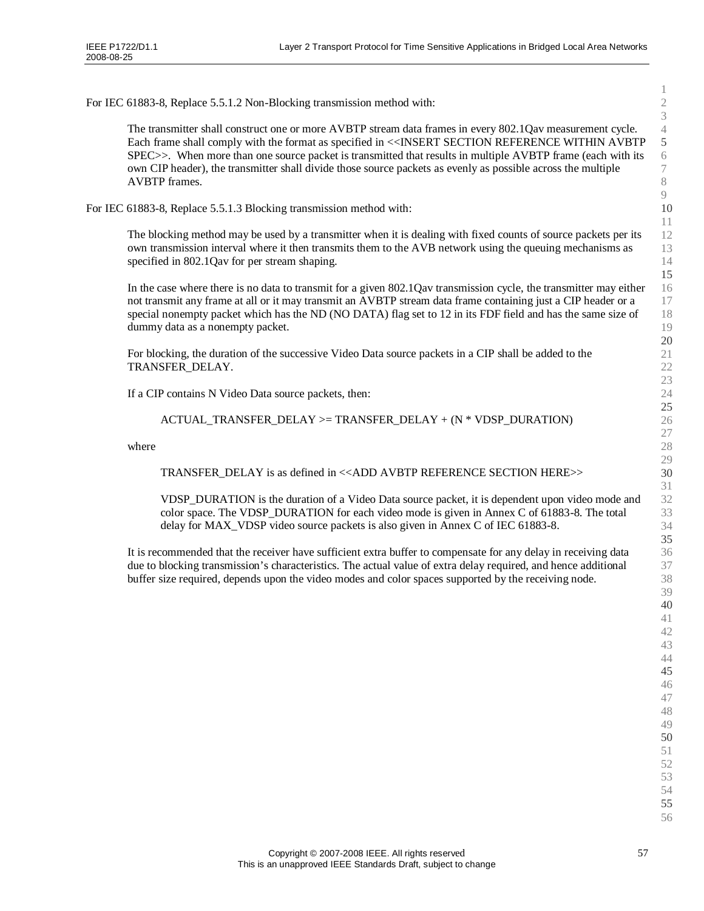For IEC 61883-8, Replace 5.5.1.2 Non-Blocking transmission method with:

> The transmitter shall construct one or more AVBTP stream data frames in every 802.1Qav measurement cycle. Each frame shall comply with the format as specified in <<INSERT SECTION REFERENCE WITHIN AVBTP SPEC>>. When more than one source packet is transmitted that results in multiple AVBTP frame (each with its own CIP header), the transmitter shall divide those source packets as evenly as possible across the multiple AVBTP frames.

For IEC 61883-8, Replace 5.5.1.3 Blocking transmission method with:

> The blocking method may be used by a transmitter when it is dealing with fixed counts of source packets per its own transmission interval where it then transmits them to the AVB network using the queuing mechanisms as specified in 802.1Qav for per stream shaping.
>
> In the case where there is no data to transmit for a given 802.1Qav transmission cycle, the transmitter may either not transmit any frame at all or it may transmit an AVBTP stream data frame containing just a CIP header or a special nonempty packet which has the ND (NO DATA) flag set to 12 in its FDF field and has the same size of dummy data as a nonempty packet.
>
> For blocking, the duration of the successive Video Data source packets in a CIP shall be added to the TRANSFER_DELAY.
>
> If a CIP contains N Video Data source packets, then:
>
> ACTUAL_TRANSFER_DELAY >= TRANSFER_DELAY + (N * VDSP_DURATION)
>
> where
>
> TRANSFER_DELAY is as defined in <<ADD AVBTP REFERENCE SECTION HERE>>
>
> VDSP_DURATION is the duration of a Video Data source packet, it is dependent upon video mode and color space. The VDSP_DURATION for each video mode is given in Annex C of 61883-8. The total delay for MAX_VDSP video source packets is also given in Annex C of IEC 61883-8.
>
> It is recommended that the receiver have sufficient extra buffer to compensate for any delay in receiving data due to blocking transmission's characteristics. The actual value of extra delay required, and hence additional buffer size required, depends upon the video modes and color spaces supported by the receiving node.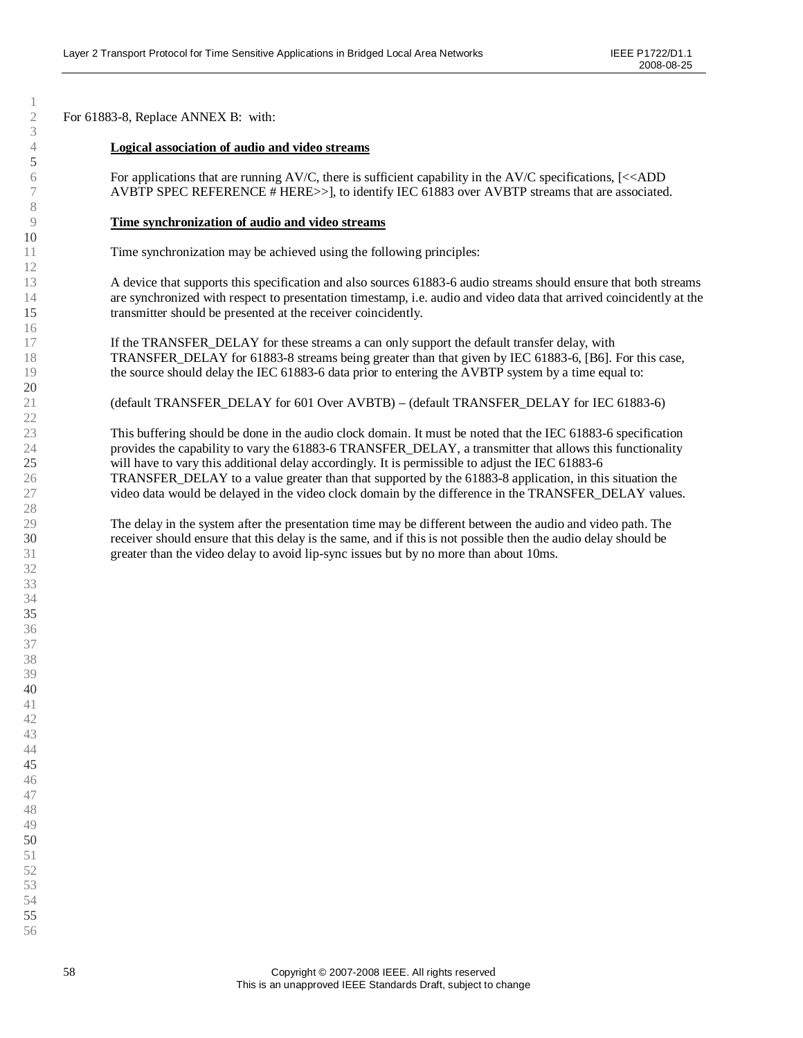For 61883-8, Replace ANNEX B: with:

**Logical association of audio and video streams**

For applications that are running AV/C, there is sufficient capability in the AV/C specifications, [<<ADD AVBTP SPEC REFERENCE # HERE>>], to identify IEC 61883 over AVBTP streams that are associated.

**Time synchronization of audio and video streams**

Time synchronization may be achieved using the following principles:

A device that supports this specification and also sources 61883-6 audio streams should ensure that both streams are synchronized with respect to presentation timestamp, i.e. audio and video data that arrived coincidently at the transmitter should be presented at the receiver coincidently.

If the TRANSFER_DELAY for these streams a can only support the default transfer delay, with TRANSFER_DELAY for 61883-8 streams being greater than that given by IEC 61883-6, [B6]. For this case, the source should delay the IEC 61883-6 data prior to entering the AVBTP system by a time equal to:

(default TRANSFER_DELAY for 601 Over AVBTB) – (default TRANSFER_DELAY for IEC 61883-6)

This buffering should be done in the audio clock domain. It must be noted that the IEC 61883-6 specification provides the capability to vary the 61883-6 TRANSFER_DELAY, a transmitter that allows this functionality will have to vary this additional delay accordingly. It is permissible to adjust the IEC 61883-6 TRANSFER_DELAY to a value greater than that supported by the 61883-8 application, in this situation the video data would be delayed in the video clock domain by the difference in the TRANSFER_DELAY values.

The delay in the system after the presentation time may be different between the audio and video path. The receiver should ensure that this delay is the same, and if this is not possible then the audio delay should be greater than the video delay to avoid lip-sync issues but by no more than about 10ms.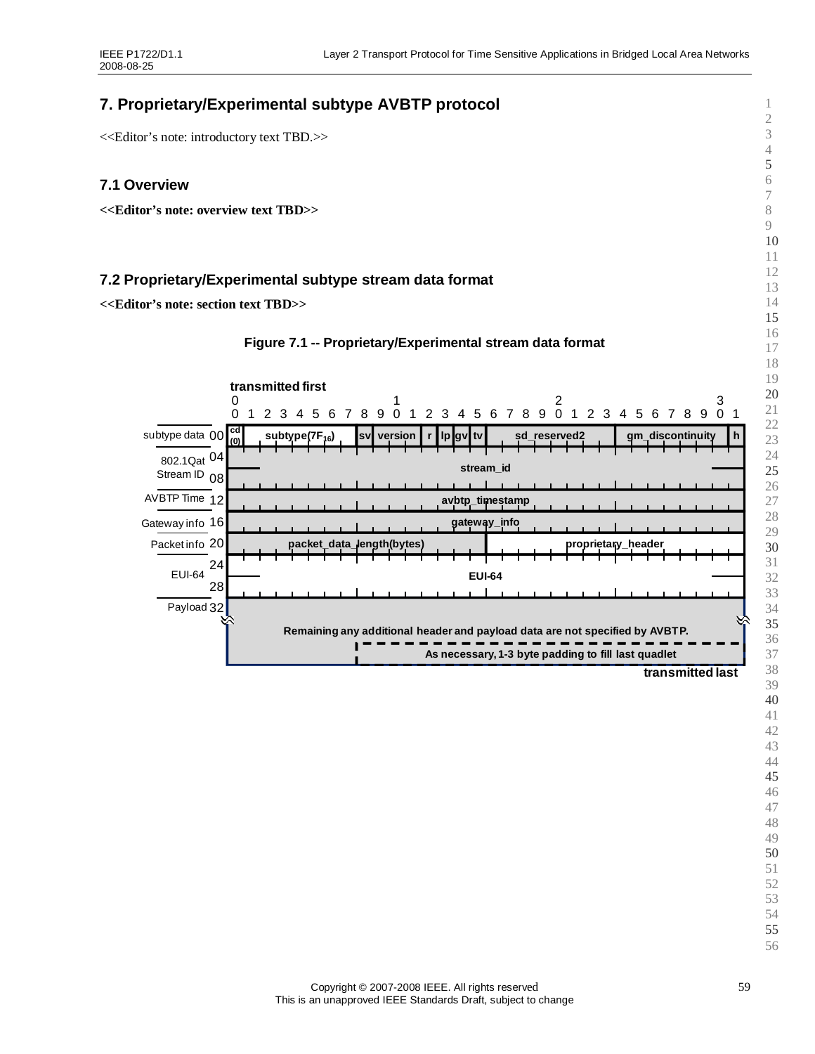# 7. Proprietary/Experimental subtype AVBTP protocol

<<Editor's note: introductory text TBD.>>

## 7.1 Overview

**<<Editor's note: overview text TBD>>**

## 7.2 Proprietary/Experimental subtype stream data format

**<<Editor's note: section text TBD>>**

**Figure 7.1 -- Proprietary/Experimental stream data format**

transmitted first

| | Offset | Bits 0–31 |
|---|---|---|
| subtype data | 00 | cd (0) \| subtype($7F_{16}$) \| sv \| version \| r \| lp \| gv \| tv \| sd_reserved2 \| gm_discontinuity \| h |
| 802.1Qat Stream ID | 04 | stream_id |
| | 08 | |
| AVBTP Time | 12 | avbtp_timestamp |
| Gateway info | 16 | gateway_info |
| Packet info | 20 | packet_data_length(bytes) \| proprietary_header |
| EUI-64 | 24 | EUI-64 |
| | 28 | |
| Payload | 32 | Remaining any additional header and payload data are not specified by AVBTP. As necessary, 1-3 byte padding to fill last quadlet |

transmitted last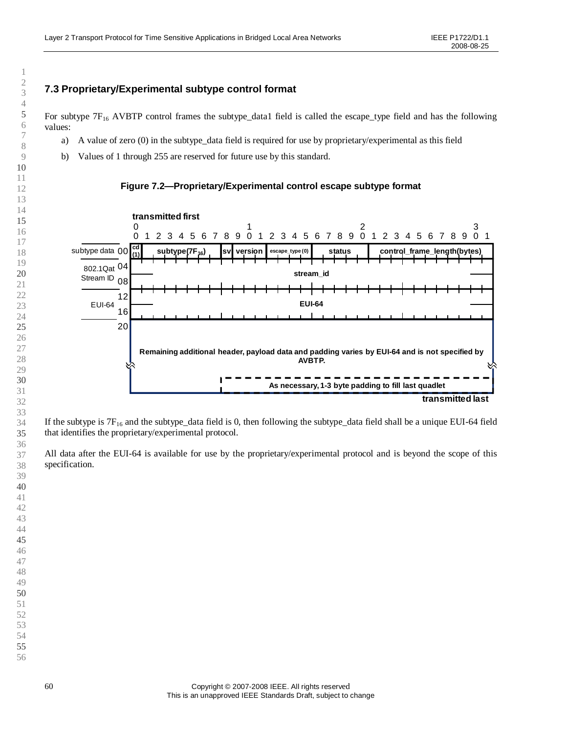## 7.3 Proprietary/Experimental subtype control format

For subtype $7F_{16}$ AVBTP control frames the subtype_data1 field is called the escape_type field and has the following values:

a) A value of zero (0) in the subtype_data field is required for use by proprietary/experimental as this field

b) Values of 1 through 255 are reserved for future use by this standard.

**Figure 7.2—Proprietary/Experimental control escape subtype format**

| Offset | Bits 0 | 1–7 | 8 | 9–11 | 12–15 | 16–20 | 21–31 |
|---|---|---|---|---|---|---|---|
| subtype data 00 | cd (1) | subtype($7F_{16}$) | sv | version | escape_type (0) | status | control_frame_length(bytes) |
| 802.1Qat Stream ID 04–08 | stream_id | | | | | | |
| EUI-64 12–16 | EUI-64 | | | | | | |
| 20 | Remaining additional header, payload data and padding varies by EUI-64 and is not specified by AVBTP. | | | | | | |
| | As necessary, 1-3 byte padding to fill last quadlet | | | | | | |

transmitted first … transmitted last

If the subtype is $7F_{16}$ and the subtype_data field is 0, then following the subtype_data field shall be a unique EUI-64 field that identifies the proprietary/experimental protocol.

All data after the EUI-64 is available for use by the proprietary/experimental protocol and is beyond the scope of this specification.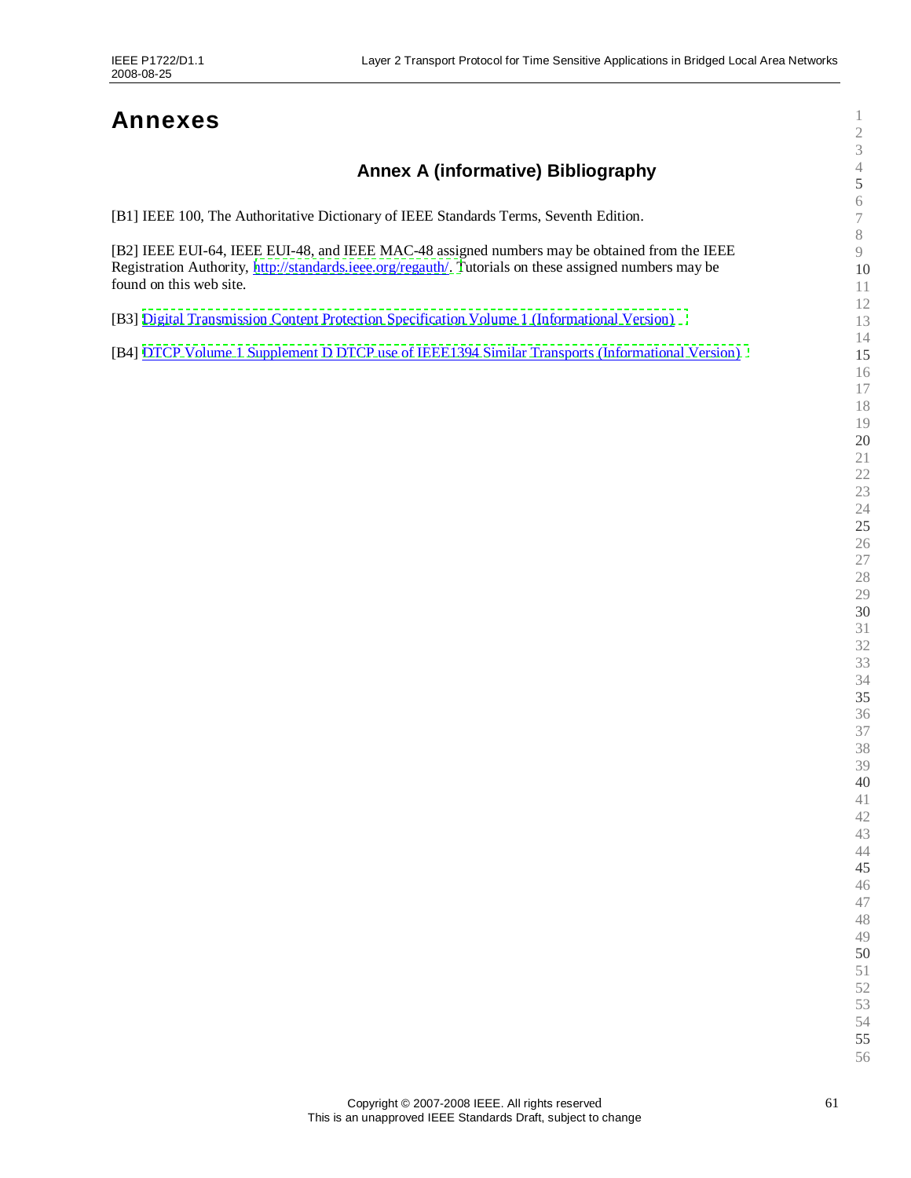# Annexes

## Annex A (informative) Bibliography

[B1] IEEE 100, The Authoritative Dictionary of IEEE Standards Terms, Seventh Edition.

[B2] IEEE EUI-64, IEEE EUI-48, and IEEE MAC-48 assigned numbers may be obtained from the IEEE Registration Authority, http://standards.ieee.org/regauth/. Tutorials on these assigned numbers may be found on this web site.

[B3] Digital Transmission Content Protection Specification Volume 1 (Informational Version)

[B4] DTCP Volume 1 Supplement D DTCP use of IEEE1394 Similar Transports (Informational Version)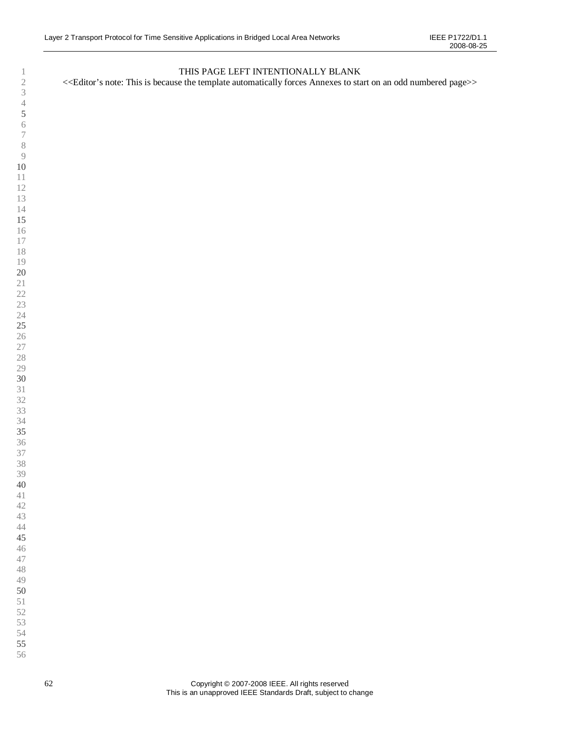THIS PAGE LEFT INTENTIONALLY BLANK

<<Editor's note: This is because the template automatically forces Annexes to start on an odd numbered page>>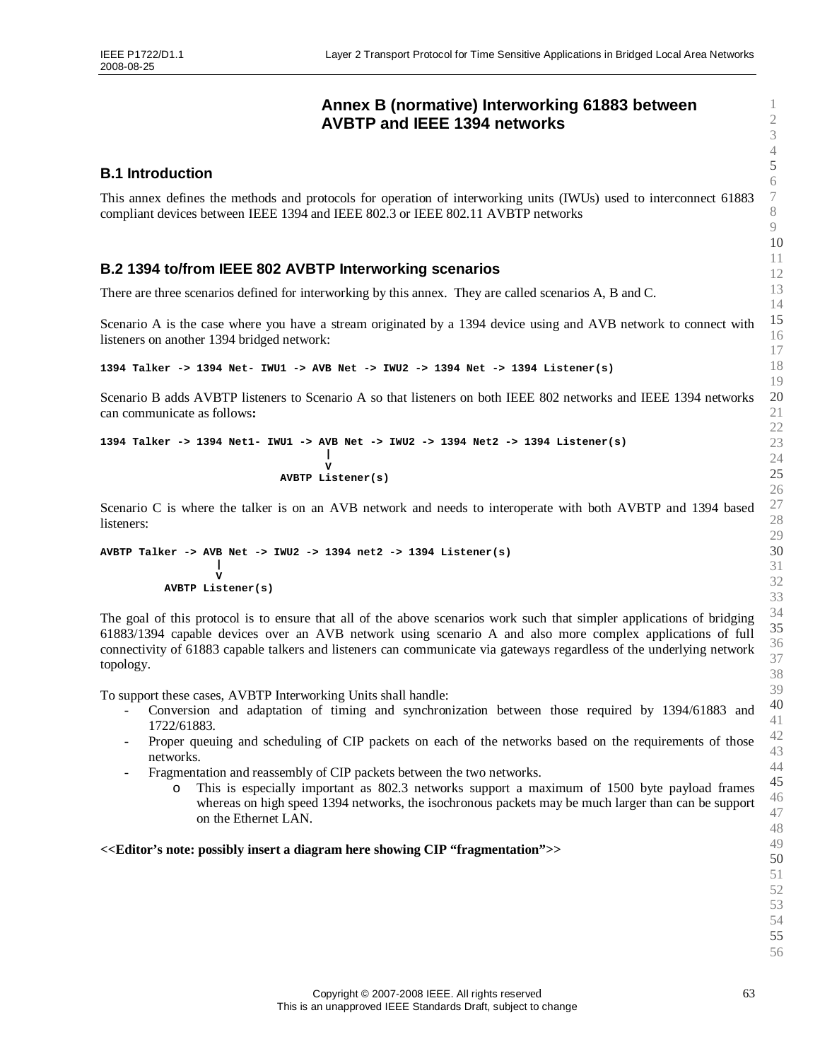# Annex B (normative) Interworking 61883 between AVBTP and IEEE 1394 networks

## B.1 Introduction

This annex defines the methods and protocols for operation of interworking units (IWUs) used to interconnect 61883 compliant devices between IEEE 1394 and IEEE 802.3 or IEEE 802.11 AVBTP networks

## B.2 1394 to/from IEEE 802 AVBTP Interworking scenarios

There are three scenarios defined for interworking by this annex. They are called scenarios A, B and C.

Scenario A is the case where you have a stream originated by a 1394 device using and AVB network to connect with listeners on another 1394 bridged network:

```
1394 Talker -> 1394 Net- IWU1 -> AVB Net -> IWU2 -> 1394 Net -> 1394 Listener(s)
```

Scenario B adds AVBTP listeners to Scenario A so that listeners on both IEEE 802 networks and IEEE 1394 networks can communicate as follows**:**

```
1394 Talker -> 1394 Net1- IWU1 -> AVB Net -> IWU2 -> 1394 Net2 -> 1394 Listener(s)
                                    |
                                    V
                           AVBTP Listener(s)
```

Scenario C is where the talker is on an AVB network and needs to interoperate with both AVBTP and 1394 based listeners:

```
AVBTP Talker -> AVB Net -> IWU2 -> 1394 net2 -> 1394 Listener(s)
                 |
                 V
          AVBTP Listener(s)
```

The goal of this protocol is to ensure that all of the above scenarios work such that simpler applications of bridging 61883/1394 capable devices over an AVB network using scenario A and also more complex applications of full connectivity of 61883 capable talkers and listeners can communicate via gateways regardless of the underlying network topology.

To support these cases, AVBTP Interworking Units shall handle:

- Conversion and adaptation of timing and synchronization between those required by 1394/61883 and 1722/61883.
- Proper queuing and scheduling of CIP packets on each of the networks based on the requirements of those networks.
- Fragmentation and reassembly of CIP packets between the two networks.
  - This is especially important as 802.3 networks support a maximum of 1500 byte payload frames whereas on high speed 1394 networks, the isochronous packets may be much larger than can be support on the Ethernet LAN.

**<<Editor's note: possibly insert a diagram here showing CIP "fragmentation">>**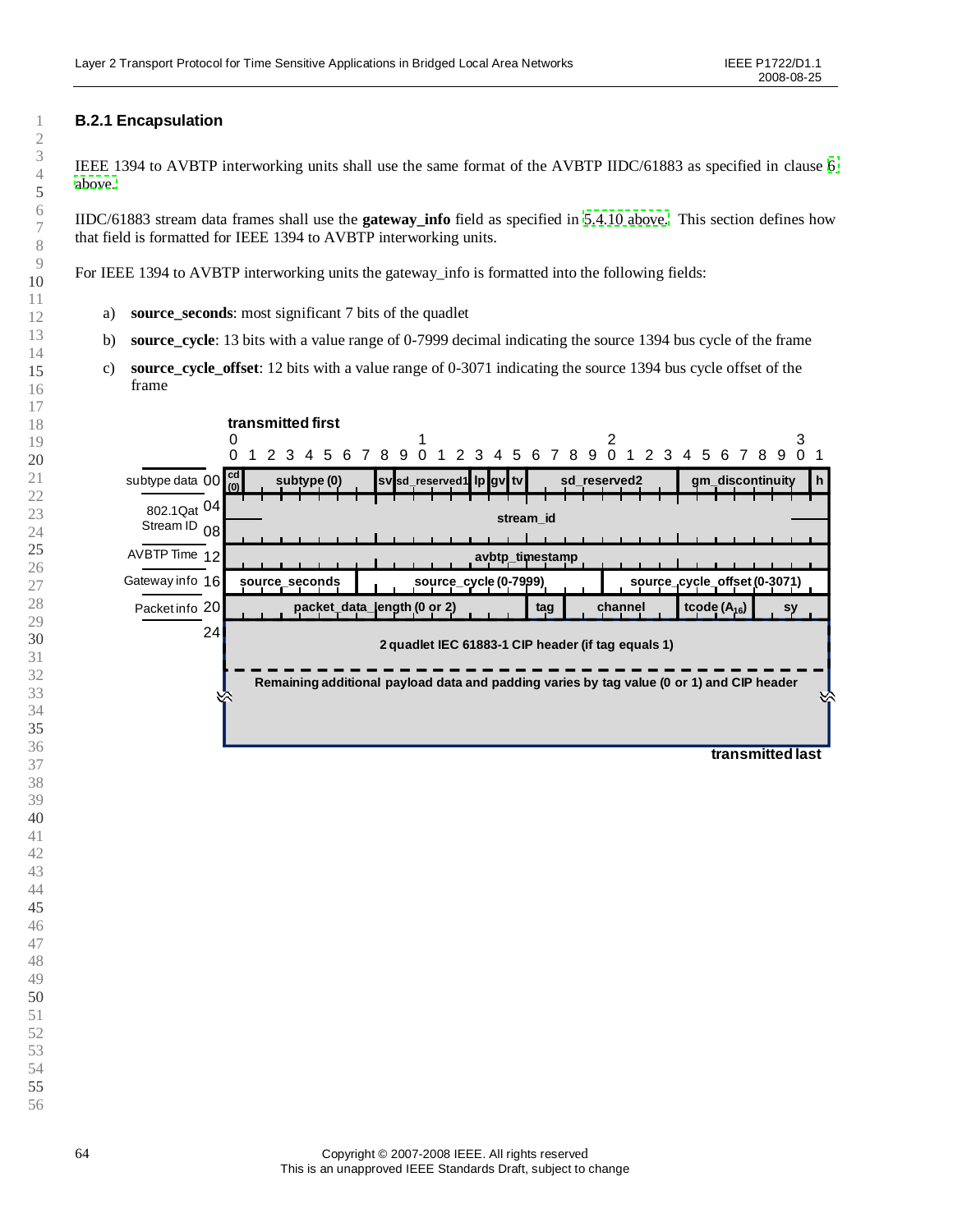### B.2.1 Encapsulation

IEEE 1394 to AVBTP interworking units shall use the same format of the AVBTP IIDC/61883 as specified in clause 6 above.

IIDC/61883 stream data frames shall use the **gateway_info** field as specified in 5.4.10 above. This section defines how that field is formatted for IEEE 1394 to AVBTP interworking units.

For IEEE 1394 to AVBTP interworking units the gateway_info is formatted into the following fields:

a) **source_seconds**: most significant 7 bits of the quadlet

b) **source_cycle**: 13 bits with a value range of 0-7999 decimal indicating the source 1394 bus cycle of the frame

c) **source_cycle_offset**: 12 bits with a value range of 0-3071 indicating the source 1394 bus cycle offset of the frame

transmitted first

| | Offset | Bits 0–31 |
|---|---|---|
| subtype data | 00 | cd (0) \| subtype (0) \| sv \| sd_reserved1 \| lp \| gv \| tv \| sd_reserved2 \| gm_discontinuity \| h |
| 802.1Qat Stream ID | 04 | stream_id |
| | 08 | stream_id |
| AVBTP Time | 12 | avbtp_timestamp |
| Gateway info | 16 | source_seconds \| source_cycle (0-7999) \| source_cycle_offset (0-3071) |
| Packet info | 20 | packet_data_length (0 or 2) \| tag \| channel \| tcode ($A_{16}$) \| sy |
| | 24 | 2 quadlet IEC 61883-1 CIP header (if tag equals 1) |
| | | Remaining additional payload data and padding varies by tag value (0 or 1) and CIP header |

transmitted last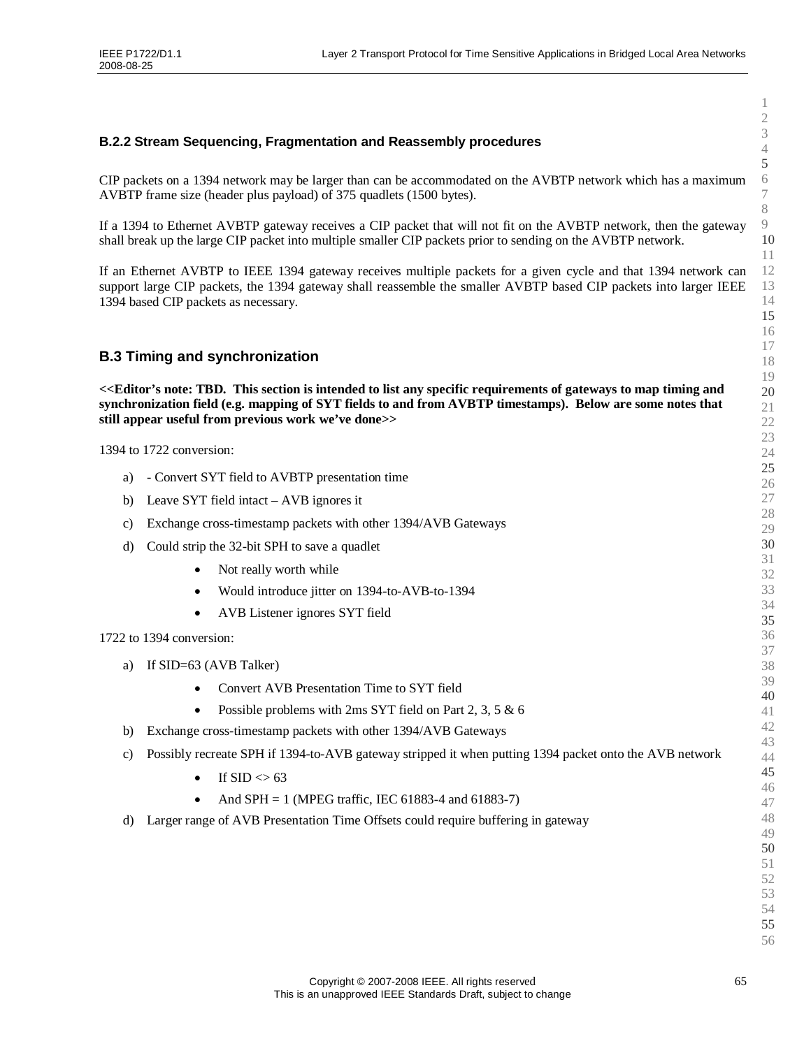### B.2.2 Stream Sequencing, Fragmentation and Reassembly procedures

CIP packets on a 1394 network may be larger than can be accommodated on the AVBTP network which has a maximum AVBTP frame size (header plus payload) of 375 quadlets (1500 bytes).

If a 1394 to Ethernet AVBTP gateway receives a CIP packet that will not fit on the AVBTP network, then the gateway shall break up the large CIP packet into multiple smaller CIP packets prior to sending on the AVBTP network.

If an Ethernet AVBTP to IEEE 1394 gateway receives multiple packets for a given cycle and that 1394 network can support large CIP packets, the 1394 gateway shall reassemble the smaller AVBTP based CIP packets into larger IEEE 1394 based CIP packets as necessary.

## B.3 Timing and synchronization

**<<Editor's note: TBD. This section is intended to list any specific requirements of gateways to map timing and synchronization field (e.g. mapping of SYT fields to and from AVBTP timestamps). Below are some notes that still appear useful from previous work we've done>>**

1394 to 1722 conversion:

a) - Convert SYT field to AVBTP presentation time

b) Leave SYT field intact – AVB ignores it

c) Exchange cross-timestamp packets with other 1394/AVB Gateways

d) Could strip the 32-bit SPH to save a quadlet
   - Not really worth while
   - Would introduce jitter on 1394-to-AVB-to-1394
   - AVB Listener ignores SYT field

1722 to 1394 conversion:

a) If SID=63 (AVB Talker)
   - Convert AVB Presentation Time to SYT field
   - Possible problems with 2ms SYT field on Part 2, 3, 5 & 6

b) Exchange cross-timestamp packets with other 1394/AVB Gateways

c) Possibly recreate SPH if 1394-to-AVB gateway stripped it when putting 1394 packet onto the AVB network
   - If SID <> 63
   - And SPH = 1 (MPEG traffic, IEC 61883-4 and 61883-7)

d) Larger range of AVB Presentation Time Offsets could require buffering in gateway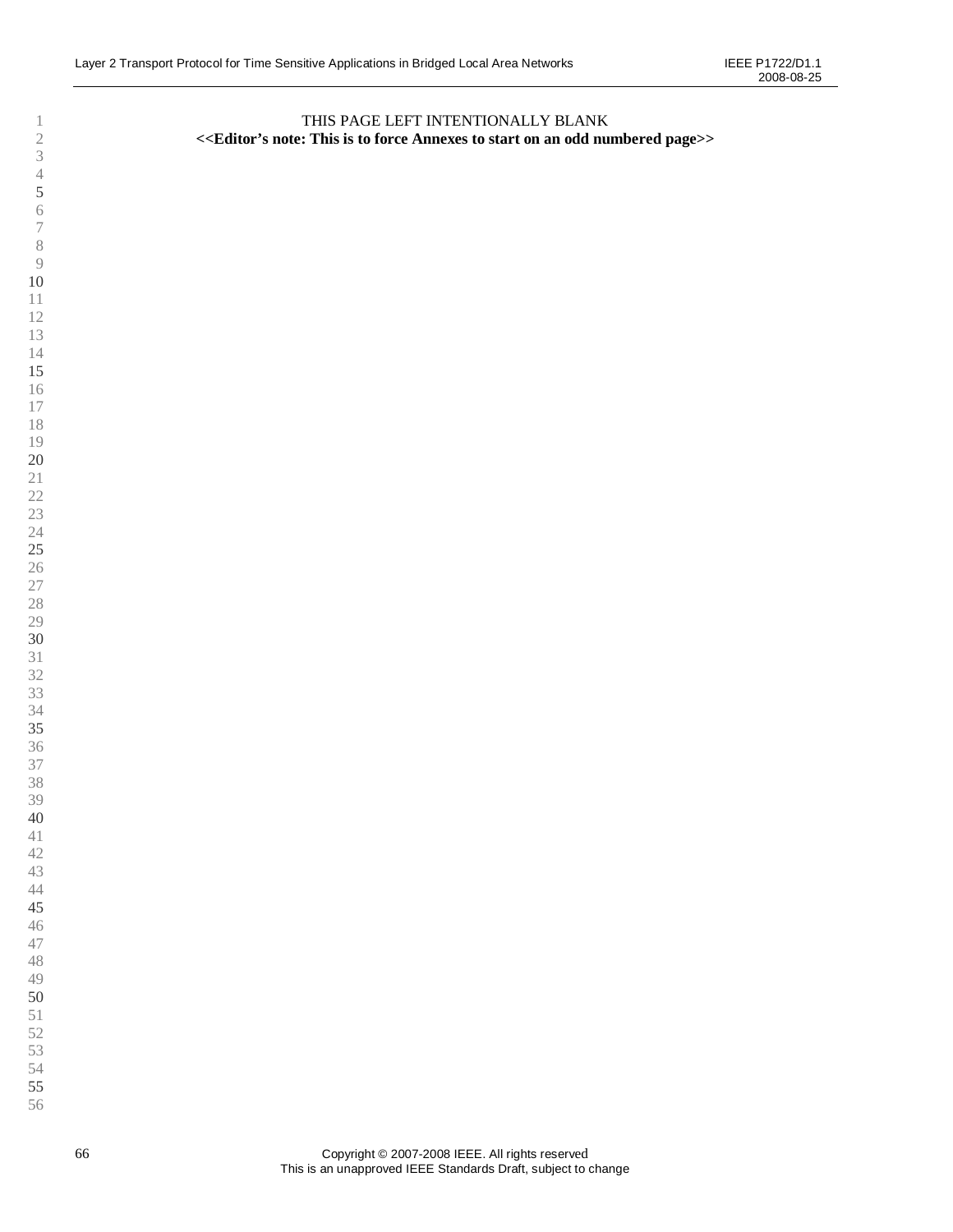THIS PAGE LEFT INTENTIONALLY BLANK

**<<Editor's note: This is to force Annexes to start on an odd numbered page>>**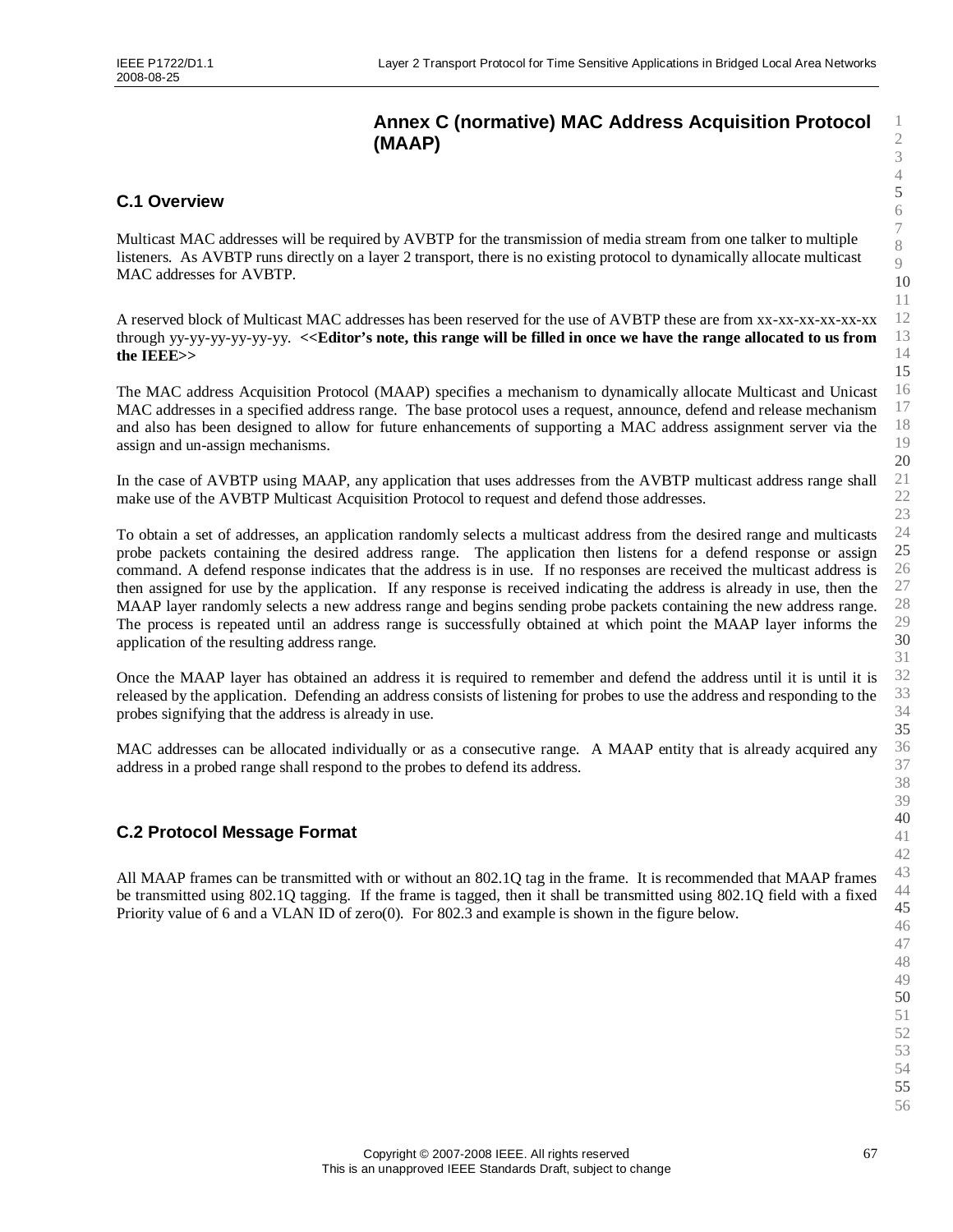# Annex C (normative) MAC Address Acquisition Protocol (MAAP)

## C.1 Overview

Multicast MAC addresses will be required by AVBTP for the transmission of media stream from one talker to multiple listeners. As AVBTP runs directly on a layer 2 transport, there is no existing protocol to dynamically allocate multicast MAC addresses for AVBTP.

A reserved block of Multicast MAC addresses has been reserved for the use of AVBTP these are from xx-xx-xx-xx-xx-xx through yy-yy-yy-yy-yy-yy. **<<Editor's note, this range will be filled in once we have the range allocated to us from the IEEE>>**

The MAC address Acquisition Protocol (MAAP) specifies a mechanism to dynamically allocate Multicast and Unicast MAC addresses in a specified address range. The base protocol uses a request, announce, defend and release mechanism and also has been designed to allow for future enhancements of supporting a MAC address assignment server via the assign and un-assign mechanisms.

In the case of AVBTP using MAAP, any application that uses addresses from the AVBTP multicast address range shall make use of the AVBTP Multicast Acquisition Protocol to request and defend those addresses.

To obtain a set of addresses, an application randomly selects a multicast address from the desired range and multicasts probe packets containing the desired address range. The application then listens for a defend response or assign command. A defend response indicates that the address is in use. If no responses are received the multicast address is then assigned for use by the application. If any response is received indicating the address is already in use, then the MAAP layer randomly selects a new address range and begins sending probe packets containing the new address range. The process is repeated until an address range is successfully obtained at which point the MAAP layer informs the application of the resulting address range.

Once the MAAP layer has obtained an address it is required to remember and defend the address until it is until it is released by the application. Defending an address consists of listening for probes to use the address and responding to the probes signifying that the address is already in use.

MAC addresses can be allocated individually or as a consecutive range. A MAAP entity that is already acquired any address in a probed range shall respond to the probes to defend its address.

## C.2 Protocol Message Format

All MAAP frames can be transmitted with or without an 802.1Q tag in the frame. It is recommended that MAAP frames be transmitted using 802.1Q tagging. If the frame is tagged, then it shall be transmitted using 802.1Q field with a fixed Priority value of 6 and a VLAN ID of zero(0). For 802.3 and example is shown in the figure below.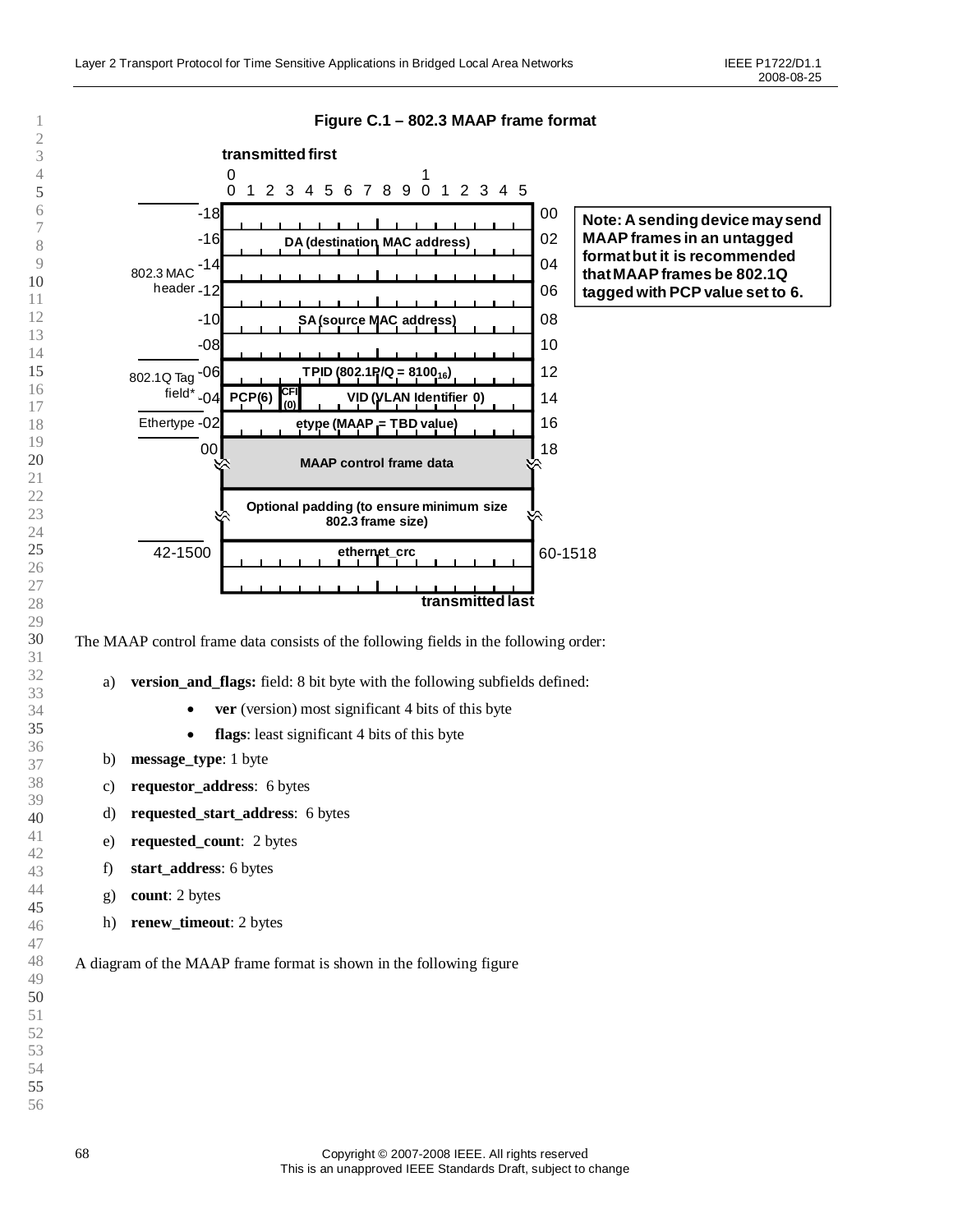**Figure C.1 – 802.3 MAAP frame format**

| Section | Offset | Field | Offset |
|---|---|---|---|
| 802.3 MAC header | -18 | DA (destination MAC address) | 00 |
| | -16 | | 02 |
| | -14 | | 04 |
| | -12 | SA (source MAC address) | 06 |
| | -10 | | 08 |
| | -08 | | 10 |
| 802.1Q Tag field* | -06 | TPID (802.1P/Q = $8100_{16}$) | 12 |
| | -04 | PCP(6) \| CFI (0) \| VID (VLAN Identifier 0) | 14 |
| Ethertype | -02 | etype (MAAP = TBD value) | 16 |
| | 00 | MAAP control frame data | 18 |
| | | Optional padding (to ensure minimum size 802.3 frame size) | |
| | 42-1500 | ethernet_crc | 60-1518 |

Bit positions: 0 1 2 3 4 5 6 7 8 9 10 11 12 13 14 15 (transmitted first … transmitted last)

**Note: A sending device may send MAAP frames in an untagged format but it is recommended that MAAP frames be 802.1Q tagged with PCP value set to 6.**

The MAAP control frame data consists of the following fields in the following order:

a) **version_and_flags:** field: 8 bit byte with the following subfields defined:
   - **ver** (version) most significant 4 bits of this byte
   - **flags**: least significant 4 bits of this byte

b) **message_type**: 1 byte

c) **requestor_address**: 6 bytes

d) **requested_start_address**: 6 bytes

e) **requested_count**: 2 bytes

f) **start_address**: 6 bytes

g) **count**: 2 bytes

h) **renew_timeout**: 2 bytes

A diagram of the MAAP frame format is shown in the following figure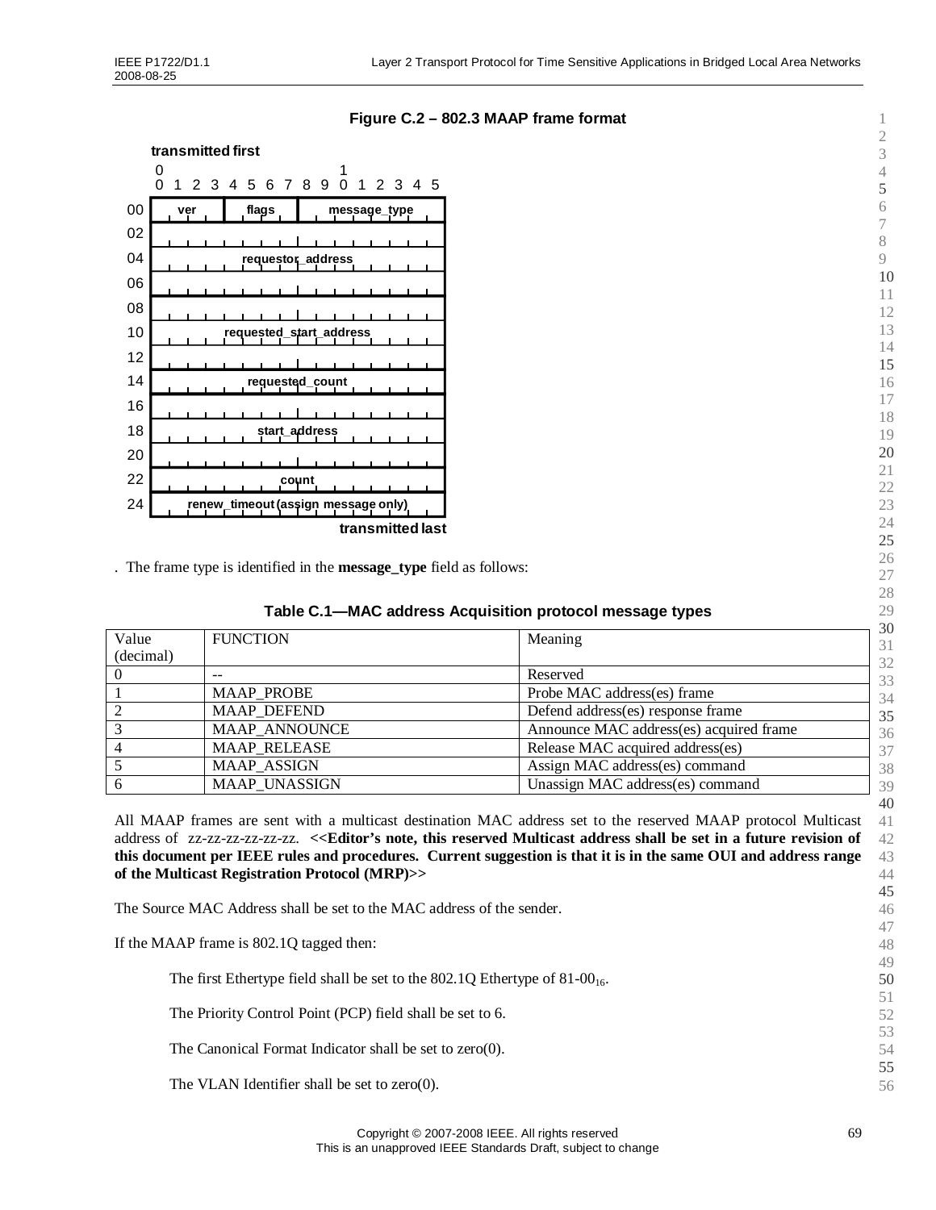**Figure C.2 – 802.3 MAAP frame format**

```
transmitted first
     0                   1
     0 1 2 3 4 5 6 7 8 9 0 1 2 3 4 5
00  |  ver  |  flags  |  message_type  |
02  |                                  |
04  |        requestor_address         |
06  |                                  |
08  |                                  |
10  |     requested_start_address      |
12  |                                  |
14  |         requested_count          |
16  |                                  |
18  |          start_address           |
20  |                                  |
22  |              count               |
24  | renew_timeout (assign message only) |
                          transmitted last
```

. The frame type is identified in the **message_type** field as follows:

**Table C.1—MAC address Acquisition protocol message types**

| Value (decimal) | FUNCTION | Meaning |
|---|---|---|
| 0 | -- | Reserved |
| 1 | MAAP_PROBE | Probe MAC address(es) frame |
| 2 | MAAP_DEFEND | Defend address(es) response frame |
| 3 | MAAP_ANNOUNCE | Announce MAC address(es) acquired frame |
| 4 | MAAP_RELEASE | Release MAC acquired address(es) |
| 5 | MAAP_ASSIGN | Assign MAC address(es) command |
| 6 | MAAP_UNASSIGN | Unassign MAC address(es) command |

All MAAP frames are sent with a multicast destination MAC address set to the reserved MAAP protocol Multicast address of zz-zz-zz-zz-zz-zz. **<<Editor's note, this reserved Multicast address shall be set in a future revision of this document per IEEE rules and procedures. Current suggestion is that it is in the same OUI and address range of the Multicast Registration Protocol (MRP)>>**

The Source MAC Address shall be set to the MAC address of the sender.

If the MAAP frame is 802.1Q tagged then:

The first Ethertype field shall be set to the 802.1Q Ethertype of $81\text{-}00_{16}$.

The Priority Control Point (PCP) field shall be set to 6.

The Canonical Format Indicator shall be set to zero(0).

The VLAN Identifier shall be set to zero(0).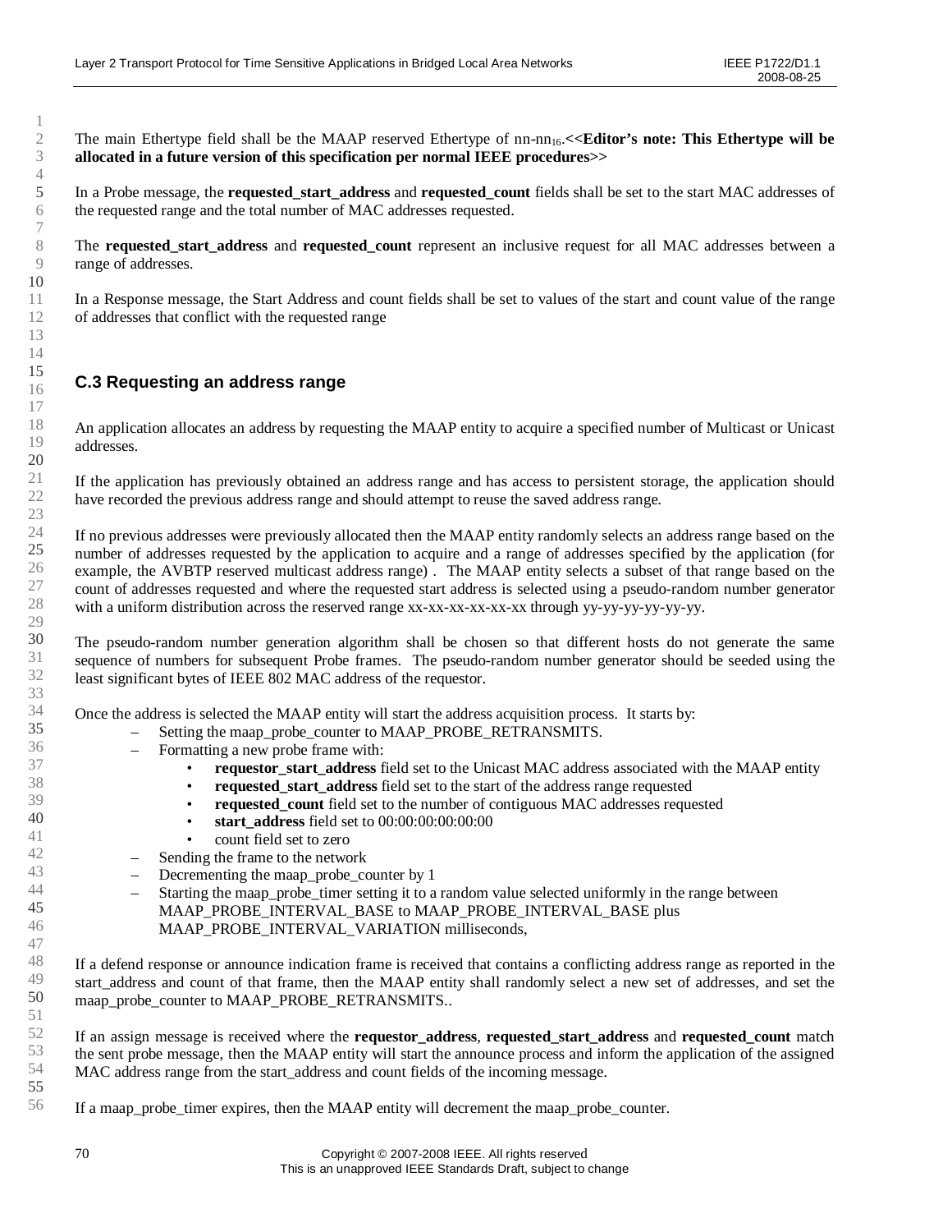The main Ethertype field shall be the MAAP reserved Ethertype of nn-nn$_{16}$.**<<Editor's note: This Ethertype will be allocated in a future version of this specification per normal IEEE procedures>>**

In a Probe message, the **requested_start_address** and **requested_count** fields shall be set to the start MAC addresses of the requested range and the total number of MAC addresses requested.

The **requested_start_address** and **requested_count** represent an inclusive request for all MAC addresses between a range of addresses.

In a Response message, the Start Address and count fields shall be set to values of the start and count value of the range of addresses that conflict with the requested range

## C.3 Requesting an address range

An application allocates an address by requesting the MAAP entity to acquire a specified number of Multicast or Unicast addresses.

If the application has previously obtained an address range and has access to persistent storage, the application should have recorded the previous address range and should attempt to reuse the saved address range.

If no previous addresses were previously allocated then the MAAP entity randomly selects an address range based on the number of addresses requested by the application to acquire and a range of addresses specified by the application (for example, the AVBTP reserved multicast address range) . The MAAP entity selects a subset of that range based on the count of addresses requested and where the requested start address is selected using a pseudo-random number generator with a uniform distribution across the reserved range xx-xx-xx-xx-xx-xx through yy-yy-yy-yy-yy-yy.

The pseudo-random number generation algorithm shall be chosen so that different hosts do not generate the same sequence of numbers for subsequent Probe frames. The pseudo-random number generator should be seeded using the least significant bytes of IEEE 802 MAC address of the requestor.

Once the address is selected the MAAP entity will start the address acquisition process. It starts by:

- Setting the maap_probe_counter to MAAP_PROBE_RETRANSMITS.
- Formatting a new probe frame with:
  - **requestor_start_address** field set to the Unicast MAC address associated with the MAAP entity
  - **requested_start_address** field set to the start of the address range requested
  - **requested_count** field set to the number of contiguous MAC addresses requested
  - **start_address** field set to 00:00:00:00:00:00
  - count field set to zero
- Sending the frame to the network
- Decrementing the maap_probe_counter by 1
- Starting the maap_probe_timer setting it to a random value selected uniformly in the range between MAAP_PROBE_INTERVAL_BASE to MAAP_PROBE_INTERVAL_BASE plus MAAP_PROBE_INTERVAL_VARIATION milliseconds,

If a defend response or announce indication frame is received that contains a conflicting address range as reported in the start_address and count of that frame, then the MAAP entity shall randomly select a new set of addresses, and set the maap_probe_counter to MAAP_PROBE_RETRANSMITS..

If an assign message is received where the **requestor_address**, **requested_start_address** and **requested_count** match the sent probe message, then the MAAP entity will start the announce process and inform the application of the assigned MAC address range from the start_address and count fields of the incoming message.

If a maap_probe_timer expires, then the MAAP entity will decrement the maap_probe_counter.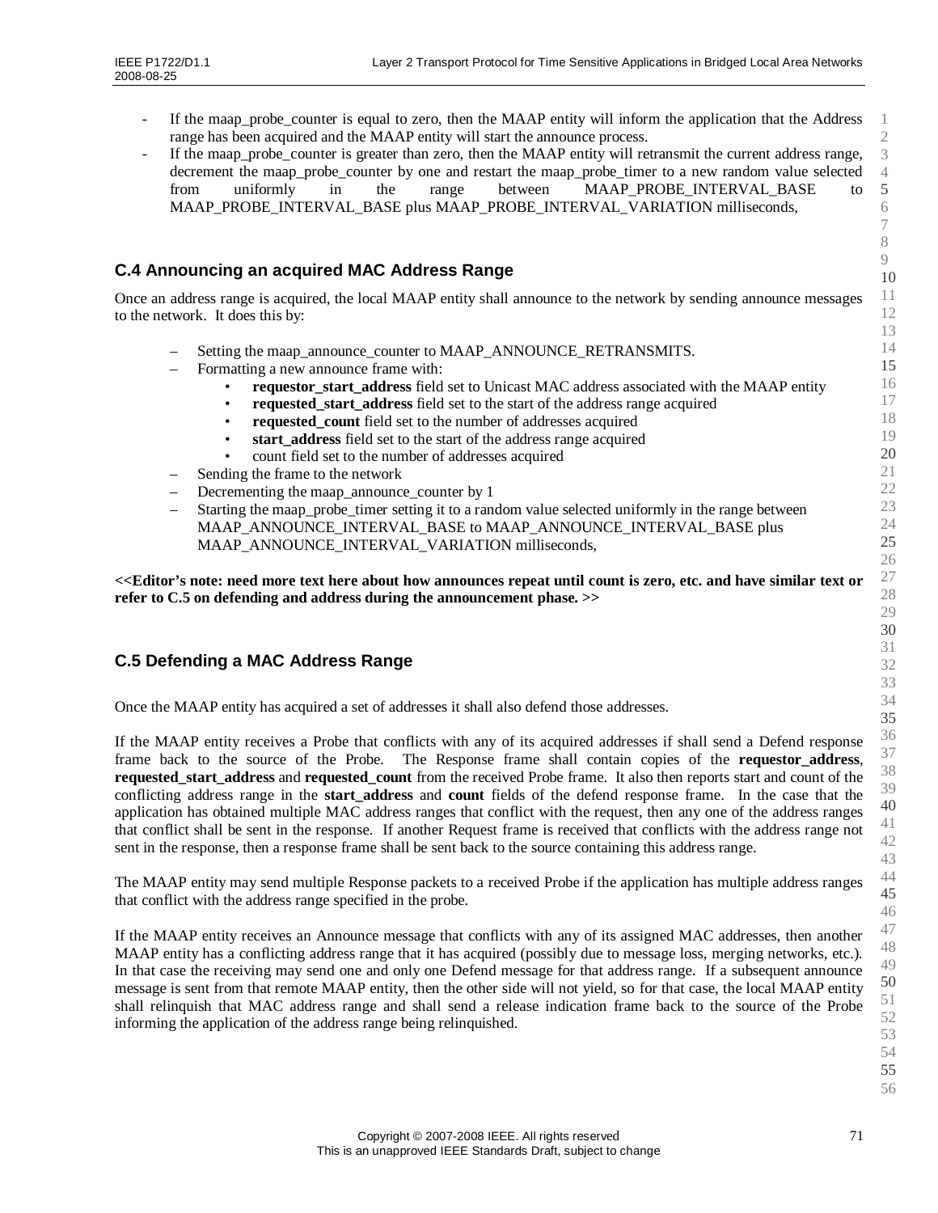- If the maap_probe_counter is equal to zero, then the MAAP entity will inform the application that the Address range has been acquired and the MAAP entity will start the announce process.
- If the maap_probe_counter is greater than zero, then the MAAP entity will retransmit the current address range, decrement the maap_probe_counter by one and restart the maap_probe_timer to a new random value selected from uniformly in the range between MAAP_PROBE_INTERVAL_BASE to MAAP_PROBE_INTERVAL_BASE plus MAAP_PROBE_INTERVAL_VARIATION milliseconds,

## C.4 Announcing an acquired MAC Address Range

Once an address range is acquired, the local MAAP entity shall announce to the network by sending announce messages to the network. It does this by:

- Setting the maap_announce_counter to MAAP_ANNOUNCE_RETRANSMITS.
- Formatting a new announce frame with:
  - **requestor_start_address** field set to Unicast MAC address associated with the MAAP entity
  - **requested_start_address** field set to the start of the address range acquired
  - **requested_count** field set to the number of addresses acquired
  - **start_address** field set to the start of the address range acquired
  - count field set to the number of addresses acquired
- Sending the frame to the network
- Decrementing the maap_announce_counter by 1
- Starting the maap_probe_timer setting it to a random value selected uniformly in the range between MAAP_ANNOUNCE_INTERVAL_BASE to MAAP_ANNOUNCE_INTERVAL_BASE plus MAAP_ANNOUNCE_INTERVAL_VARIATION milliseconds,

**<<Editor's note: need more text here about how announces repeat until count is zero, etc. and have similar text or refer to C.5 on defending and address during the announcement phase. >>**

## C.5 Defending a MAC Address Range

Once the MAAP entity has acquired a set of addresses it shall also defend those addresses.

If the MAAP entity receives a Probe that conflicts with any of its acquired addresses if shall send a Defend response frame back to the source of the Probe. The Response frame shall contain copies of the **requestor_address**, **requested_start_address** and **requested_count** from the received Probe frame. It also then reports start and count of the conflicting address range in the **start_address** and **count** fields of the defend response frame. In the case that the application has obtained multiple MAC address ranges that conflict with the request, then any one of the address ranges that conflict shall be sent in the response. If another Request frame is received that conflicts with the address range not sent in the response, then a response frame shall be sent back to the source containing this address range.

The MAAP entity may send multiple Response packets to a received Probe if the application has multiple address ranges that conflict with the address range specified in the probe.

If the MAAP entity receives an Announce message that conflicts with any of its assigned MAC addresses, then another MAAP entity has a conflicting address range that it has acquired (possibly due to message loss, merging networks, etc.). In that case the receiving may send one and only one Defend message for that address range. If a subsequent announce message is sent from that remote MAAP entity, then the other side will not yield, so for that case, the local MAAP entity shall relinquish that MAC address range and shall send a release indication frame back to the source of the Probe informing the application of the address range being relinquished.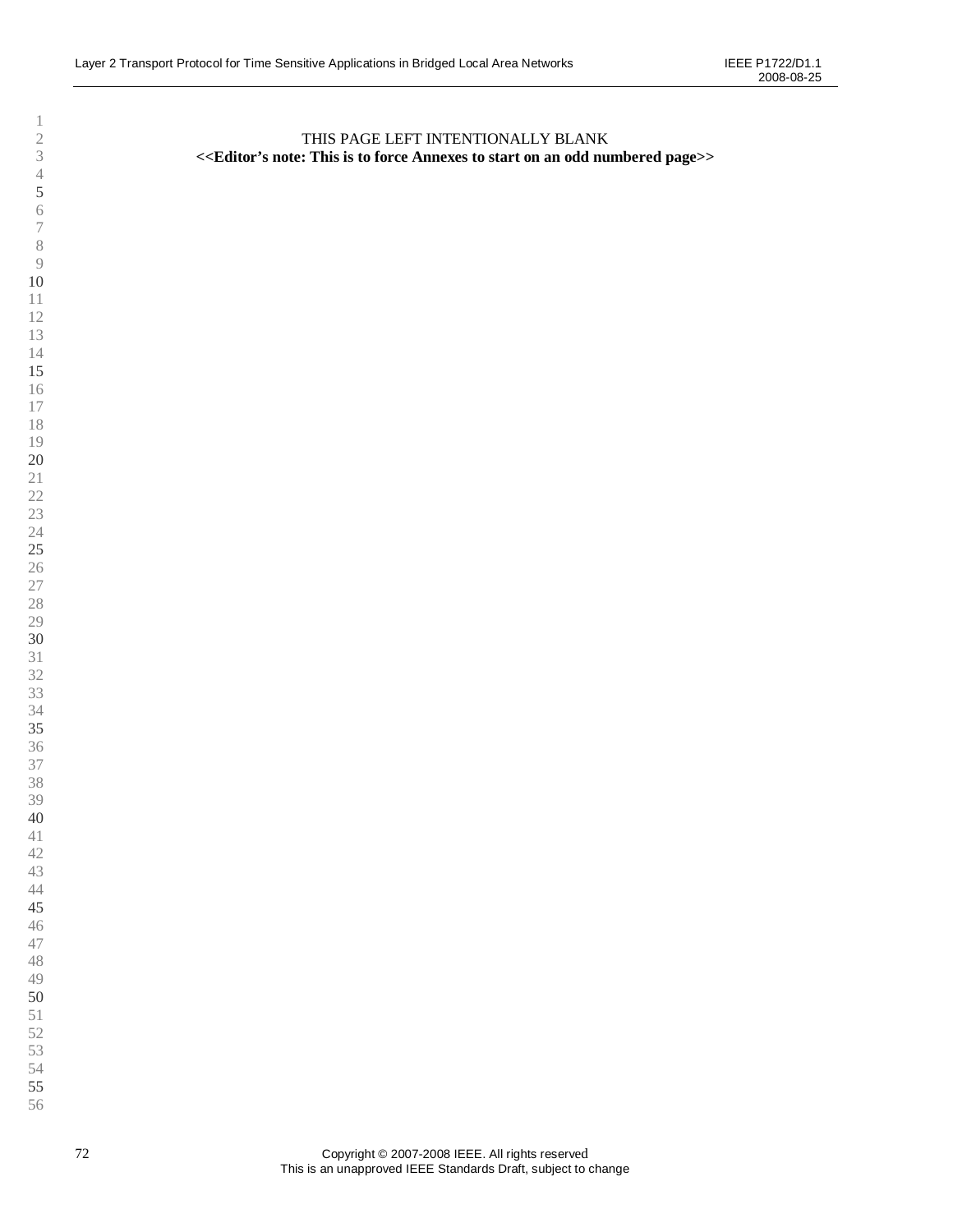THIS PAGE LEFT INTENTIONALLY BLANK

**<<Editor's note: This is to force Annexes to start on an odd numbered page>>**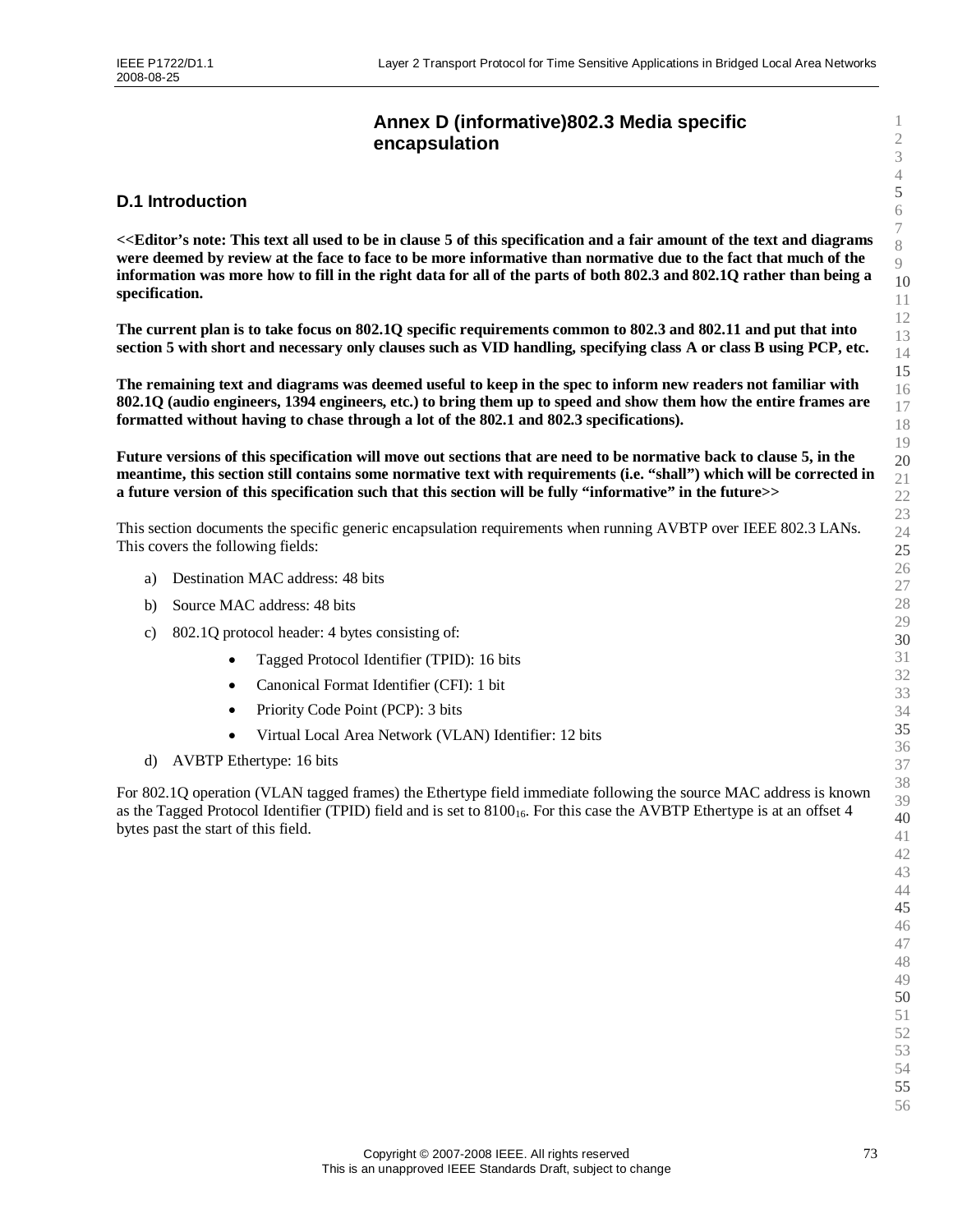# Annex D (informative)802.3 Media specific encapsulation

## D.1 Introduction

**<<Editor's note: This text all used to be in clause 5 of this specification and a fair amount of the text and diagrams were deemed by review at the face to face to be more informative than normative due to the fact that much of the information was more how to fill in the right data for all of the parts of both 802.3 and 802.1Q rather than being a specification.**

**The current plan is to take focus on 802.1Q specific requirements common to 802.3 and 802.11 and put that into section 5 with short and necessary only clauses such as VID handling, specifying class A or class B using PCP, etc.**

**The remaining text and diagrams was deemed useful to keep in the spec to inform new readers not familiar with 802.1Q (audio engineers, 1394 engineers, etc.) to bring them up to speed and show them how the entire frames are formatted without having to chase through a lot of the 802.1 and 802.3 specifications).**

**Future versions of this specification will move out sections that are need to be normative back to clause 5, in the meantime, this section still contains some normative text with requirements (i.e. "shall") which will be corrected in a future version of this specification such that this section will be fully "informative" in the future>>**

This section documents the specific generic encapsulation requirements when running AVBTP over IEEE 802.3 LANs. This covers the following fields:

a) Destination MAC address: 48 bits

b) Source MAC address: 48 bits

c) 802.1Q protocol header: 4 bytes consisting of:

- Tagged Protocol Identifier (TPID): 16 bits
- Canonical Format Identifier (CFI): 1 bit
- Priority Code Point (PCP): 3 bits
- Virtual Local Area Network (VLAN) Identifier: 12 bits

d) AVBTP Ethertype: 16 bits

For 802.1Q operation (VLAN tagged frames) the Ethertype field immediate following the source MAC address is known as the Tagged Protocol Identifier (TPID) field and is set to $8100_{16}$. For this case the AVBTP Ethertype is at an offset 4 bytes past the start of this field.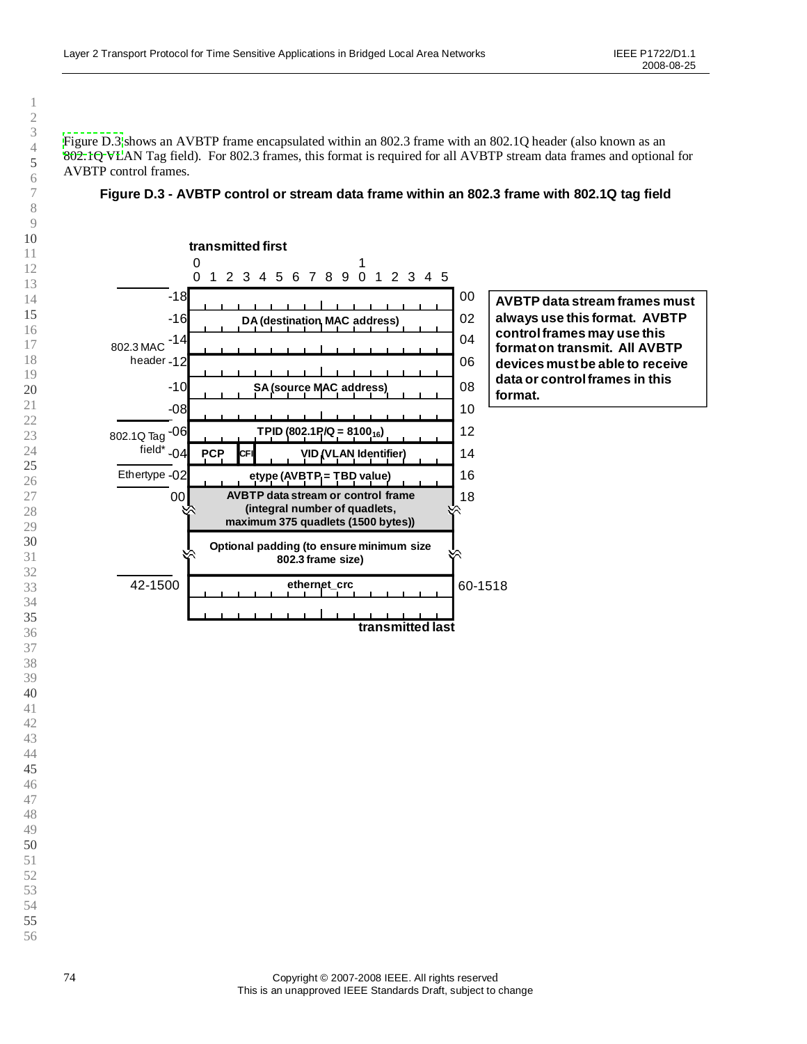Figure D.3 shows an AVBTP frame encapsulated within an 802.3 frame with an 802.1Q header (also known as an 802.1Q VLAN Tag field). For 802.3 frames, this format is required for all AVBTP stream data frames and optional for AVBTP control frames.

**Figure D.3 - AVBTP control or stream data frame within an 802.3 frame with 802.1Q tag field**

transmitted first

| | Offset | Field (bits 0–15) | Offset |
|---|---|---|---|
| 802.3 MAC header | -18 | DA (destination MAC address) | 00 |
| | -16 | | 02 |
| | -14 | | 04 |
| | -12 | SA (source MAC address) | 06 |
| | -10 | | 08 |
| | -08 | | 10 |
| 802.1Q Tag field* | -06 | TPID (802.1P/Q = $8100_{16}$) | 12 |
| | -04 | PCP \| CFI \| VID (VLAN Identifier) | 14 |
| Ethertype | -02 | etype (AVBTP = TBD value) | 16 |
| | 00 | AVBTP data stream or control frame (integral number of quadlets, maximum 375 quadlets (1500 bytes)) | 18 |
| | | Optional padding (to ensure minimum size 802.3 frame size) | |
| | 42-1500 | ethernet_crc | 60-1518 |

transmitted last

**AVBTP data stream frames must always use this format. AVBTP control frames may use this format on transmit. All AVBTP devices must be able to receive data or control frames in this format.**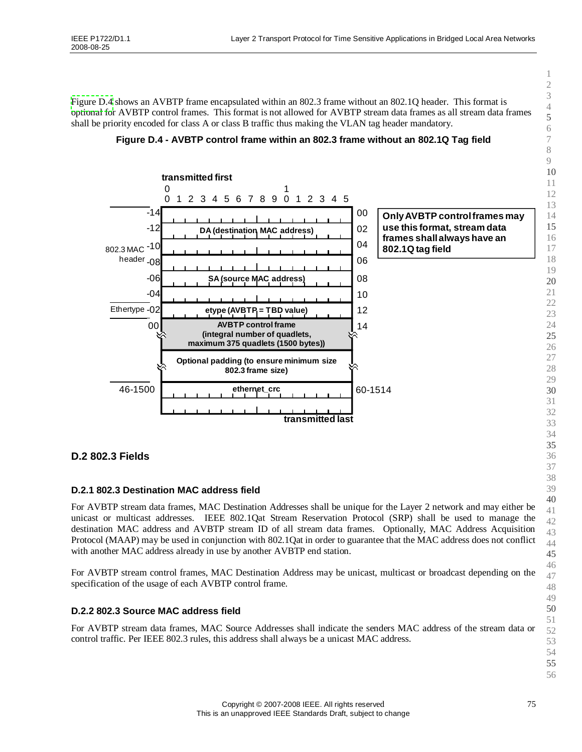Figure D.4 shows an AVBTP frame encapsulated within an 802.3 frame without an 802.1Q header. This format is optional for AVBTP control frames. This format is not allowed for AVBTP stream data frames as all stream data frames shall be priority encoded for class A or class B traffic thus making the VLAN tag header mandatory.

**Figure D.4 - AVBTP control frame within an 802.3 frame without an 802.1Q Tag field**

transmitted first

| Offset | Field (bits 0–15) | Offset |
|---|---|---|
| -14 (802.3 MAC header) | DA (destination MAC address) | 00 |
| -12 | | 02 |
| -10 | | 04 |
| -08 | SA (source MAC address) | 06 |
| -06 | | 08 |
| -04 | | 10 |
| -02 (Ethertype) | etype (AVBTP = TBD value) | 12 |
| 00 | AVBTP control frame (integral number of quadlets, maximum 375 quadlets (1500 bytes)) | 14 |
| | Optional padding (to ensure minimum size 802.3 frame size) | |
| 46-1500 | ethernet_crc | 60-1514 |

transmitted last

**Only AVBTP control frames may use this format, stream data frames shall always have an 802.1Q tag field**

## D.2 802.3 Fields

### D.2.1 802.3 Destination MAC address field

For AVBTP stream data frames, MAC Destination Addresses shall be unique for the Layer 2 network and may either be unicast or multicast addresses. IEEE 802.1Qat Stream Reservation Protocol (SRP) shall be used to manage the destination MAC address and AVBTP stream ID of all stream data frames. Optionally, MAC Address Acquisition Protocol (MAAP) may be used in conjunction with 802.1Qat in order to guarantee that the MAC address does not conflict with another MAC address already in use by another AVBTP end station.

For AVBTP stream control frames, MAC Destination Address may be unicast, multicast or broadcast depending on the specification of the usage of each AVBTP control frame.

### D.2.2 802.3 Source MAC address field

For AVBTP stream data frames, MAC Source Addresses shall indicate the senders MAC address of the stream data or control traffic. Per IEEE 802.3 rules, this address shall always be a unicast MAC address.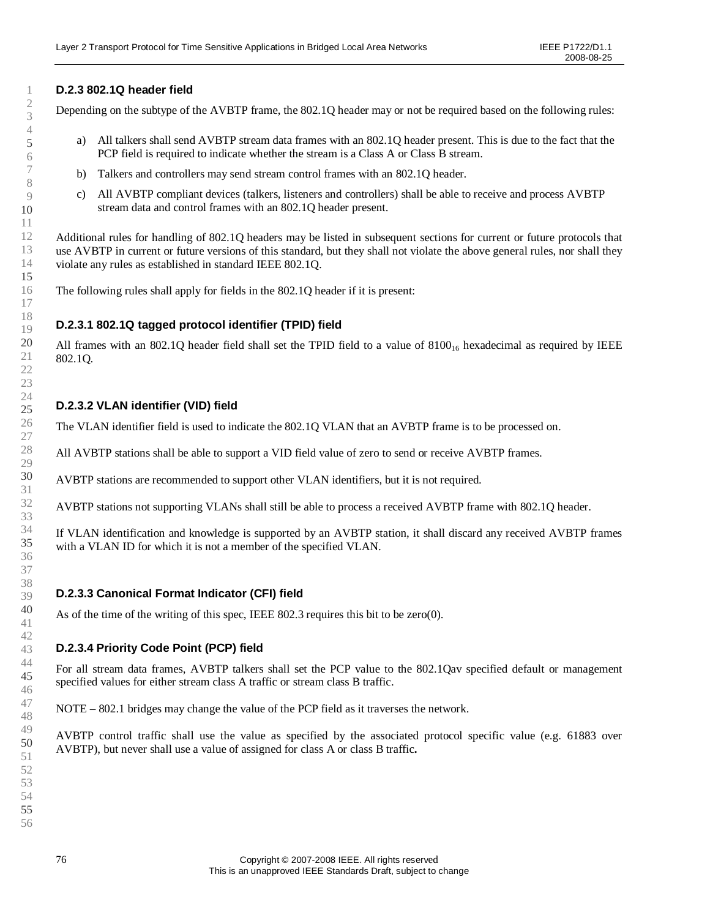### D.2.3 802.1Q header field

Depending on the subtype of the AVBTP frame, the 802.1Q header may or not be required based on the following rules:

a) All talkers shall send AVBTP stream data frames with an 802.1Q header present. This is due to the fact that the PCP field is required to indicate whether the stream is a Class A or Class B stream.

b) Talkers and controllers may send stream control frames with an 802.1Q header.

c) All AVBTP compliant devices (talkers, listeners and controllers) shall be able to receive and process AVBTP stream data and control frames with an 802.1Q header present.

Additional rules for handling of 802.1Q headers may be listed in subsequent sections for current or future protocols that use AVBTP in current or future versions of this standard, but they shall not violate the above general rules, nor shall they violate any rules as established in standard IEEE 802.1Q.

The following rules shall apply for fields in the 802.1Q header if it is present:

#### D.2.3.1 802.1Q tagged protocol identifier (TPID) field

All frames with an 802.1Q header field shall set the TPID field to a value of $8100_{16}$ hexadecimal as required by IEEE 802.1Q.

#### D.2.3.2 VLAN identifier (VID) field

The VLAN identifier field is used to indicate the 802.1Q VLAN that an AVBTP frame is to be processed on.

All AVBTP stations shall be able to support a VID field value of zero to send or receive AVBTP frames.

AVBTP stations are recommended to support other VLAN identifiers, but it is not required.

AVBTP stations not supporting VLANs shall still be able to process a received AVBTP frame with 802.1Q header.

If VLAN identification and knowledge is supported by an AVBTP station, it shall discard any received AVBTP frames with a VLAN ID for which it is not a member of the specified VLAN.

#### D.2.3.3 Canonical Format Indicator (CFI) field

As of the time of the writing of this spec, IEEE 802.3 requires this bit to be zero(0).

#### D.2.3.4 Priority Code Point (PCP) field

For all stream data frames, AVBTP talkers shall set the PCP value to the 802.1Qav specified default or management specified values for either stream class A traffic or stream class B traffic.

NOTE – 802.1 bridges may change the value of the PCP field as it traverses the network.

AVBTP control traffic shall use the value as specified by the associated protocol specific value (e.g. 61883 over AVBTP), but never shall use a value of assigned for class A or class B traffic**.**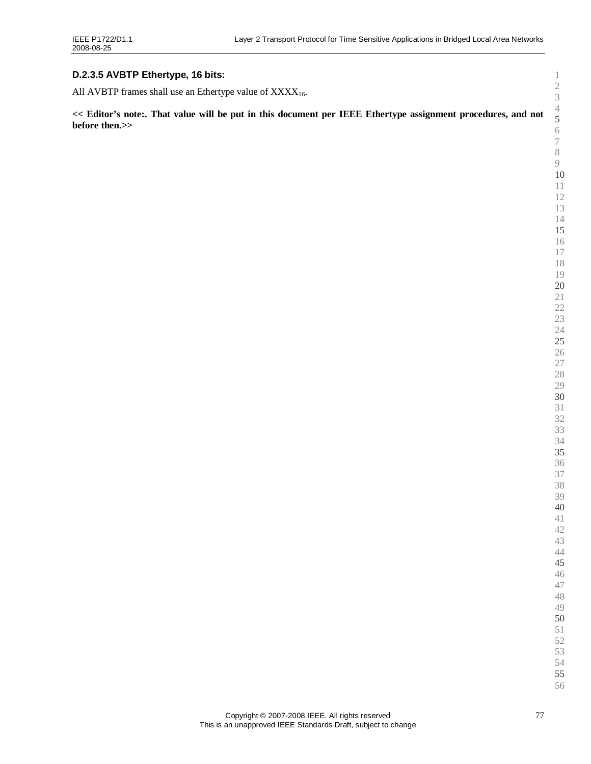#### D.2.3.5 AVBTP Ethertype, 16 bits:

All AVBTP frames shall use an Ethertype value of $XXXX_{16}$.

**<< Editor's note:. That value will be put in this document per IEEE Ethertype assignment procedures, and not before then.>>**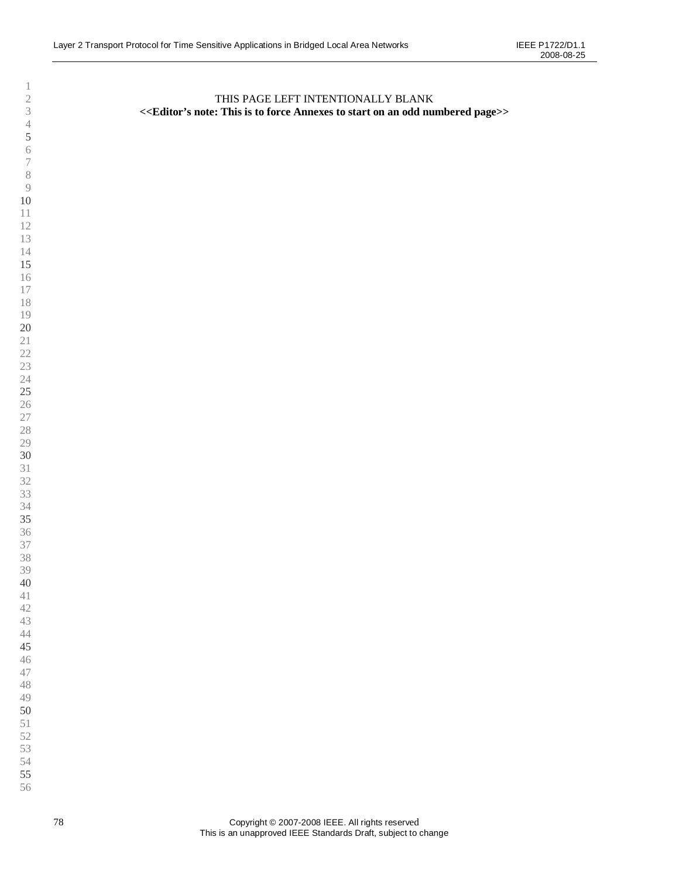THIS PAGE LEFT INTENTIONALLY BLANK

**<<Editor's note: This is to force Annexes to start on an odd numbered page>>**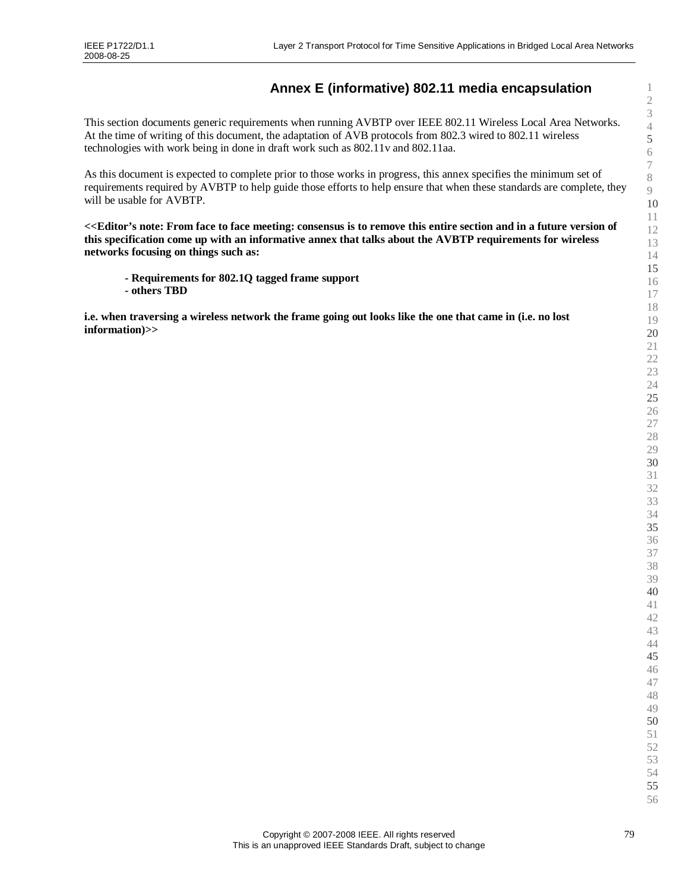# Annex E (informative) 802.11 media encapsulation

This section documents generic requirements when running AVBTP over IEEE 802.11 Wireless Local Area Networks. At the time of writing of this document, the adaptation of AVB protocols from 802.3 wired to 802.11 wireless technologies with work being in done in draft work such as 802.11v and 802.11aa.

As this document is expected to complete prior to those works in progress, this annex specifies the minimum set of requirements required by AVBTP to help guide those efforts to help ensure that when these standards are complete, they will be usable for AVBTP.

**<<Editor's note: From face to face meeting: consensus is to remove this entire section and in a future version of this specification come up with an informative annex that talks about the AVBTP requirements for wireless networks focusing on things such as:**

- **Requirements for 802.1Q tagged frame support**
- **others TBD**

**i.e. when traversing a wireless network the frame going out looks like the one that came in (i.e. no lost information)>>**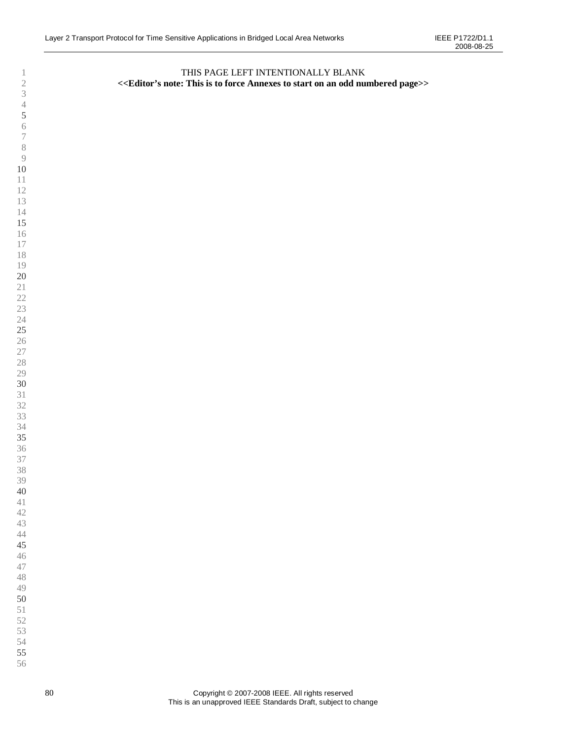THIS PAGE LEFT INTENTIONALLY BLANK

**<<Editor's note: This is to force Annexes to start on an odd numbered page>>**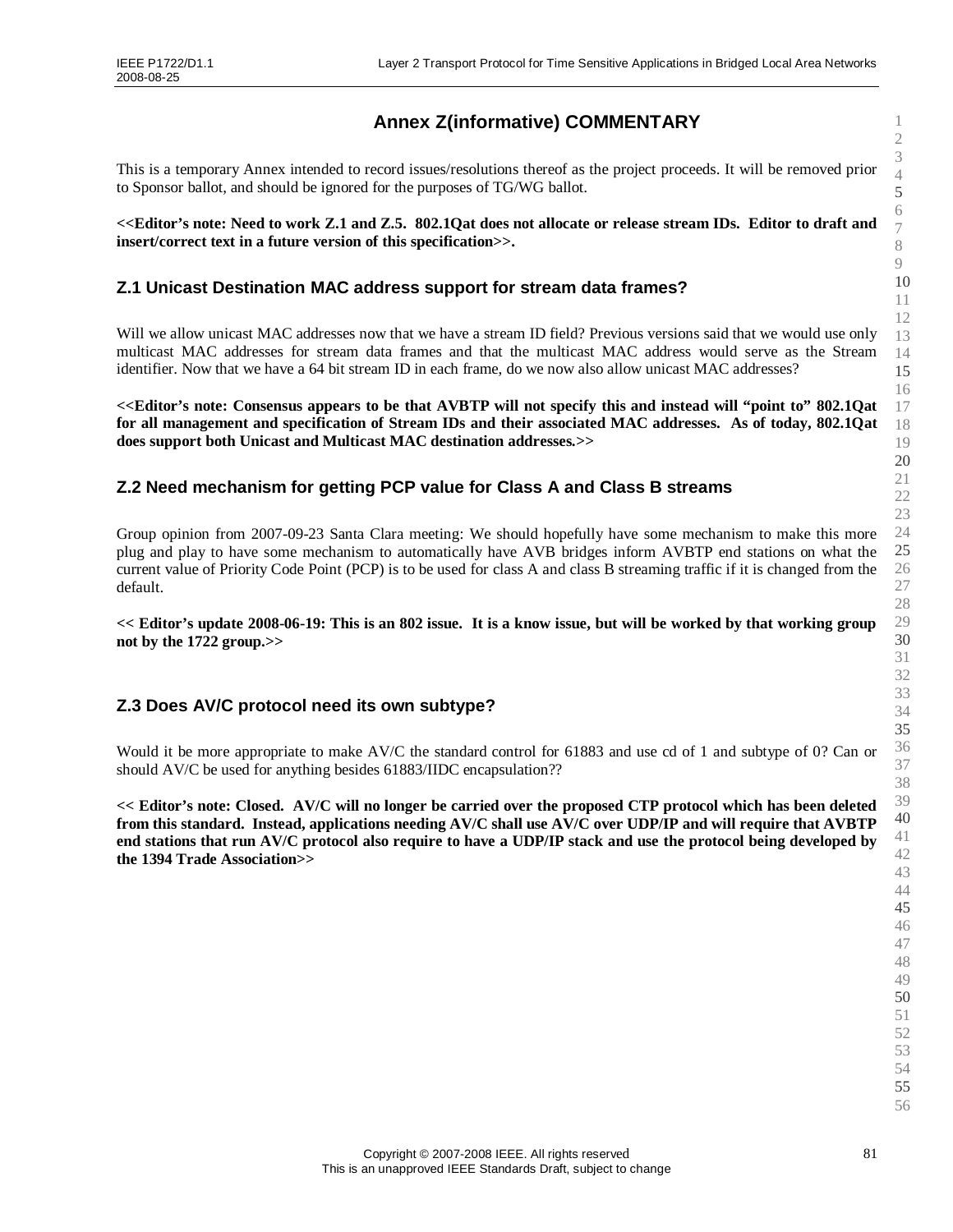# Annex Z(informative) COMMENTARY

This is a temporary Annex intended to record issues/resolutions thereof as the project proceeds. It will be removed prior to Sponsor ballot, and should be ignored for the purposes of TG/WG ballot.

**<<Editor's note: Need to work Z.1 and Z.5. 802.1Qat does not allocate or release stream IDs. Editor to draft and insert/correct text in a future version of this specification>>.**

## Z.1 Unicast Destination MAC address support for stream data frames?

Will we allow unicast MAC addresses now that we have a stream ID field? Previous versions said that we would use only multicast MAC addresses for stream data frames and that the multicast MAC address would serve as the Stream identifier. Now that we have a 64 bit stream ID in each frame, do we now also allow unicast MAC addresses?

**<<Editor's note: Consensus appears to be that AVBTP will not specify this and instead will "point to" 802.1Qat for all management and specification of Stream IDs and their associated MAC addresses. As of today, 802.1Qat does support both Unicast and Multicast MAC destination addresses.>>**

## Z.2 Need mechanism for getting PCP value for Class A and Class B streams

Group opinion from 2007-09-23 Santa Clara meeting: We should hopefully have some mechanism to make this more plug and play to have some mechanism to automatically have AVB bridges inform AVBTP end stations on what the current value of Priority Code Point (PCP) is to be used for class A and class B streaming traffic if it is changed from the default.

**<< Editor's update 2008-06-19: This is an 802 issue. It is a know issue, but will be worked by that working group not by the 1722 group.>>**

## Z.3 Does AV/C protocol need its own subtype?

Would it be more appropriate to make AV/C the standard control for 61883 and use cd of 1 and subtype of 0? Can or should AV/C be used for anything besides 61883/IIDC encapsulation??

**<< Editor's note: Closed. AV/C will no longer be carried over the proposed CTP protocol which has been deleted from this standard. Instead, applications needing AV/C shall use AV/C over UDP/IP and will require that AVBTP end stations that run AV/C protocol also require to have a UDP/IP stack and use the protocol being developed by the 1394 Trade Association>>**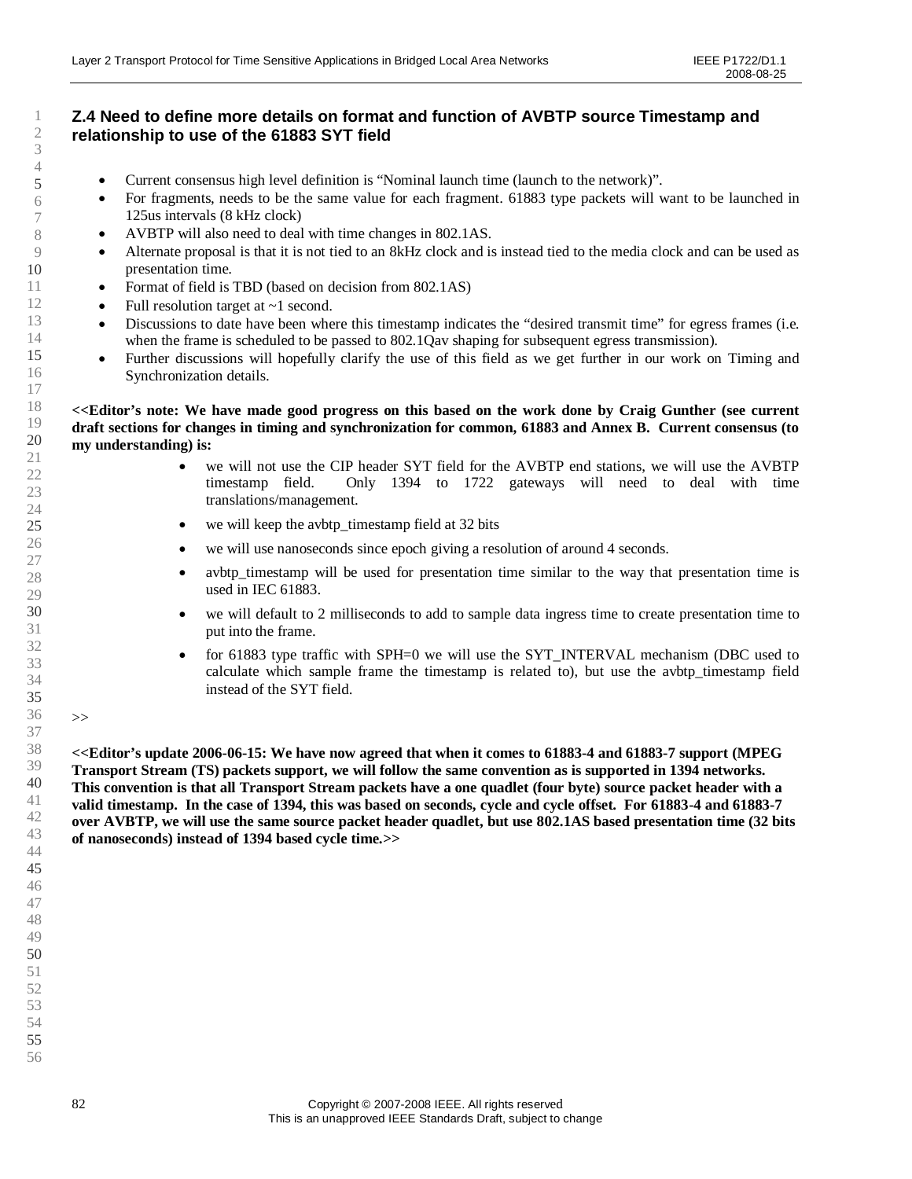## Z.4 Need to define more details on format and function of AVBTP source Timestamp and relationship to use of the 61883 SYT field

- Current consensus high level definition is "Nominal launch time (launch to the network)".
- For fragments, needs to be the same value for each fragment. 61883 type packets will want to be launched in 125us intervals (8 kHz clock)
- AVBTP will also need to deal with time changes in 802.1AS.
- Alternate proposal is that it is not tied to an 8kHz clock and is instead tied to the media clock and can be used as presentation time.
- Format of field is TBD (based on decision from 802.1AS)
- Full resolution target at ~1 second.
- Discussions to date have been where this timestamp indicates the "desired transmit time" for egress frames (i.e. when the frame is scheduled to be passed to 802.1Qav shaping for subsequent egress transmission).
- Further discussions will hopefully clarify the use of this field as we get further in our work on Timing and Synchronization details.

**<<Editor's note: We have made good progress on this based on the work done by Craig Gunther (see current draft sections for changes in timing and synchronization for common, 61883 and Annex B. Current consensus (to my understanding) is:**

- we will not use the CIP header SYT field for the AVBTP end stations, we will use the AVBTP timestamp field. Only 1394 to 1722 gateways will need to deal with time translations/management.
- we will keep the avbtp_timestamp field at 32 bits
- we will use nanoseconds since epoch giving a resolution of around 4 seconds.
- avbtp_timestamp will be used for presentation time similar to the way that presentation time is used in IEC 61883.
- we will default to 2 milliseconds to add to sample data ingress time to create presentation time to put into the frame.
- for 61883 type traffic with SPH=0 we will use the SYT_INTERVAL mechanism (DBC used to calculate which sample frame the timestamp is related to), but use the avbtp_timestamp field instead of the SYT field.

\>>

**<<Editor's update 2006-06-15: We have now agreed that when it comes to 61883-4 and 61883-7 support (MPEG Transport Stream (TS) packets support, we will follow the same convention as is supported in 1394 networks. This convention is that all Transport Stream packets have a one quadlet (four byte) source packet header with a valid timestamp. In the case of 1394, this was based on seconds, cycle and cycle offset. For 61883-4 and 61883-7 over AVBTP, we will use the same source packet header quadlet, but use 802.1AS based presentation time (32 bits of nanoseconds) instead of 1394 based cycle time.>>**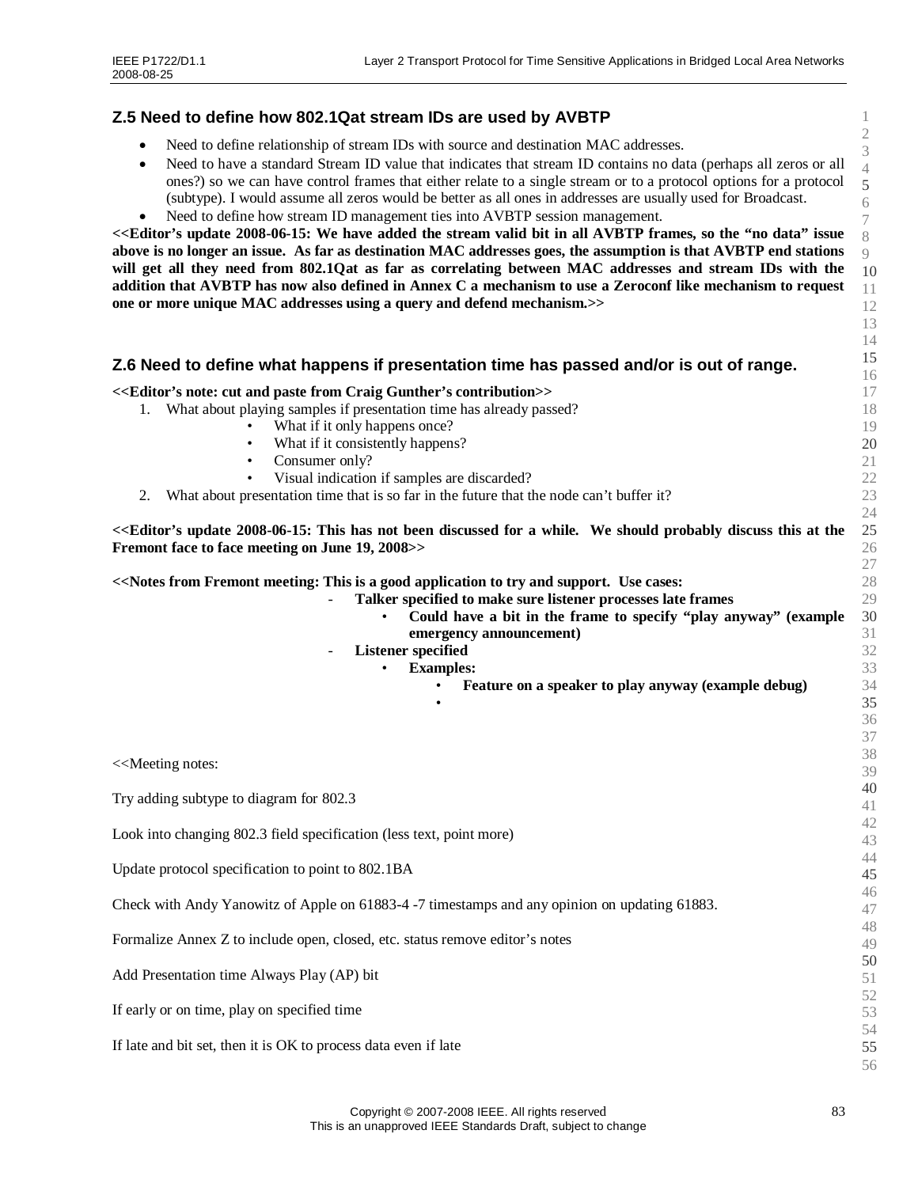## Z.5 Need to define how 802.1Qat stream IDs are used by AVBTP

- Need to define relationship of stream IDs with source and destination MAC addresses.
- Need to have a standard Stream ID value that indicates that stream ID contains no data (perhaps all zeros or all ones?) so we can have control frames that either relate to a single stream or to a protocol options for a protocol (subtype). I would assume all zeros would be better as all ones in addresses are usually used for Broadcast.
- Need to define how stream ID management ties into AVBTP session management.

**<<Editor's update 2008-06-15: We have added the stream valid bit in all AVBTP frames, so the "no data" issue above is no longer an issue. As far as destination MAC addresses goes, the assumption is that AVBTP end stations will get all they need from 802.1Qat as far as correlating between MAC addresses and stream IDs with the addition that AVBTP has now also defined in Annex C a mechanism to use a Zeroconf like mechanism to request one or more unique MAC addresses using a query and defend mechanism.>>**

## Z.6 Need to define what happens if presentation time has passed and/or is out of range.

**<<Editor's note: cut and paste from Craig Gunther's contribution>>**

1. What about playing samples if presentation time has already passed?
   - What if it only happens once?
   - What if it consistently happens?
   - Consumer only?
   - Visual indication if samples are discarded?
2. What about presentation time that is so far in the future that the node can't buffer it?

**<<Editor's update 2008-06-15: This has not been discussed for a while. We should probably discuss this at the Fremont face to face meeting on June 19, 2008>>**

**<<Notes from Fremont meeting: This is a good application to try and support. Use cases:**

- **Talker specified to make sure listener processes late frames**
  - **Could have a bit in the frame to specify "play anyway" (example emergency announcement)**
- **Listener specified**
  - **Examples:**
    - **Feature on a speaker to play anyway (example debug)**
    - 

<<Meeting notes:

Try adding subtype to diagram for 802.3

Look into changing 802.3 field specification (less text, point more)

Update protocol specification to point to 802.1BA

Check with Andy Yanowitz of Apple on 61883-4 -7 timestamps and any opinion on updating 61883.

Formalize Annex Z to include open, closed, etc. status remove editor's notes

Add Presentation time Always Play (AP) bit

If early or on time, play on specified time

If late and bit set, then it is OK to process data even if late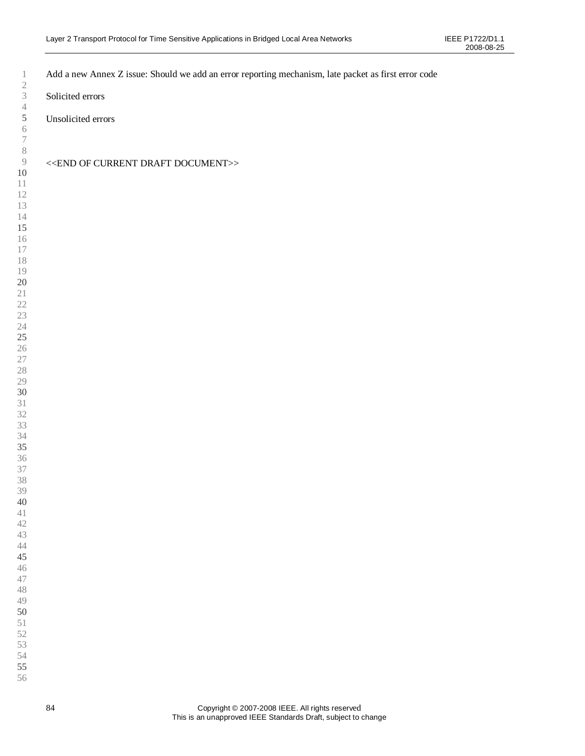Add a new Annex Z issue: Should we add an error reporting mechanism, late packet as first error code

Solicited errors

Unsolicited errors

<<END OF CURRENT DRAFT DOCUMENT>>